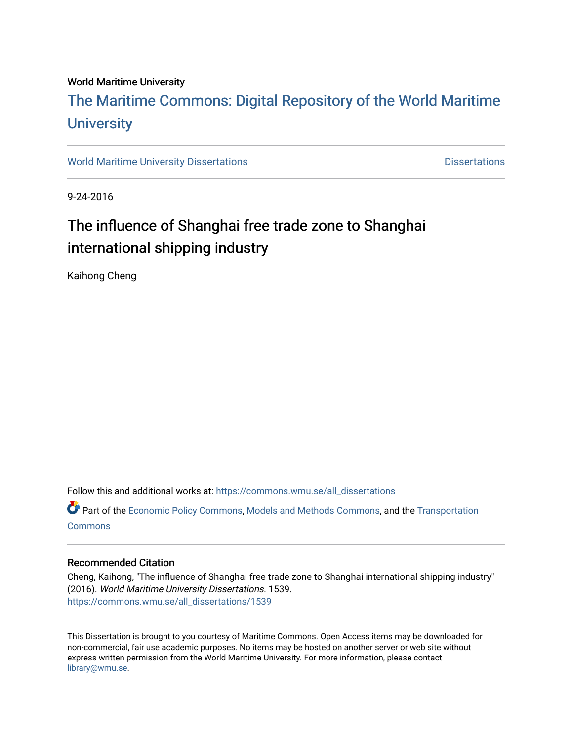World Maritime University

# The Maritime Commons: Digital Repository of the World Maritime University

World Maritime University Dissertations — Dissertations

9-24-2016

## The influence of Shanghai free trade zone to Shanghai international shipping industry

Kaihong Cheng

Follow this and additional works at: https://commons.wmu.se/all_dissertations

Part of the Economic Policy Commons, Models and Methods Commons, and the Transportation Commons

### Recommended Citation

Cheng, Kaihong, "The influence of Shanghai free trade zone to Shanghai international shipping industry" (2016). *World Maritime University Dissertations*. 1539.
https://commons.wmu.se/all_dissertations/1539

This Dissertation is brought to you courtesy of Maritime Commons. Open Access items may be downloaded for non-commercial, fair use academic purposes. No items may be hosted on another server or web site without express written permission from the World Maritime University. For more information, please contact library@wmu.se.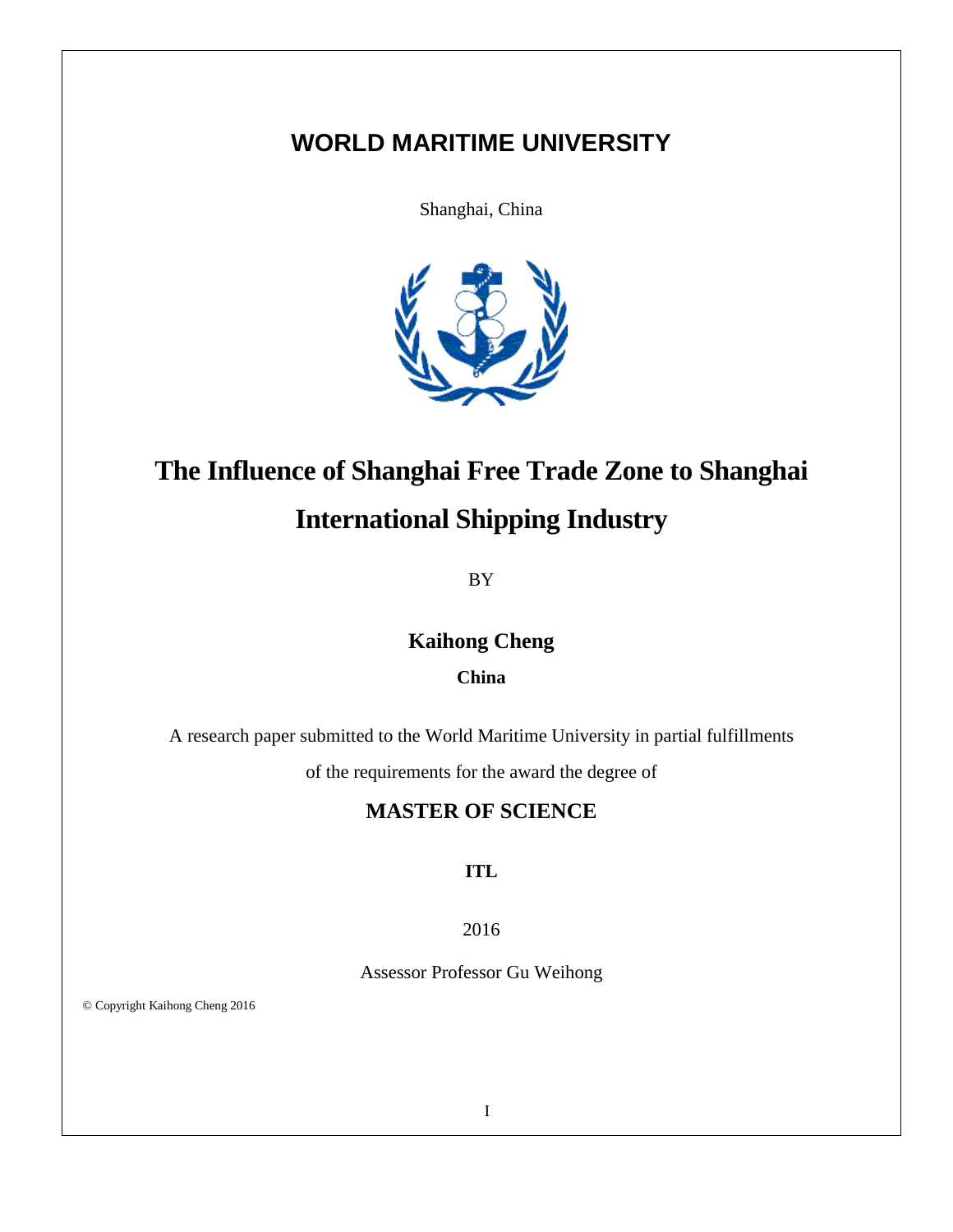# WORLD MARITIME UNIVERSITY

Shanghai, China

# The Influence of Shanghai Free Trade Zone to Shanghai International Shipping Industry

BY

**Kaihong Cheng**

**China**

A research paper submitted to the World Maritime University in partial fulfillments of the requirements for the award the degree of

**MASTER OF SCIENCE**

**ITL**

2016

Assessor Professor Gu Weihong

© Copyright Kaihong Cheng 2016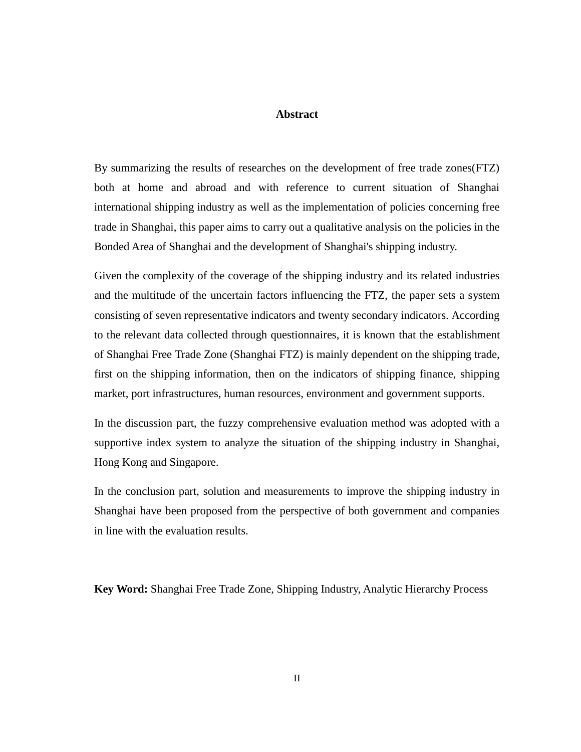# Abstract

By summarizing the results of researches on the development of free trade zones(FTZ) both at home and abroad and with reference to current situation of Shanghai international shipping industry as well as the implementation of policies concerning free trade in Shanghai, this paper aims to carry out a qualitative analysis on the policies in the Bonded Area of Shanghai and the development of Shanghai's shipping industry.

Given the complexity of the coverage of the shipping industry and its related industries and the multitude of the uncertain factors influencing the FTZ, the paper sets a system consisting of seven representative indicators and twenty secondary indicators. According to the relevant data collected through questionnaires, it is known that the establishment of Shanghai Free Trade Zone (Shanghai FTZ) is mainly dependent on the shipping trade, first on the shipping information, then on the indicators of shipping finance, shipping market, port infrastructures, human resources, environment and government supports.

In the discussion part, the fuzzy comprehensive evaluation method was adopted with a supportive index system to analyze the situation of the shipping industry in Shanghai, Hong Kong and Singapore.

In the conclusion part, solution and measurements to improve the shipping industry in Shanghai have been proposed from the perspective of both government and companies in line with the evaluation results.

**Key Word:** Shanghai Free Trade Zone, Shipping Industry, Analytic Hierarchy Process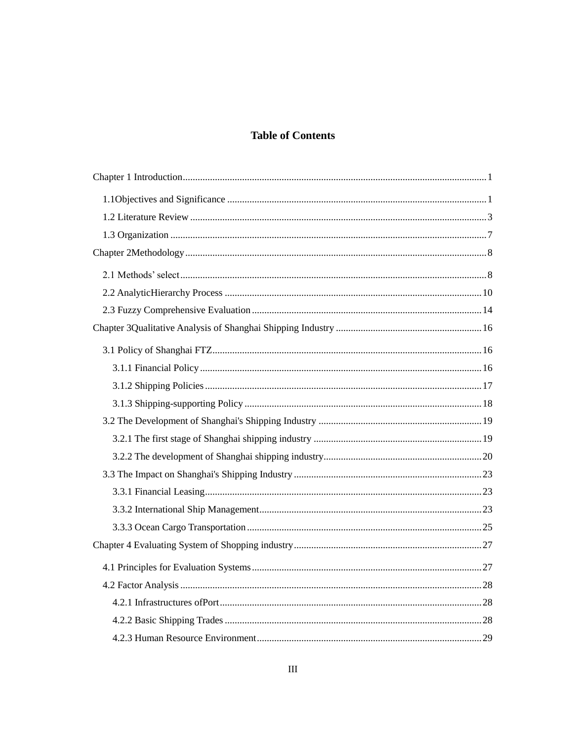# Table of Contents

Chapter 1 Introduction........................................................................................................1

1.1Objectives and Significance ......................................................................................1

1.2 Literature Review ......................................................................................................3

1.3 Organization ..............................................................................................................7

Chapter 2Methodology.........................................................................................................8

2.1 Methods' select..........................................................................................................8

2.2 AnalyticHierarchy Process ......................................................................................10

2.3 Fuzzy Comprehensive Evaluation...........................................................................14

Chapter 3Qualitative Analysis of Shanghai Shipping Industry ..........................................16

3.1 Policy of Shanghai FTZ...........................................................................................16

3.1.1 Financial Policy ................................................................................................16

3.1.2 Shipping Policies ..............................................................................................17

3.1.3 Shipping-supporting Policy ..............................................................................18

3.2 The Development of Shanghai's Shipping Industry ................................................19

3.2.1 The first stage of Shanghai shipping industry ..................................................19

3.2.2 The development of Shanghai shipping industry..............................................20

3.3 The Impact on Shanghai's Shipping Industry ..........................................................23

3.3.1 Financial Leasing..............................................................................................23

3.3.2 International Ship Management........................................................................23

3.3.3 Ocean Cargo Transportation.............................................................................25

Chapter 4 Evaluating System of Shopping industry...........................................................27

4.1 Principles for Evaluation Systems...........................................................................27

4.2 Factor Analysis ........................................................................................................28

4.2.1 Infrastructures ofPort........................................................................................28

4.2.2 Basic Shipping Trades ......................................................................................28

4.2.3 Human Resource Environment.........................................................................29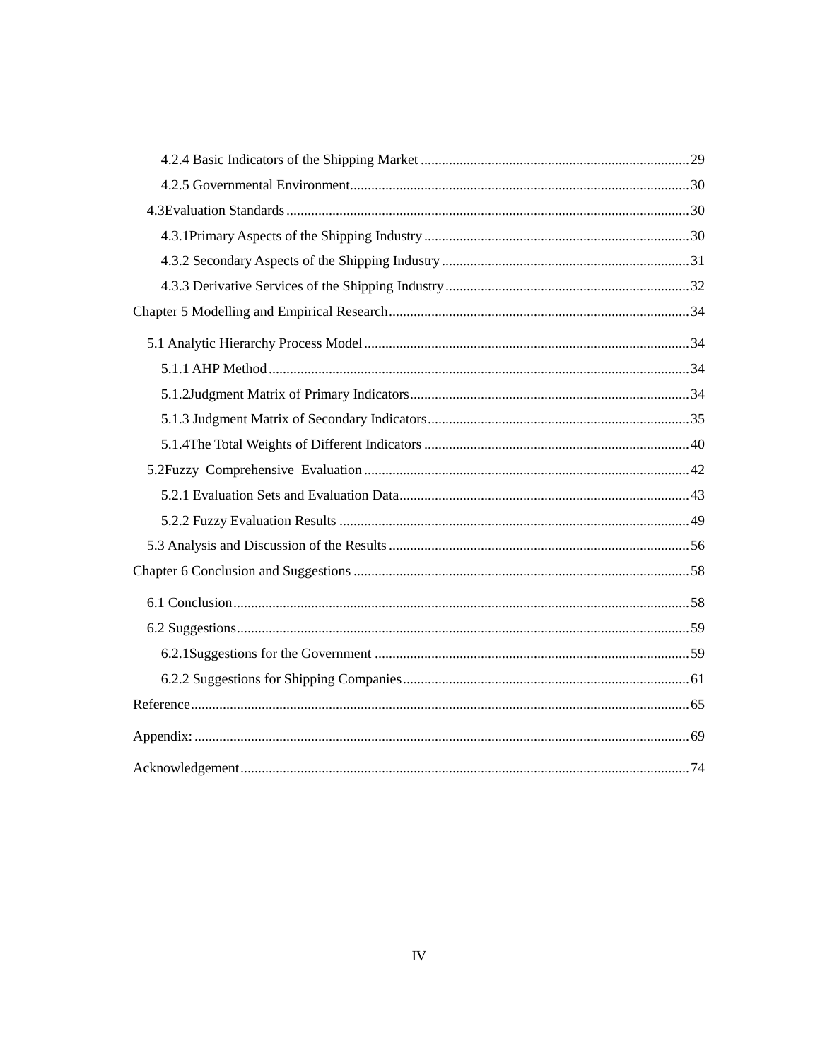4.2.4 Basic Indicators of the Shipping Market ........................................................................... 29

4.2.5 Governmental Environment............................................................................................... 30

4.3Evaluation Standards ................................................................................................................. 30

4.3.1Primary Aspects of the Shipping Industry .......................................................................... 30

4.3.2 Secondary Aspects of the Shipping Industry ..................................................................... 31

4.3.3 Derivative Services of the Shipping Industry .................................................................... 32

Chapter 5 Modelling and Empirical Research .................................................................................... 34

5.1 Analytic Hierarchy Process Model ........................................................................................... 34

5.1.1 AHP Method ...................................................................................................................... 34

5.1.2Judgment Matrix of Primary Indicators.............................................................................. 34

5.1.3 Judgment Matrix of Secondary Indicators ......................................................................... 35

5.1.4The Total Weights of Different Indicators .......................................................................... 40

5.2Fuzzy Comprehensive Evaluation ........................................................................................... 42

5.2.1 Evaluation Sets and Evaluation Data ................................................................................. 43

5.2.2 Fuzzy Evaluation Results .................................................................................................. 49

5.3 Analysis and Discussion of the Results .................................................................................... 56

Chapter 6 Conclusion and Suggestions .............................................................................................. 58

6.1 Conclusion ................................................................................................................................ 58

6.2 Suggestions ............................................................................................................................... 59

6.2.1Suggestions for the Government ........................................................................................ 59

6.2.2 Suggestions for Shipping Companies ................................................................................ 61

Reference ............................................................................................................................................ 65

Appendix: ........................................................................................................................................... 69

Acknowledgement .............................................................................................................................. 74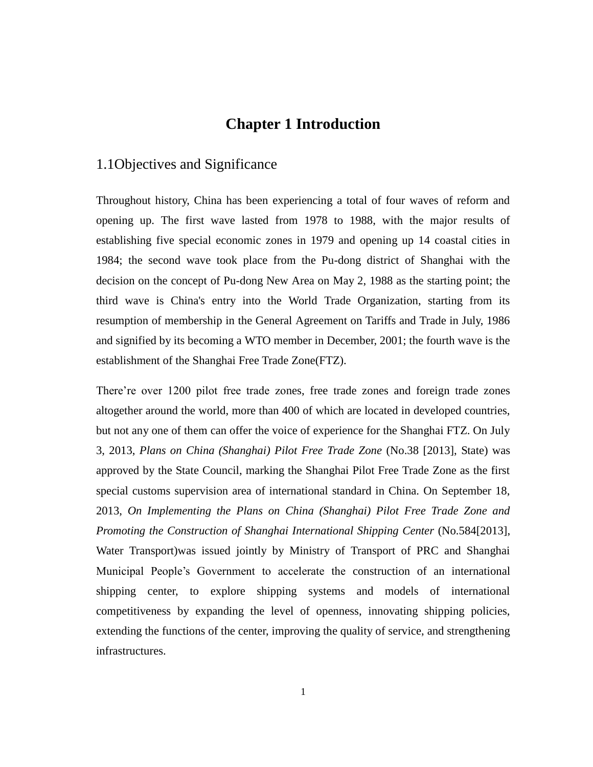# Chapter 1 Introduction

## 1.1Objectives and Significance

Throughout history, China has been experiencing a total of four waves of reform and opening up. The first wave lasted from 1978 to 1988, with the major results of establishing five special economic zones in 1979 and opening up 14 coastal cities in 1984; the second wave took place from the Pu-dong district of Shanghai with the decision on the concept of Pu-dong New Area on May 2, 1988 as the starting point; the third wave is China's entry into the World Trade Organization, starting from its resumption of membership in the General Agreement on Tariffs and Trade in July, 1986 and signified by its becoming a WTO member in December, 2001; the fourth wave is the establishment of the Shanghai Free Trade Zone(FTZ).

There're over 1200 pilot free trade zones, free trade zones and foreign trade zones altogether around the world, more than 400 of which are located in developed countries, but not any one of them can offer the voice of experience for the Shanghai FTZ. On July 3, 2013, *Plans on China (Shanghai) Pilot Free Trade Zone* (No.38 [2013], State) was approved by the State Council, marking the Shanghai Pilot Free Trade Zone as the first special customs supervision area of international standard in China. On September 18, 2013, *On Implementing the Plans on China (Shanghai) Pilot Free Trade Zone and Promoting the Construction of Shanghai International Shipping Center* (No.584[2013], Water Transport)was issued jointly by Ministry of Transport of PRC and Shanghai Municipal People's Government to accelerate the construction of an international shipping center, to explore shipping systems and models of international competitiveness by expanding the level of openness, innovating shipping policies, extending the functions of the center, improving the quality of service, and strengthening infrastructures.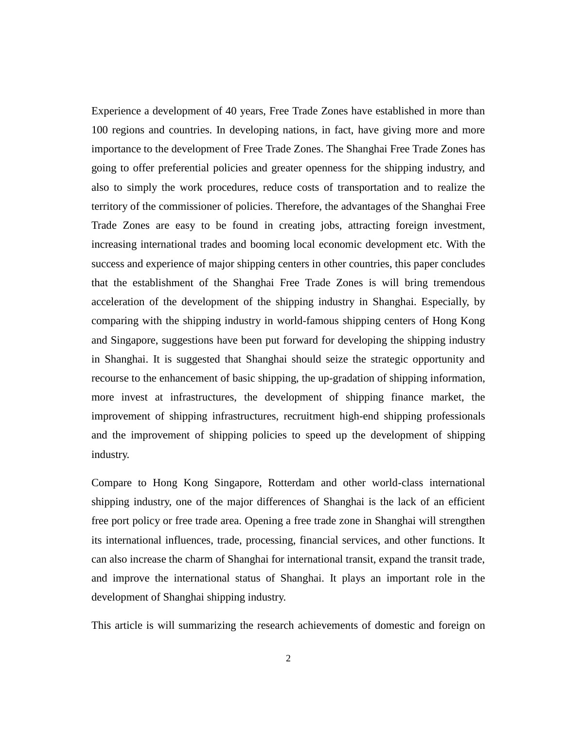Experience a development of 40 years, Free Trade Zones have established in more than 100 regions and countries. In developing nations, in fact, have giving more and more importance to the development of Free Trade Zones. The Shanghai Free Trade Zones has going to offer preferential policies and greater openness for the shipping industry, and also to simply the work procedures, reduce costs of transportation and to realize the territory of the commissioner of policies. Therefore, the advantages of the Shanghai Free Trade Zones are easy to be found in creating jobs, attracting foreign investment, increasing international trades and booming local economic development etc. With the success and experience of major shipping centers in other countries, this paper concludes that the establishment of the Shanghai Free Trade Zones is will bring tremendous acceleration of the development of the shipping industry in Shanghai. Especially, by comparing with the shipping industry in world-famous shipping centers of Hong Kong and Singapore, suggestions have been put forward for developing the shipping industry in Shanghai. It is suggested that Shanghai should seize the strategic opportunity and recourse to the enhancement of basic shipping, the up-gradation of shipping information, more invest at infrastructures, the development of shipping finance market, the improvement of shipping infrastructures, recruitment high-end shipping professionals and the improvement of shipping policies to speed up the development of shipping industry.

Compare to Hong Kong Singapore, Rotterdam and other world-class international shipping industry, one of the major differences of Shanghai is the lack of an efficient free port policy or free trade area. Opening a free trade zone in Shanghai will strengthen its international influences, trade, processing, financial services, and other functions. It can also increase the charm of Shanghai for international transit, expand the transit trade, and improve the international status of Shanghai. It plays an important role in the development of Shanghai shipping industry.

This article is will summarizing the research achievements of domestic and foreign on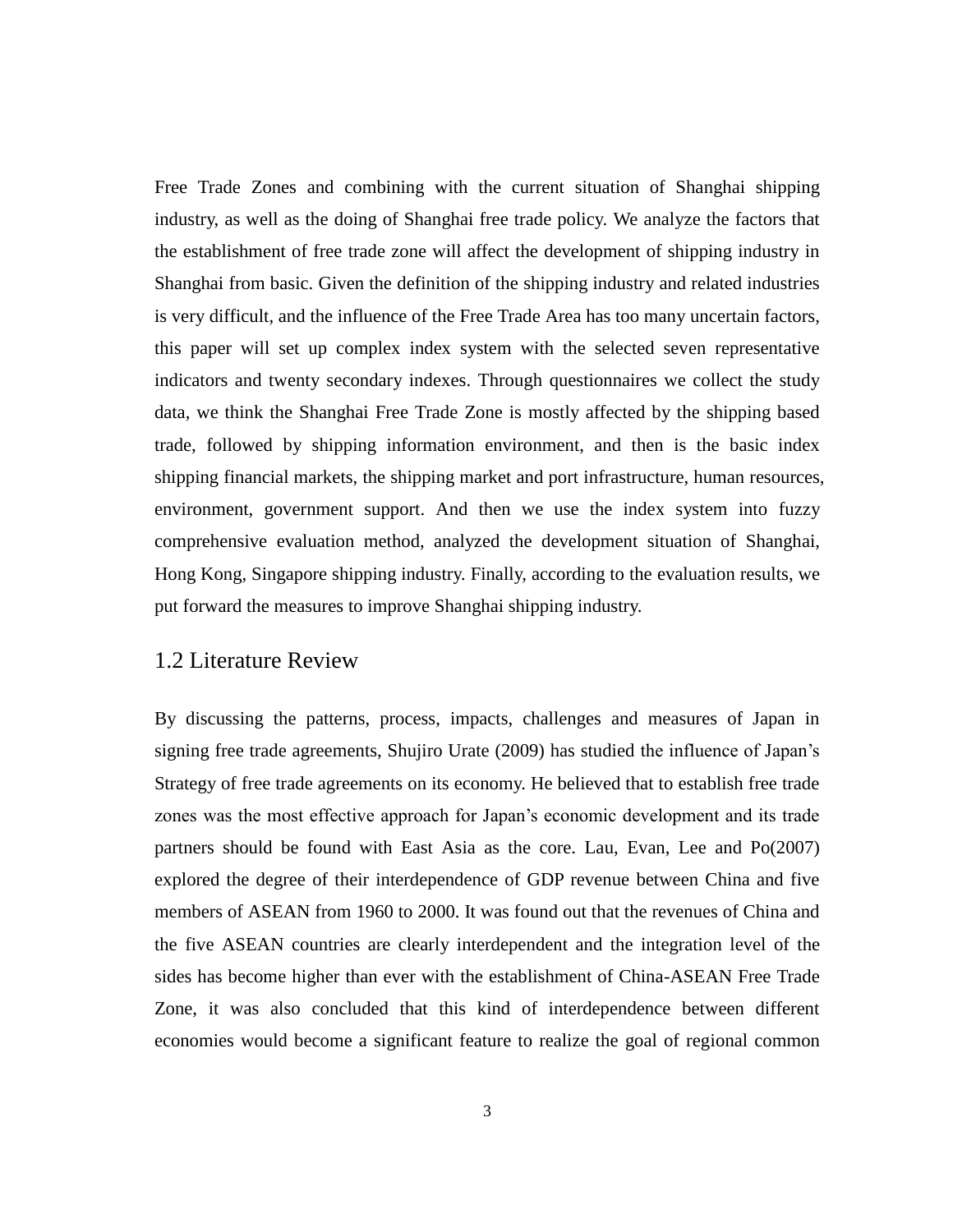Free Trade Zones and combining with the current situation of Shanghai shipping industry, as well as the doing of Shanghai free trade policy. We analyze the factors that the establishment of free trade zone will affect the development of shipping industry in Shanghai from basic. Given the definition of the shipping industry and related industries is very difficult, and the influence of the Free Trade Area has too many uncertain factors, this paper will set up complex index system with the selected seven representative indicators and twenty secondary indexes. Through questionnaires we collect the study data, we think the Shanghai Free Trade Zone is mostly affected by the shipping based trade, followed by shipping information environment, and then is the basic index shipping financial markets, the shipping market and port infrastructure, human resources, environment, government support. And then we use the index system into fuzzy comprehensive evaluation method, analyzed the development situation of Shanghai, Hong Kong, Singapore shipping industry. Finally, according to the evaluation results, we put forward the measures to improve Shanghai shipping industry.

## 1.2 Literature Review

By discussing the patterns, process, impacts, challenges and measures of Japan in signing free trade agreements, Shujiro Urate (2009) has studied the influence of Japan's Strategy of free trade agreements on its economy. He believed that to establish free trade zones was the most effective approach for Japan's economic development and its trade partners should be found with East Asia as the core. Lau, Evan, Lee and Po(2007) explored the degree of their interdependence of GDP revenue between China and five members of ASEAN from 1960 to 2000. It was found out that the revenues of China and the five ASEAN countries are clearly interdependent and the integration level of the sides has become higher than ever with the establishment of China-ASEAN Free Trade Zone, it was also concluded that this kind of interdependence between different economies would become a significant feature to realize the goal of regional common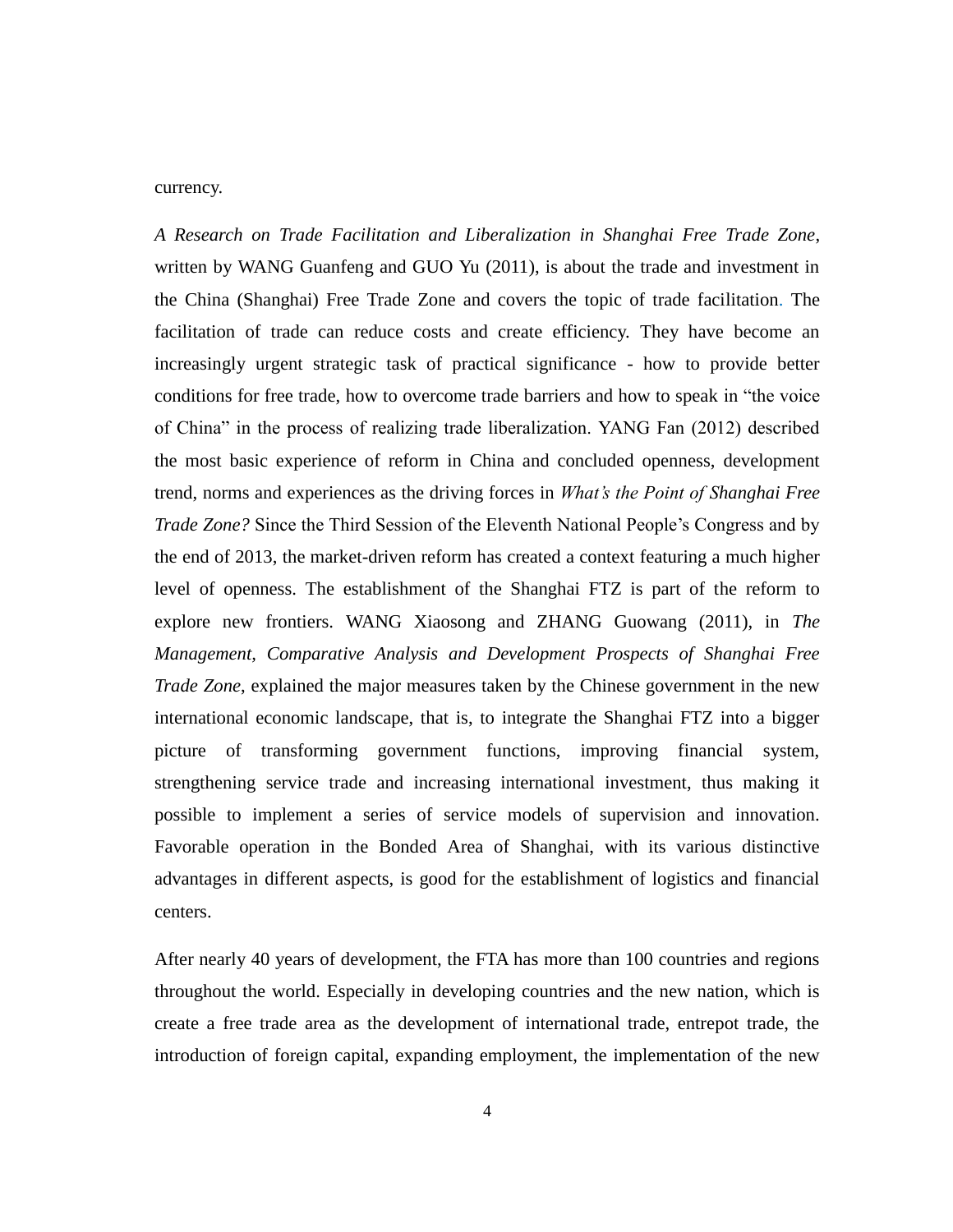currency.

*A Research on Trade Facilitation and Liberalization in Shanghai Free Trade Zone*, written by WANG Guanfeng and GUO Yu (2011), is about the trade and investment in the China (Shanghai) Free Trade Zone and covers the topic of trade facilitation. The facilitation of trade can reduce costs and create efficiency. They have become an increasingly urgent strategic task of practical significance - how to provide better conditions for free trade, how to overcome trade barriers and how to speak in "the voice of China" in the process of realizing trade liberalization. YANG Fan (2012) described the most basic experience of reform in China and concluded openness, development trend, norms and experiences as the driving forces in *What's the Point of Shanghai Free Trade Zone?* Since the Third Session of the Eleventh National People's Congress and by the end of 2013, the market-driven reform has created a context featuring a much higher level of openness. The establishment of the Shanghai FTZ is part of the reform to explore new frontiers. WANG Xiaosong and ZHANG Guowang (2011), in *The Management, Comparative Analysis and Development Prospects of Shanghai Free Trade Zone*, explained the major measures taken by the Chinese government in the new international economic landscape, that is, to integrate the Shanghai FTZ into a bigger picture of transforming government functions, improving financial system, strengthening service trade and increasing international investment, thus making it possible to implement a series of service models of supervision and innovation. Favorable operation in the Bonded Area of Shanghai, with its various distinctive advantages in different aspects, is good for the establishment of logistics and financial centers.

After nearly 40 years of development, the FTA has more than 100 countries and regions throughout the world. Especially in developing countries and the new nation, which is create a free trade area as the development of international trade, entrepot trade, the introduction of foreign capital, expanding employment, the implementation of the new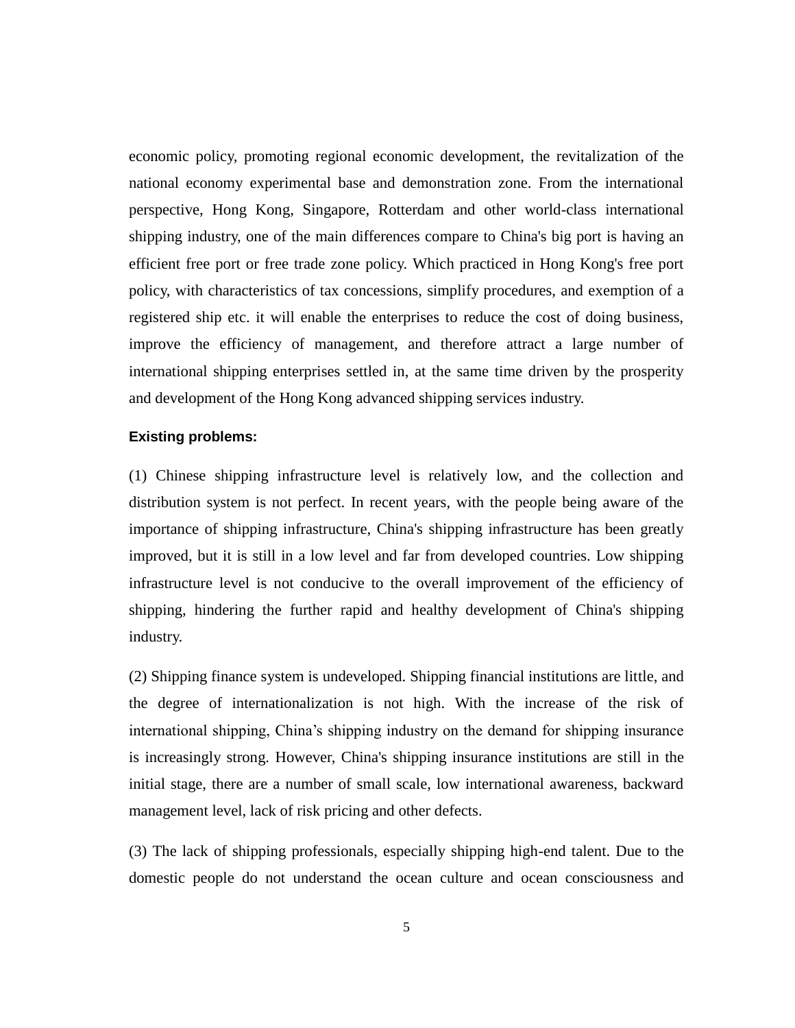economic policy, promoting regional economic development, the revitalization of the national economy experimental base and demonstration zone. From the international perspective, Hong Kong, Singapore, Rotterdam and other world-class international shipping industry, one of the main differences compare to China's big port is having an efficient free port or free trade zone policy. Which practiced in Hong Kong's free port policy, with characteristics of tax concessions, simplify procedures, and exemption of a registered ship etc. it will enable the enterprises to reduce the cost of doing business, improve the efficiency of management, and therefore attract a large number of international shipping enterprises settled in, at the same time driven by the prosperity and development of the Hong Kong advanced shipping services industry.

**Existing problems:**

(1) Chinese shipping infrastructure level is relatively low, and the collection and distribution system is not perfect. In recent years, with the people being aware of the importance of shipping infrastructure, China's shipping infrastructure has been greatly improved, but it is still in a low level and far from developed countries. Low shipping infrastructure level is not conducive to the overall improvement of the efficiency of shipping, hindering the further rapid and healthy development of China's shipping industry.

(2) Shipping finance system is undeveloped. Shipping financial institutions are little, and the degree of internationalization is not high. With the increase of the risk of international shipping, China’s shipping industry on the demand for shipping insurance is increasingly strong. However, China's shipping insurance institutions are still in the initial stage, there are a number of small scale, low international awareness, backward management level, lack of risk pricing and other defects.

(3) The lack of shipping professionals, especially shipping high-end talent. Due to the domestic people do not understand the ocean culture and ocean consciousness and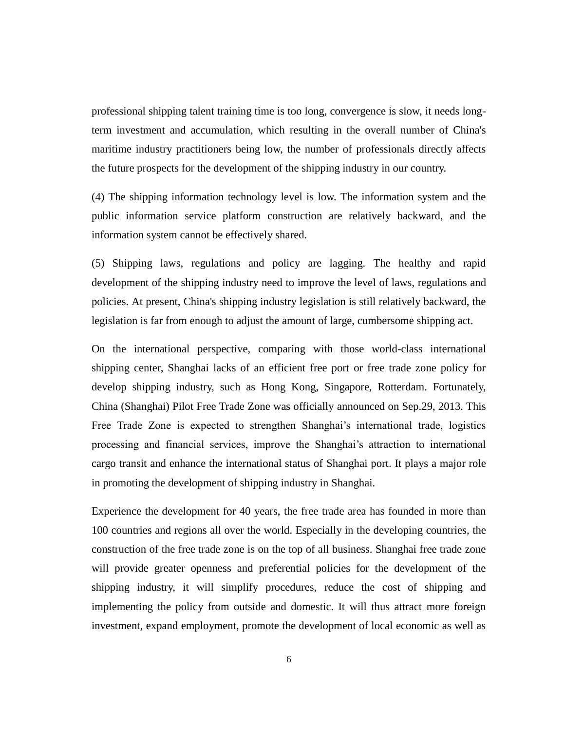professional shipping talent training time is too long, convergence is slow, it needs long-term investment and accumulation, which resulting in the overall number of China's maritime industry practitioners being low, the number of professionals directly affects the future prospects for the development of the shipping industry in our country.

(4) The shipping information technology level is low. The information system and the public information service platform construction are relatively backward, and the information system cannot be effectively shared.

(5) Shipping laws, regulations and policy are lagging. The healthy and rapid development of the shipping industry need to improve the level of laws, regulations and policies. At present, China's shipping industry legislation is still relatively backward, the legislation is far from enough to adjust the amount of large, cumbersome shipping act.

On the international perspective, comparing with those world-class international shipping center, Shanghai lacks of an efficient free port or free trade zone policy for develop shipping industry, such as Hong Kong, Singapore, Rotterdam. Fortunately, China (Shanghai) Pilot Free Trade Zone was officially announced on Sep.29, 2013. This Free Trade Zone is expected to strengthen Shanghai's international trade, logistics processing and financial services, improve the Shanghai's attraction to international cargo transit and enhance the international status of Shanghai port. It plays a major role in promoting the development of shipping industry in Shanghai.

Experience the development for 40 years, the free trade area has founded in more than 100 countries and regions all over the world. Especially in the developing countries, the construction of the free trade zone is on the top of all business. Shanghai free trade zone will provide greater openness and preferential policies for the development of the shipping industry, it will simplify procedures, reduce the cost of shipping and implementing the policy from outside and domestic. It will thus attract more foreign investment, expand employment, promote the development of local economic as well as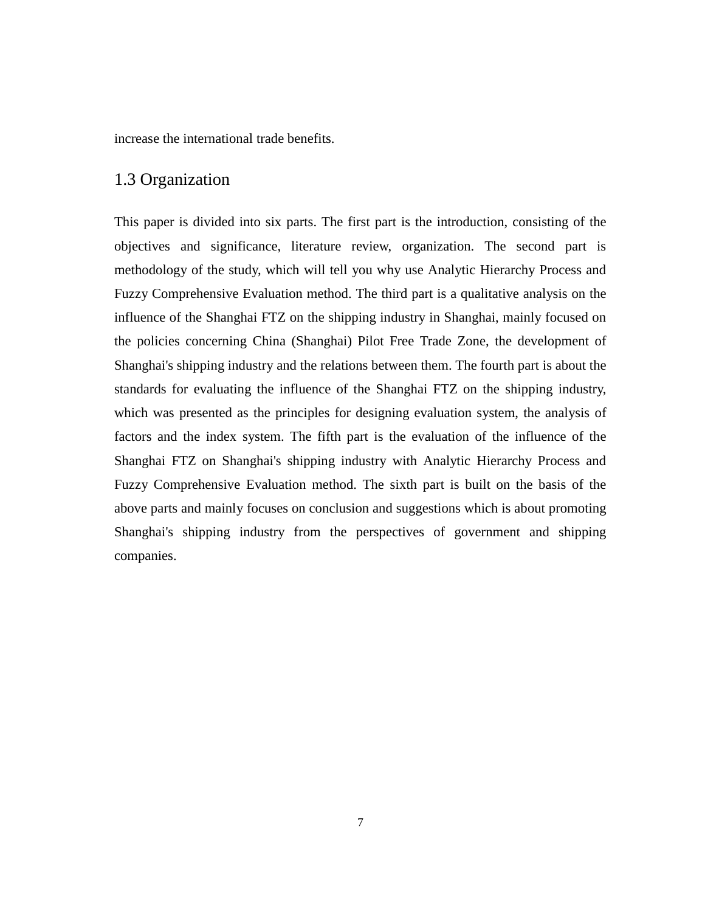increase the international trade benefits.

## 1.3 Organization

This paper is divided into six parts. The first part is the introduction, consisting of the objectives and significance, literature review, organization. The second part is methodology of the study, which will tell you why use Analytic Hierarchy Process and Fuzzy Comprehensive Evaluation method. The third part is a qualitative analysis on the influence of the Shanghai FTZ on the shipping industry in Shanghai, mainly focused on the policies concerning China (Shanghai) Pilot Free Trade Zone, the development of Shanghai's shipping industry and the relations between them. The fourth part is about the standards for evaluating the influence of the Shanghai FTZ on the shipping industry, which was presented as the principles for designing evaluation system, the analysis of factors and the index system. The fifth part is the evaluation of the influence of the Shanghai FTZ on Shanghai's shipping industry with Analytic Hierarchy Process and Fuzzy Comprehensive Evaluation method. The sixth part is built on the basis of the above parts and mainly focuses on conclusion and suggestions which is about promoting Shanghai's shipping industry from the perspectives of government and shipping companies.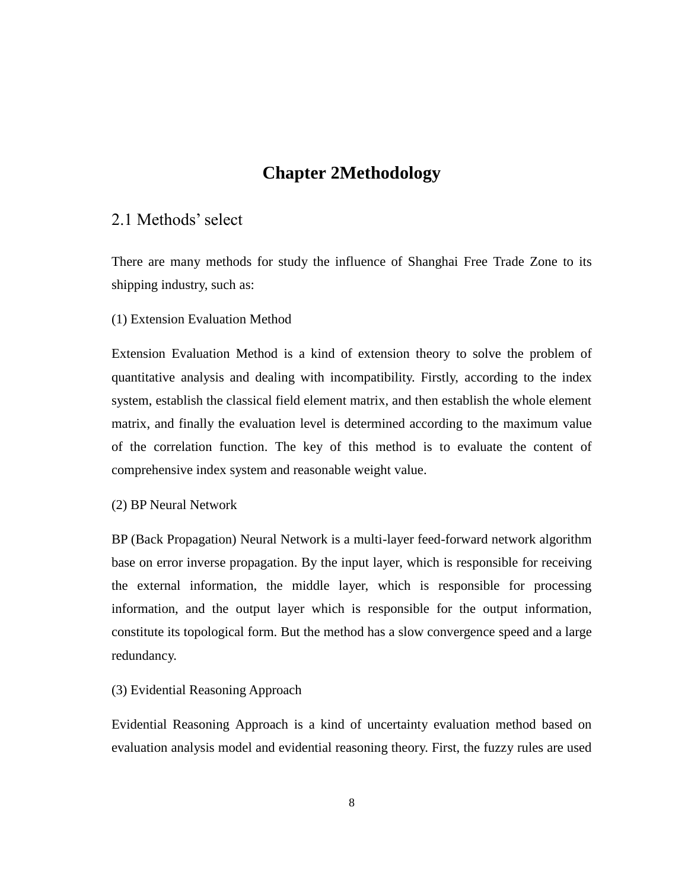# Chapter 2Methodology

## 2.1 Methods' select

There are many methods for study the influence of Shanghai Free Trade Zone to its shipping industry, such as:

(1) Extension Evaluation Method

Extension Evaluation Method is a kind of extension theory to solve the problem of quantitative analysis and dealing with incompatibility. Firstly, according to the index system, establish the classical field element matrix, and then establish the whole element matrix, and finally the evaluation level is determined according to the maximum value of the correlation function. The key of this method is to evaluate the content of comprehensive index system and reasonable weight value.

(2) BP Neural Network

BP (Back Propagation) Neural Network is a multi-layer feed-forward network algorithm base on error inverse propagation. By the input layer, which is responsible for receiving the external information, the middle layer, which is responsible for processing information, and the output layer which is responsible for the output information, constitute its topological form. But the method has a slow convergence speed and a large redundancy.

(3) Evidential Reasoning Approach

Evidential Reasoning Approach is a kind of uncertainty evaluation method based on evaluation analysis model and evidential reasoning theory. First, the fuzzy rules are used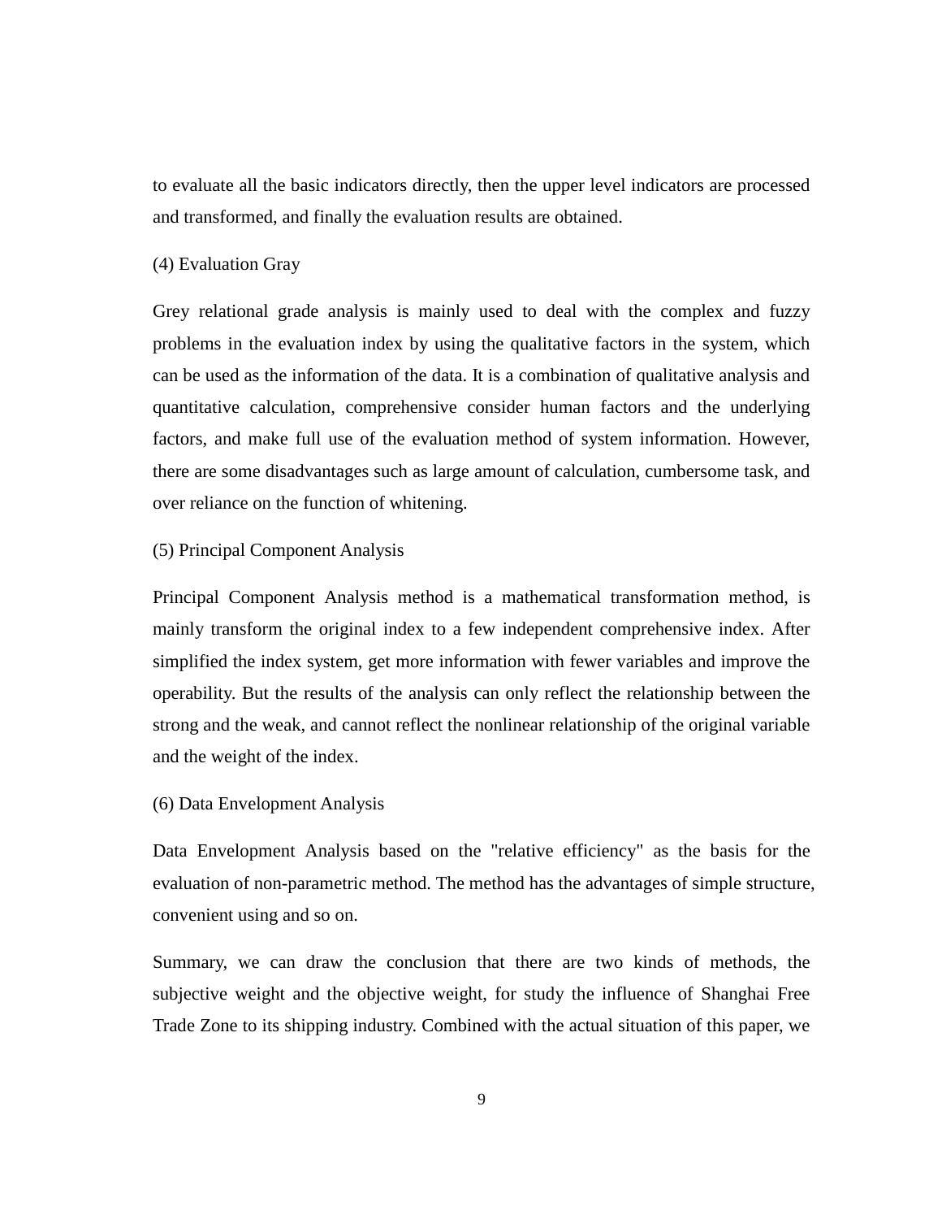to evaluate all the basic indicators directly, then the upper level indicators are processed and transformed, and finally the evaluation results are obtained.

(4) Evaluation Gray

Grey relational grade analysis is mainly used to deal with the complex and fuzzy problems in the evaluation index by using the qualitative factors in the system, which can be used as the information of the data. It is a combination of qualitative analysis and quantitative calculation, comprehensive consider human factors and the underlying factors, and make full use of the evaluation method of system information. However, there are some disadvantages such as large amount of calculation, cumbersome task, and over reliance on the function of whitening.

(5) Principal Component Analysis

Principal Component Analysis method is a mathematical transformation method, is mainly transform the original index to a few independent comprehensive index. After simplified the index system, get more information with fewer variables and improve the operability. But the results of the analysis can only reflect the relationship between the strong and the weak, and cannot reflect the nonlinear relationship of the original variable and the weight of the index.

(6) Data Envelopment Analysis

Data Envelopment Analysis based on the "relative efficiency" as the basis for the evaluation of non-parametric method. The method has the advantages of simple structure, convenient using and so on.

Summary, we can draw the conclusion that there are two kinds of methods, the subjective weight and the objective weight, for study the influence of Shanghai Free Trade Zone to its shipping industry. Combined with the actual situation of this paper, we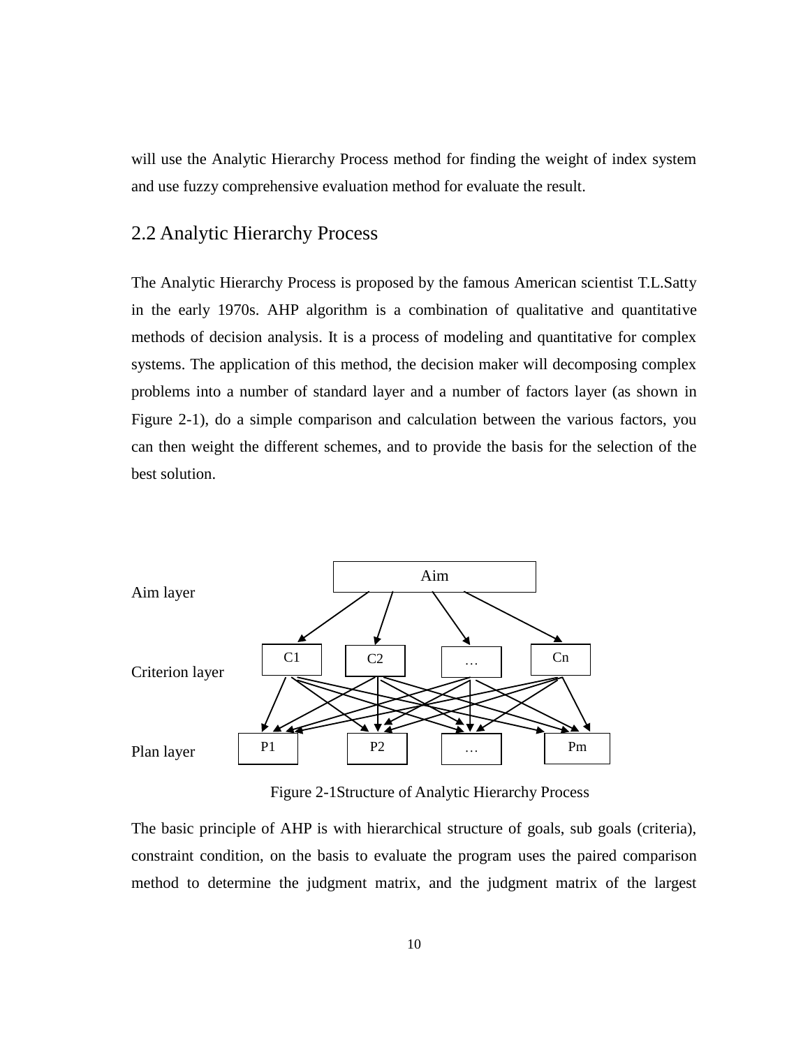will use the Analytic Hierarchy Process method for finding the weight of index system and use fuzzy comprehensive evaluation method for evaluate the result.

## 2.2 Analytic Hierarchy Process

The Analytic Hierarchy Process is proposed by the famous American scientist T.L.Satty in the early 1970s. AHP algorithm is a combination of qualitative and quantitative methods of decision analysis. It is a process of modeling and quantitative for complex systems. The application of this method, the decision maker will decomposing complex problems into a number of standard layer and a number of factors layer (as shown in Figure 2-1), do a simple comparison and calculation between the various factors, you can then weight the different schemes, and to provide the basis for the selection of the best solution.

Aim layer — Aim

Criterion layer — C1, C2, …, Cn

Plan layer — P1, P2, …, Pm

Figure 2-1Structure of Analytic Hierarchy Process

The basic principle of AHP is with hierarchical structure of goals, sub goals (criteria), constraint condition, on the basis to evaluate the program uses the paired comparison method to determine the judgment matrix, and the judgment matrix of the largest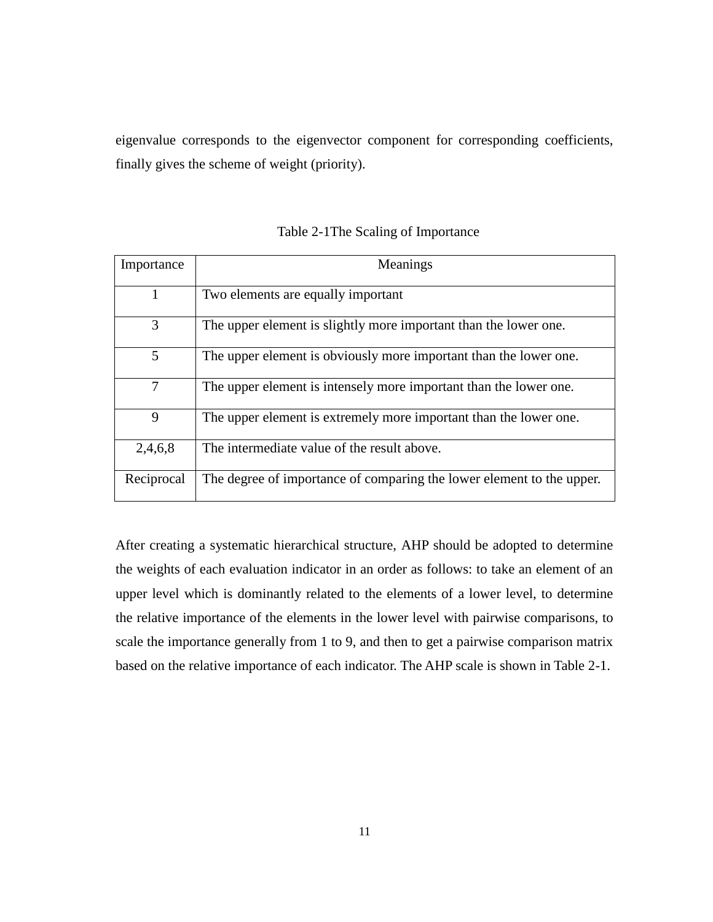eigenvalue corresponds to the eigenvector component for corresponding coefficients, finally gives the scheme of weight (priority).

Table 2-1The Scaling of Importance

| Importance | Meanings |
|---|---|
| 1 | Two elements are equally important |
| 3 | The upper element is slightly more important than the lower one. |
| 5 | The upper element is obviously more important than the lower one. |
| 7 | The upper element is intensely more important than the lower one. |
| 9 | The upper element is extremely more important than the lower one. |
| 2,4,6,8 | The intermediate value of the result above. |
| Reciprocal | The degree of importance of comparing the lower element to the upper. |

After creating a systematic hierarchical structure, AHP should be adopted to determine the weights of each evaluation indicator in an order as follows: to take an element of an upper level which is dominantly related to the elements of a lower level, to determine the relative importance of the elements in the lower level with pairwise comparisons, to scale the importance generally from 1 to 9, and then to get a pairwise comparison matrix based on the relative importance of each indicator. The AHP scale is shown in Table 2-1.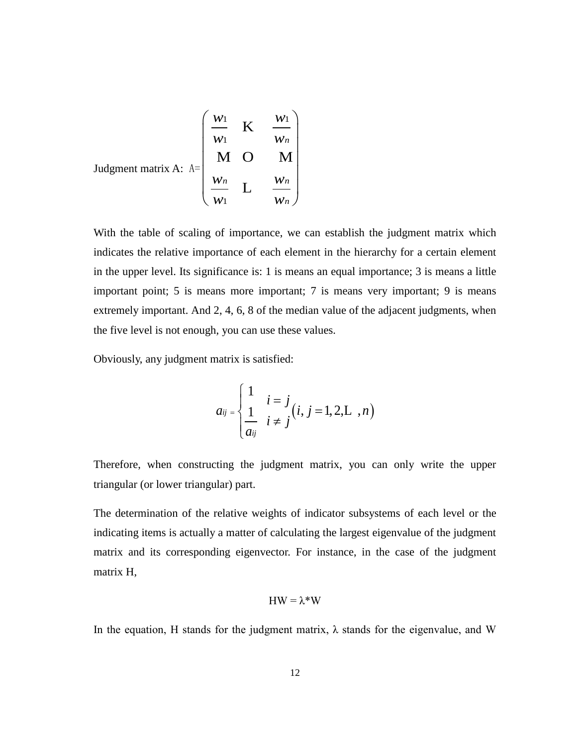Judgment matrix A: $A=\begin{pmatrix} \frac{w_1}{w_1} & \cdots & \frac{w_1}{w_n} \\ \vdots & \ddots & \vdots \\ \frac{w_n}{w_1} & \cdots & \frac{w_n}{w_n} \end{pmatrix}$

With the table of scaling of importance, we can establish the judgment matrix which indicates the relative importance of each element in the hierarchy for a certain element in the upper level. Its significance is: 1 is means an equal importance; 3 is means a little important point; 5 is means more important; 7 is means very important; 9 is means extremely important. And 2, 4, 6, 8 of the median value of the adjacent judgments, when the five level is not enough, you can use these values.

Obviously, any judgment matrix is satisfied:

$$a_{ij} = \begin{cases} 1 & i = j \\ \frac{1}{a_{ij}} & i \neq j \end{cases} \left(i, j = 1, 2, \cdots, n\right)$$

Therefore, when constructing the judgment matrix, you can only write the upper triangular (or lower triangular) part.

The determination of the relative weights of indicator subsystems of each level or the indicating items is actually a matter of calculating the largest eigenvalue of the judgment matrix and its corresponding eigenvector. For instance, in the case of the judgment matrix H,

$$HW = \lambda^{*}W$$

In the equation, H stands for the judgment matrix, $\lambda$ stands for the eigenvalue, and W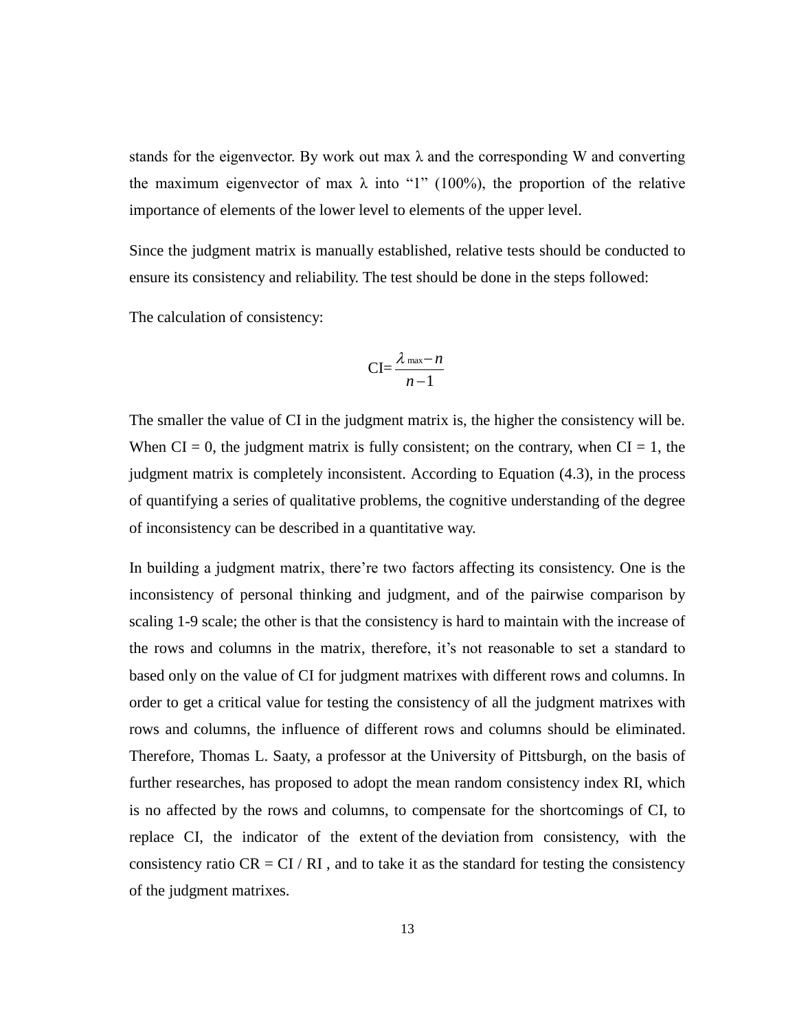stands for the eigenvector. By work out max λ and the corresponding W and converting the maximum eigenvector of max λ into "1" (100%), the proportion of the relative importance of elements of the lower level to elements of the upper level.

Since the judgment matrix is manually established, relative tests should be conducted to ensure its consistency and reliability. The test should be done in the steps followed:

The calculation of consistency:

$$CI=\frac{\lambda_{\max}-n}{n-1}$$

The smaller the value of CI in the judgment matrix is, the higher the consistency will be. When CI = 0, the judgment matrix is fully consistent; on the contrary, when CI = 1, the judgment matrix is completely inconsistent. According to Equation (4.3), in the process of quantifying a series of qualitative problems, the cognitive understanding of the degree of inconsistency can be described in a quantitative way.

In building a judgment matrix, there're two factors affecting its consistency. One is the inconsistency of personal thinking and judgment, and of the pairwise comparison by scaling 1-9 scale; the other is that the consistency is hard to maintain with the increase of the rows and columns in the matrix, therefore, it's not reasonable to set a standard to based only on the value of CI for judgment matrixes with different rows and columns. In order to get a critical value for testing the consistency of all the judgment matrixes with rows and columns, the influence of different rows and columns should be eliminated. Therefore, Thomas L. Saaty, a professor at the University of Pittsburgh, on the basis of further researches, has proposed to adopt the mean random consistency index RI, which is no affected by the rows and columns, to compensate for the shortcomings of CI, to replace CI, the indicator of the extent of the deviation from consistency, with the consistency ratio CR = CI / RI , and to take it as the standard for testing the consistency of the judgment matrixes.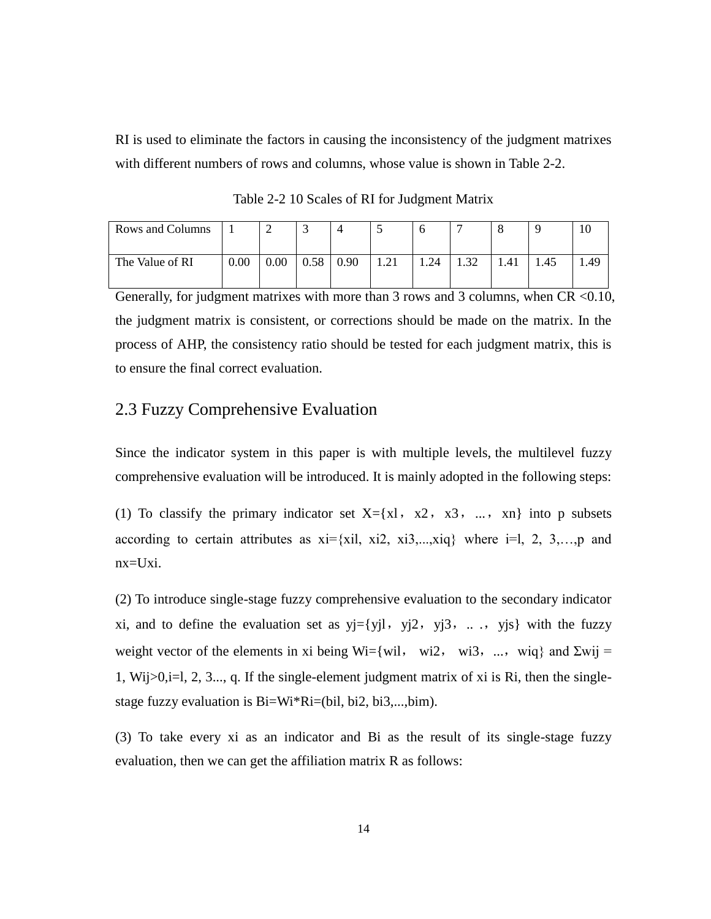RI is used to eliminate the factors in causing the inconsistency of the judgment matrixes with different numbers of rows and columns, whose value is shown in Table 2-2.

Table 2-2 10 Scales of RI for Judgment Matrix

| Rows and Columns | 1 | 2 | 3 | 4 | 5 | 6 | 7 | 8 | 9 | 10 |
|---|---|---|---|---|---|---|---|---|---|---|
| The Value of RI | 0.00 | 0.00 | 0.58 | 0.90 | 1.21 | 1.24 | 1.32 | 1.41 | 1.45 | 1.49 |

Generally, for judgment matrixes with more than 3 rows and 3 columns, when CR <0.10, the judgment matrix is consistent, or corrections should be made on the matrix. In the process of AHP, the consistency ratio should be tested for each judgment matrix, this is to ensure the final correct evaluation.

## 2.3 Fuzzy Comprehensive Evaluation

Since the indicator system in this paper is with multiple levels, the multilevel fuzzy comprehensive evaluation will be introduced. It is mainly adopted in the following steps:

(1) To classify the primary indicator set $X=\{x_1, x_2, x_3, ..., x_n\}$ into p subsets according to certain attributes as $x_i=\{x_{i1}, x_{i2}, x_{i3},...,x_{iq}\}$ where $i=1, 2, 3,…,p$ and $nx=Ux_i$.

(2) To introduce single-stage fuzzy comprehensive evaluation to the secondary indicator $x_i$, and to define the evaluation set as $y_j=\{y_{j1}, y_{j2}, y_{j3}, .., y_{js}\}$ with the fuzzy weight vector of the elements in $x_i$ being $W_i=\{w_{i1}, w_{i2}, w_{i3}, ..., w_{iq}\}$ and $\Sigma w_{ij} = 1$, $W_{ij}>0, i=1, 2, 3..., q$. If the single-element judgment matrix of $x_i$ is $R_i$, then the single-stage fuzzy evaluation is $B_i=W_i*R_i=(b_{i1}, b_{i2}, b_{i3},...,b_{im})$.

(3) To take every $x_i$ as an indicator and $B_i$ as the result of its single-stage fuzzy evaluation, then we can get the affiliation matrix R as follows: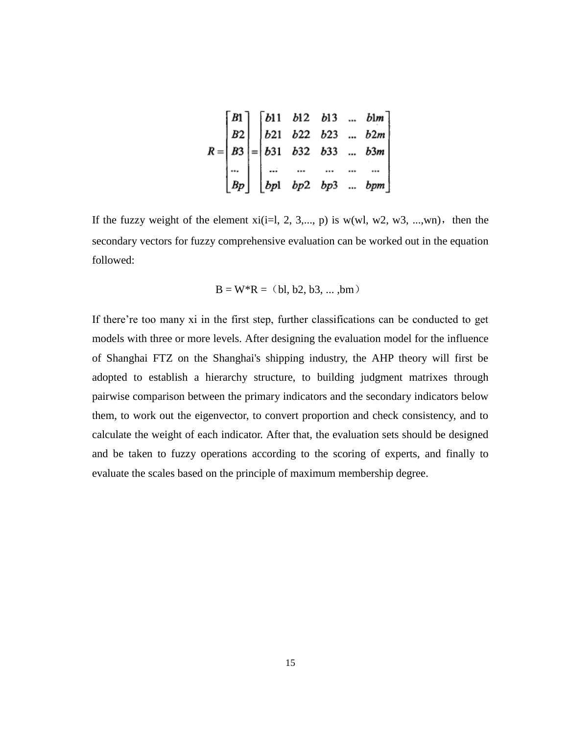$$R = \begin{bmatrix} B1 \\ B2 \\ B3 \\ \cdots \\ Bp \end{bmatrix} = \begin{bmatrix} b11 & b12 & b13 & \ldots & b1m \\ b21 & b22 & b23 & \ldots & b2m \\ b31 & b32 & b33 & \ldots & b3m \\ \cdots & \cdots & \cdots & \cdots & \cdots \\ bp1 & bp2 & bp3 & \ldots & bpm \end{bmatrix}$$

If the fuzzy weight of the element xi(i=l, 2, 3,..., p) is w(wl, w2, w3, ...,wn)，then the secondary vectors for fuzzy comprehensive evaluation can be worked out in the equation followed:

$$B = W*R = (bl, b2, b3, \ldots, bm)$$

If there're too many xi in the first step, further classifications can be conducted to get models with three or more levels. After designing the evaluation model for the influence of Shanghai FTZ on the Shanghai's shipping industry, the AHP theory will first be adopted to establish a hierarchy structure, to building judgment matrixes through pairwise comparison between the primary indicators and the secondary indicators below them, to work out the eigenvector, to convert proportion and check consistency, and to calculate the weight of each indicator. After that, the evaluation sets should be designed and be taken to fuzzy operations according to the scoring of experts, and finally to evaluate the scales based on the principle of maximum membership degree.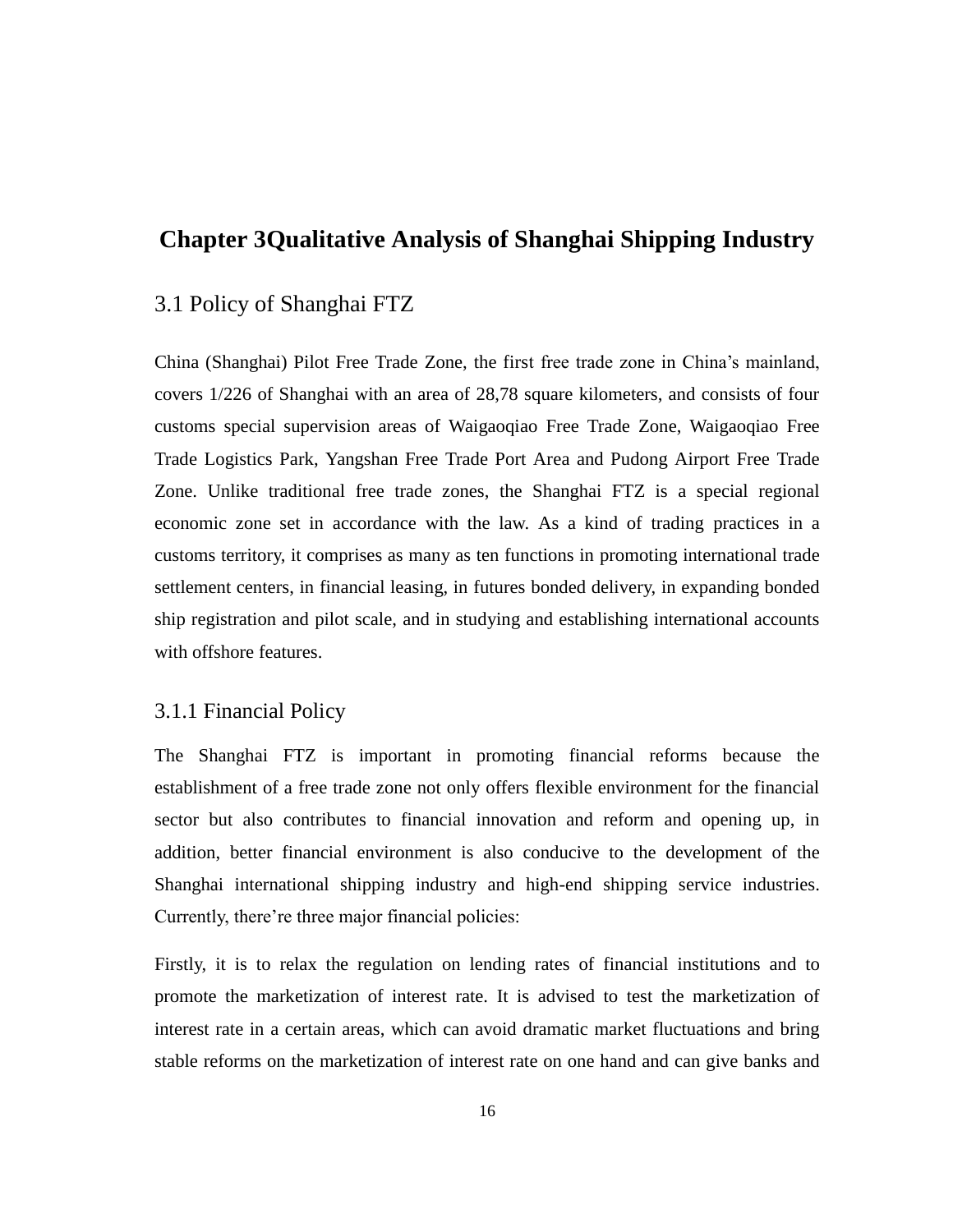# Chapter 3Qualitative Analysis of Shanghai Shipping Industry

## 3.1 Policy of Shanghai FTZ

China (Shanghai) Pilot Free Trade Zone, the first free trade zone in China's mainland, covers 1/226 of Shanghai with an area of 28,78 square kilometers, and consists of four customs special supervision areas of Waigaoqiao Free Trade Zone, Waigaoqiao Free Trade Logistics Park, Yangshan Free Trade Port Area and Pudong Airport Free Trade Zone. Unlike traditional free trade zones, the Shanghai FTZ is a special regional economic zone set in accordance with the law. As a kind of trading practices in a customs territory, it comprises as many as ten functions in promoting international trade settlement centers, in financial leasing, in futures bonded delivery, in expanding bonded ship registration and pilot scale, and in studying and establishing international accounts with offshore features.

### 3.1.1 Financial Policy

The Shanghai FTZ is important in promoting financial reforms because the establishment of a free trade zone not only offers flexible environment for the financial sector but also contributes to financial innovation and reform and opening up, in addition, better financial environment is also conducive to the development of the Shanghai international shipping industry and high-end shipping service industries. Currently, there're three major financial policies:

Firstly, it is to relax the regulation on lending rates of financial institutions and to promote the marketization of interest rate. It is advised to test the marketization of interest rate in a certain areas, which can avoid dramatic market fluctuations and bring stable reforms on the marketization of interest rate on one hand and can give banks and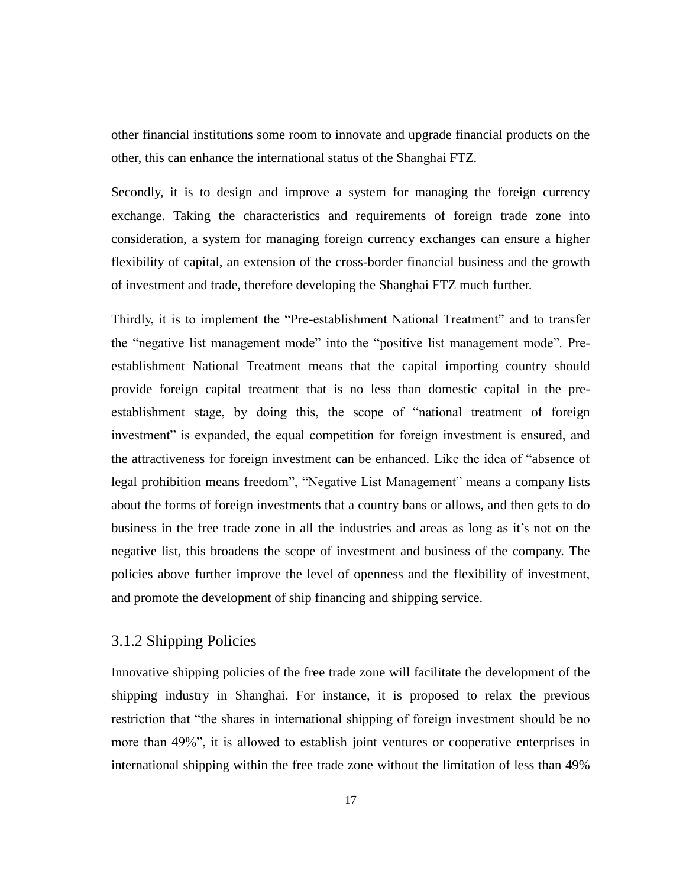other financial institutions some room to innovate and upgrade financial products on the other, this can enhance the international status of the Shanghai FTZ.

Secondly, it is to design and improve a system for managing the foreign currency exchange. Taking the characteristics and requirements of foreign trade zone into consideration, a system for managing foreign currency exchanges can ensure a higher flexibility of capital, an extension of the cross-border financial business and the growth of investment and trade, therefore developing the Shanghai FTZ much further.

Thirdly, it is to implement the "Pre-establishment National Treatment" and to transfer the "negative list management mode" into the "positive list management mode". Pre-establishment National Treatment means that the capital importing country should provide foreign capital treatment that is no less than domestic capital in the pre-establishment stage, by doing this, the scope of "national treatment of foreign investment" is expanded, the equal competition for foreign investment is ensured, and the attractiveness for foreign investment can be enhanced. Like the idea of "absence of legal prohibition means freedom", "Negative List Management" means a company lists about the forms of foreign investments that a country bans or allows, and then gets to do business in the free trade zone in all the industries and areas as long as it's not on the negative list, this broadens the scope of investment and business of the company. The policies above further improve the level of openness and the flexibility of investment, and promote the development of ship financing and shipping service.

### 3.1.2 Shipping Policies

Innovative shipping policies of the free trade zone will facilitate the development of the shipping industry in Shanghai. For instance, it is proposed to relax the previous restriction that "the shares in international shipping of foreign investment should be no more than 49%", it is allowed to establish joint ventures or cooperative enterprises in international shipping within the free trade zone without the limitation of less than 49%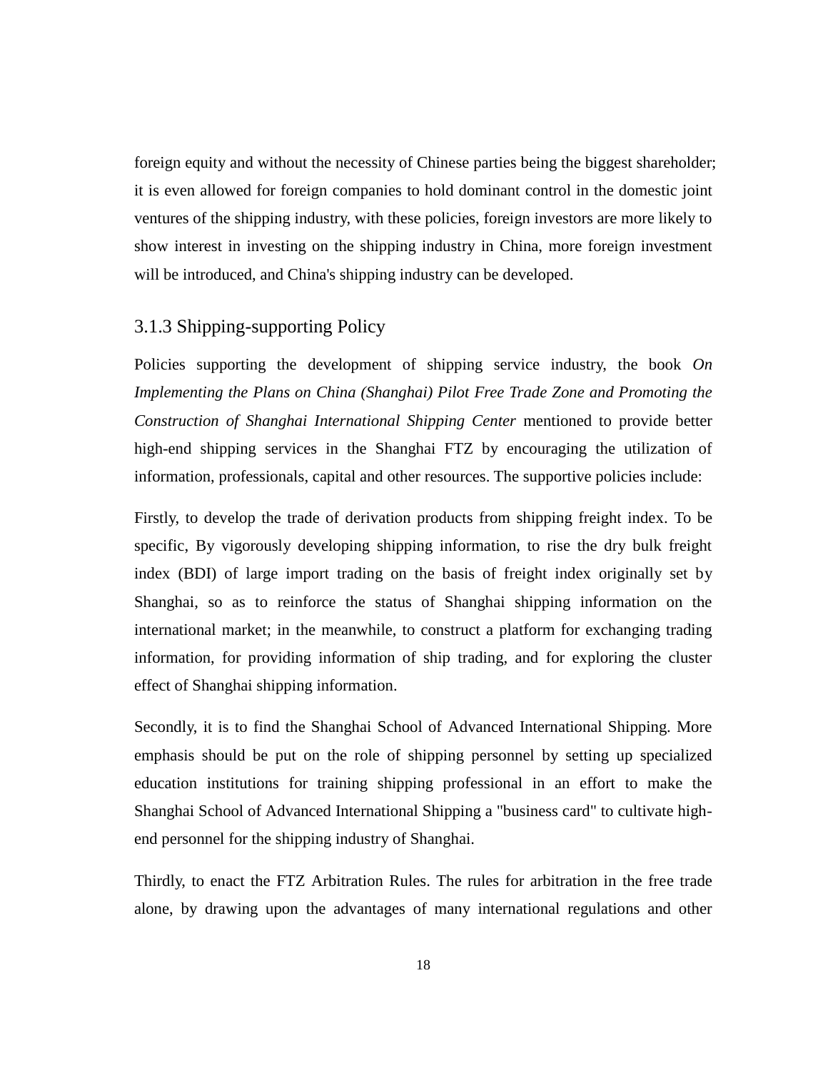foreign equity and without the necessity of Chinese parties being the biggest shareholder; it is even allowed for foreign companies to hold dominant control in the domestic joint ventures of the shipping industry, with these policies, foreign investors are more likely to show interest in investing on the shipping industry in China, more foreign investment will be introduced, and China's shipping industry can be developed.

### 3.1.3 Shipping-supporting Policy

Policies supporting the development of shipping service industry, the book *On Implementing the Plans on China (Shanghai) Pilot Free Trade Zone and Promoting the Construction of Shanghai International Shipping Center* mentioned to provide better high-end shipping services in the Shanghai FTZ by encouraging the utilization of information, professionals, capital and other resources. The supportive policies include:

Firstly, to develop the trade of derivation products from shipping freight index. To be specific, By vigorously developing shipping information, to rise the dry bulk freight index (BDI) of large import trading on the basis of freight index originally set by Shanghai, so as to reinforce the status of Shanghai shipping information on the international market; in the meanwhile, to construct a platform for exchanging trading information, for providing information of ship trading, and for exploring the cluster effect of Shanghai shipping information.

Secondly, it is to find the Shanghai School of Advanced International Shipping. More emphasis should be put on the role of shipping personnel by setting up specialized education institutions for training shipping professional in an effort to make the Shanghai School of Advanced International Shipping a "business card" to cultivate high-end personnel for the shipping industry of Shanghai.

Thirdly, to enact the FTZ Arbitration Rules. The rules for arbitration in the free trade alone, by drawing upon the advantages of many international regulations and other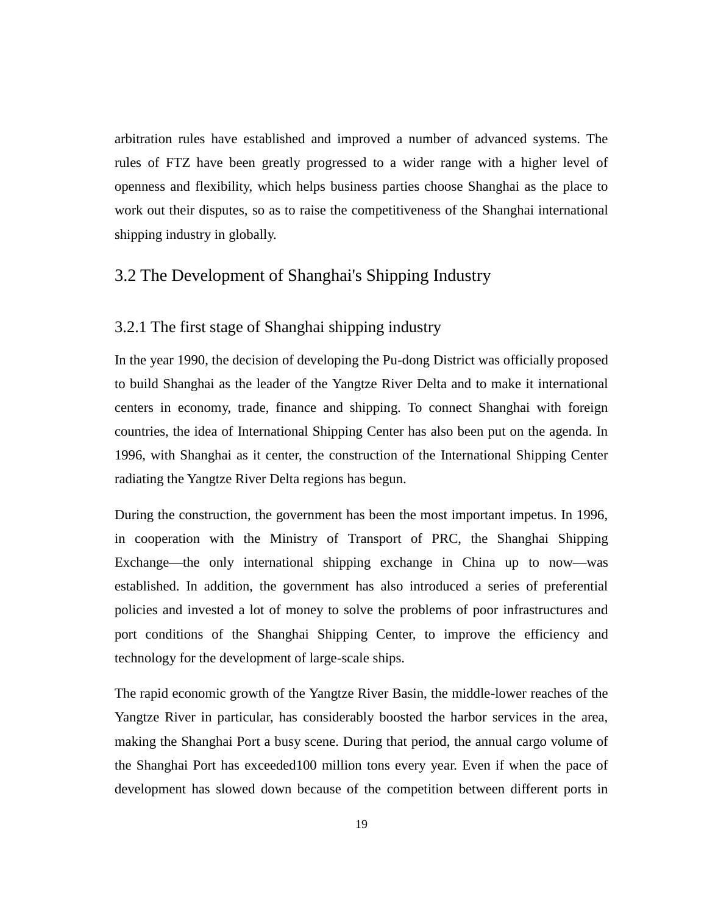arbitration rules have established and improved a number of advanced systems. The rules of FTZ have been greatly progressed to a wider range with a higher level of openness and flexibility, which helps business parties choose Shanghai as the place to work out their disputes, so as to raise the competitiveness of the Shanghai international shipping industry in globally.

## 3.2 The Development of Shanghai's Shipping Industry

### 3.2.1 The first stage of Shanghai shipping industry

In the year 1990, the decision of developing the Pu-dong District was officially proposed to build Shanghai as the leader of the Yangtze River Delta and to make it international centers in economy, trade, finance and shipping. To connect Shanghai with foreign countries, the idea of International Shipping Center has also been put on the agenda. In 1996, with Shanghai as it center, the construction of the International Shipping Center radiating the Yangtze River Delta regions has begun.

During the construction, the government has been the most important impetus. In 1996, in cooperation with the Ministry of Transport of PRC, the Shanghai Shipping Exchange—the only international shipping exchange in China up to now—was established. In addition, the government has also introduced a series of preferential policies and invested a lot of money to solve the problems of poor infrastructures and port conditions of the Shanghai Shipping Center, to improve the efficiency and technology for the development of large-scale ships.

The rapid economic growth of the Yangtze River Basin, the middle-lower reaches of the Yangtze River in particular, has considerably boosted the harbor services in the area, making the Shanghai Port a busy scene. During that period, the annual cargo volume of the Shanghai Port has exceeded100 million tons every year. Even if when the pace of development has slowed down because of the competition between different ports in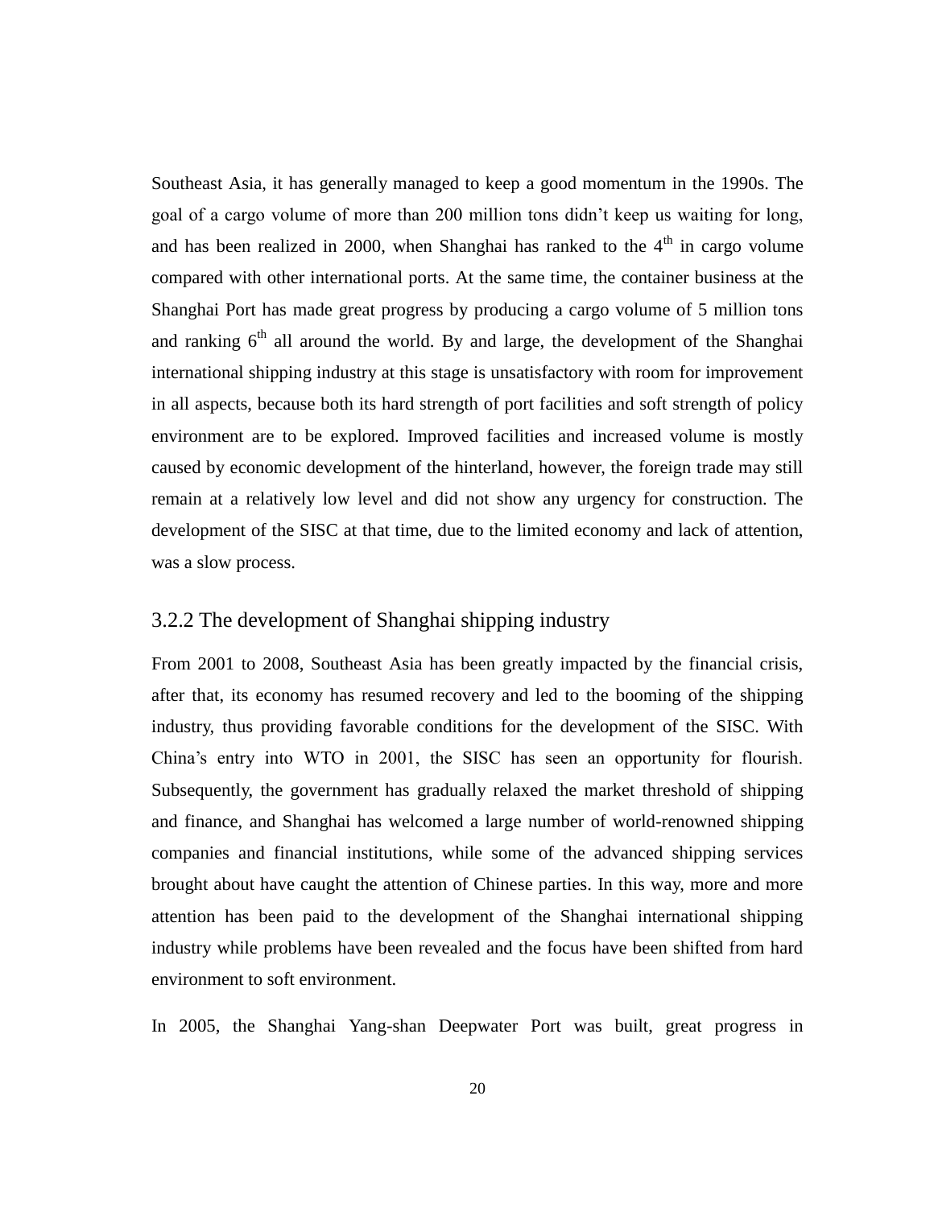Southeast Asia, it has generally managed to keep a good momentum in the 1990s. The goal of a cargo volume of more than 200 million tons didn't keep us waiting for long, and has been realized in 2000, when Shanghai has ranked to the $4^{th}$ in cargo volume compared with other international ports. At the same time, the container business at the Shanghai Port has made great progress by producing a cargo volume of 5 million tons and ranking $6^{th}$ all around the world. By and large, the development of the Shanghai international shipping industry at this stage is unsatisfactory with room for improvement in all aspects, because both its hard strength of port facilities and soft strength of policy environment are to be explored. Improved facilities and increased volume is mostly caused by economic development of the hinterland, however, the foreign trade may still remain at a relatively low level and did not show any urgency for construction. The development of the SISC at that time, due to the limited economy and lack of attention, was a slow process.

### 3.2.2 The development of Shanghai shipping industry

From 2001 to 2008, Southeast Asia has been greatly impacted by the financial crisis, after that, its economy has resumed recovery and led to the booming of the shipping industry, thus providing favorable conditions for the development of the SISC. With China's entry into WTO in 2001, the SISC has seen an opportunity for flourish. Subsequently, the government has gradually relaxed the market threshold of shipping and finance, and Shanghai has welcomed a large number of world-renowned shipping companies and financial institutions, while some of the advanced shipping services brought about have caught the attention of Chinese parties. In this way, more and more attention has been paid to the development of the Shanghai international shipping industry while problems have been revealed and the focus have been shifted from hard environment to soft environment.

In 2005, the Shanghai Yang-shan Deepwater Port was built, great progress in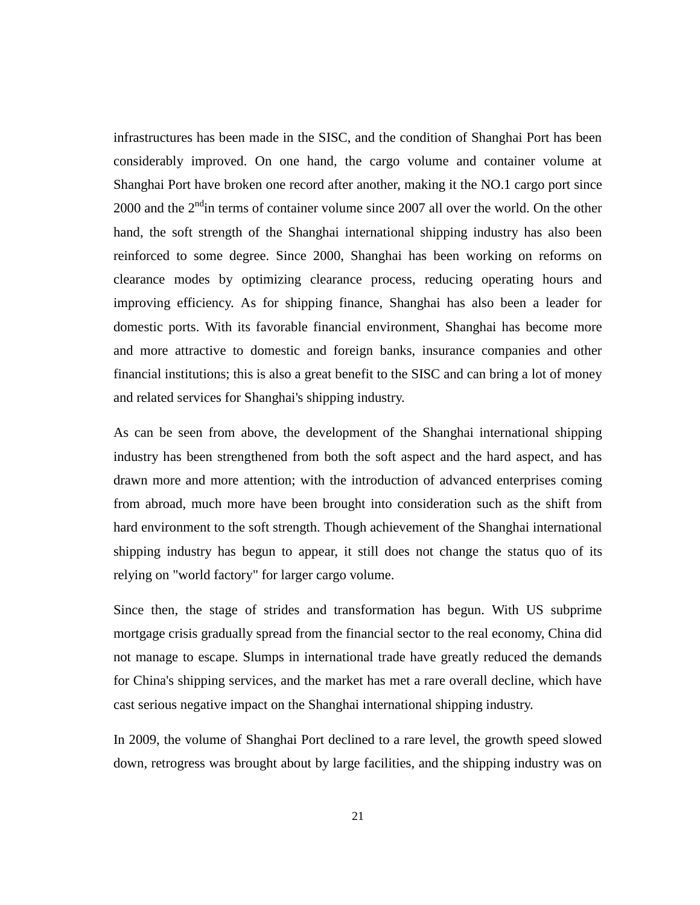infrastructures has been made in the SISC, and the condition of Shanghai Port has been considerably improved. On one hand, the cargo volume and container volume at Shanghai Port have broken one record after another, making it the NO.1 cargo port since 2000 and the 2nd in terms of container volume since 2007 all over the world. On the other hand, the soft strength of the Shanghai international shipping industry has also been reinforced to some degree. Since 2000, Shanghai has been working on reforms on clearance modes by optimizing clearance process, reducing operating hours and improving efficiency. As for shipping finance, Shanghai has also been a leader for domestic ports. With its favorable financial environment, Shanghai has become more and more attractive to domestic and foreign banks, insurance companies and other financial institutions; this is also a great benefit to the SISC and can bring a lot of money and related services for Shanghai's shipping industry.

As can be seen from above, the development of the Shanghai international shipping industry has been strengthened from both the soft aspect and the hard aspect, and has drawn more and more attention; with the introduction of advanced enterprises coming from abroad, much more have been brought into consideration such as the shift from hard environment to the soft strength. Though achievement of the Shanghai international shipping industry has begun to appear, it still does not change the status quo of its relying on "world factory" for larger cargo volume.

Since then, the stage of strides and transformation has begun. With US subprime mortgage crisis gradually spread from the financial sector to the real economy, China did not manage to escape. Slumps in international trade have greatly reduced the demands for China's shipping services, and the market has met a rare overall decline, which have cast serious negative impact on the Shanghai international shipping industry.

In 2009, the volume of Shanghai Port declined to a rare level, the growth speed slowed down, retrogress was brought about by large facilities, and the shipping industry was on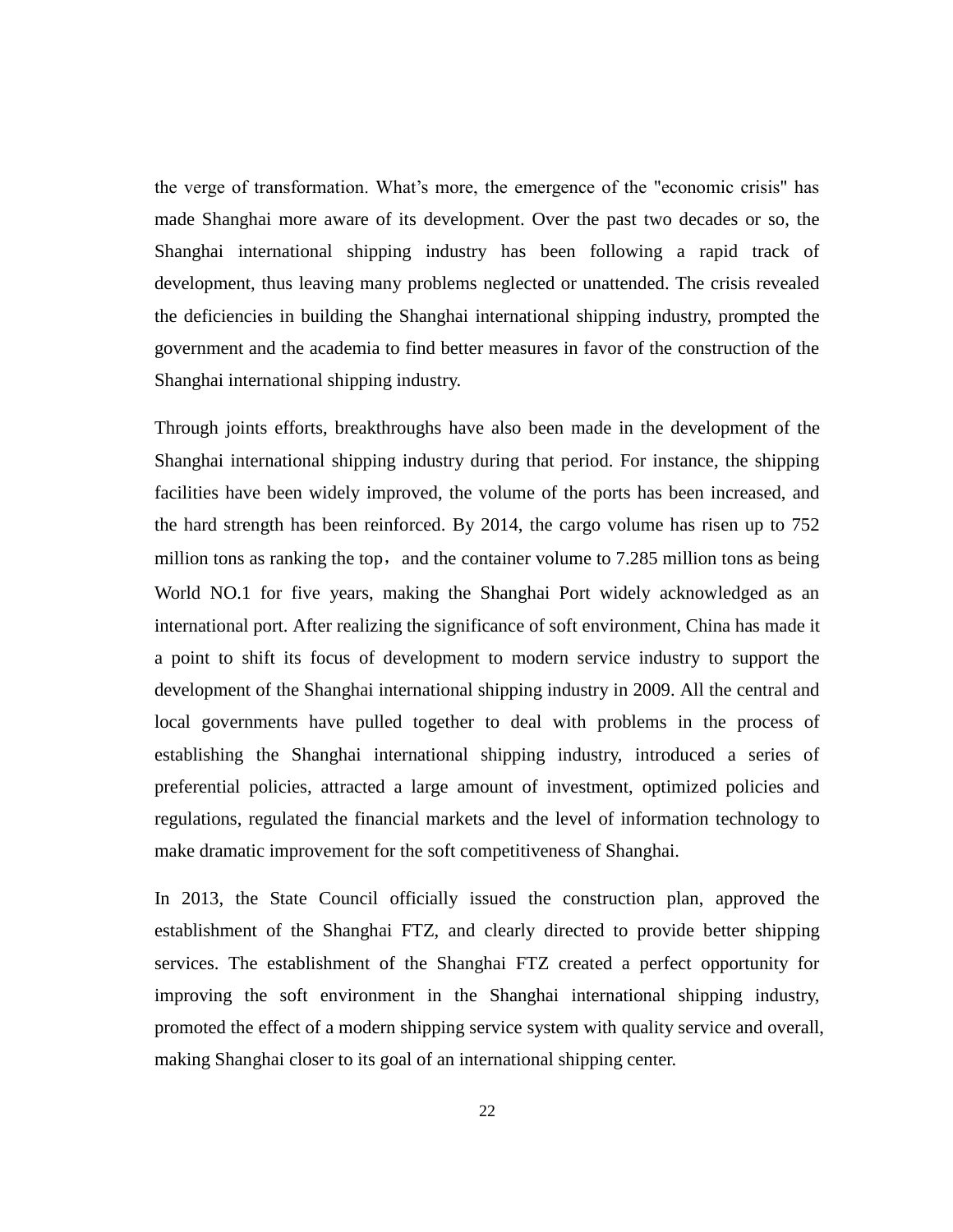the verge of transformation. What's more, the emergence of the "economic crisis" has made Shanghai more aware of its development. Over the past two decades or so, the Shanghai international shipping industry has been following a rapid track of development, thus leaving many problems neglected or unattended. The crisis revealed the deficiencies in building the Shanghai international shipping industry, prompted the government and the academia to find better measures in favor of the construction of the Shanghai international shipping industry.

Through joints efforts, breakthroughs have also been made in the development of the Shanghai international shipping industry during that period. For instance, the shipping facilities have been widely improved, the volume of the ports has been increased, and the hard strength has been reinforced. By 2014, the cargo volume has risen up to 752 million tons as ranking the top， and the container volume to 7.285 million tons as being World NO.1 for five years, making the Shanghai Port widely acknowledged as an international port. After realizing the significance of soft environment, China has made it a point to shift its focus of development to modern service industry to support the development of the Shanghai international shipping industry in 2009. All the central and local governments have pulled together to deal with problems in the process of establishing the Shanghai international shipping industry, introduced a series of preferential policies, attracted a large amount of investment, optimized policies and regulations, regulated the financial markets and the level of information technology to make dramatic improvement for the soft competitiveness of Shanghai.

In 2013, the State Council officially issued the construction plan, approved the establishment of the Shanghai FTZ, and clearly directed to provide better shipping services. The establishment of the Shanghai FTZ created a perfect opportunity for improving the soft environment in the Shanghai international shipping industry, promoted the effect of a modern shipping service system with quality service and overall, making Shanghai closer to its goal of an international shipping center.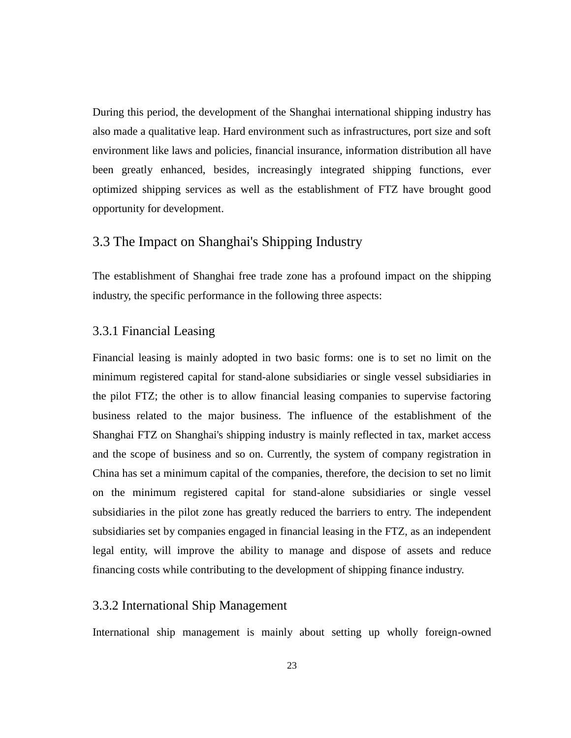During this period, the development of the Shanghai international shipping industry has also made a qualitative leap. Hard environment such as infrastructures, port size and soft environment like laws and policies, financial insurance, information distribution all have been greatly enhanced, besides, increasingly integrated shipping functions, ever optimized shipping services as well as the establishment of FTZ have brought good opportunity for development.

## 3.3 The Impact on Shanghai's Shipping Industry

The establishment of Shanghai free trade zone has a profound impact on the shipping industry, the specific performance in the following three aspects:

### 3.3.1 Financial Leasing

Financial leasing is mainly adopted in two basic forms: one is to set no limit on the minimum registered capital for stand-alone subsidiaries or single vessel subsidiaries in the pilot FTZ; the other is to allow financial leasing companies to supervise factoring business related to the major business. The influence of the establishment of the Shanghai FTZ on Shanghai's shipping industry is mainly reflected in tax, market access and the scope of business and so on. Currently, the system of company registration in China has set a minimum capital of the companies, therefore, the decision to set no limit on the minimum registered capital for stand-alone subsidiaries or single vessel subsidiaries in the pilot zone has greatly reduced the barriers to entry. The independent subsidiaries set by companies engaged in financial leasing in the FTZ, as an independent legal entity, will improve the ability to manage and dispose of assets and reduce financing costs while contributing to the development of shipping finance industry.

### 3.3.2 International Ship Management

International ship management is mainly about setting up wholly foreign-owned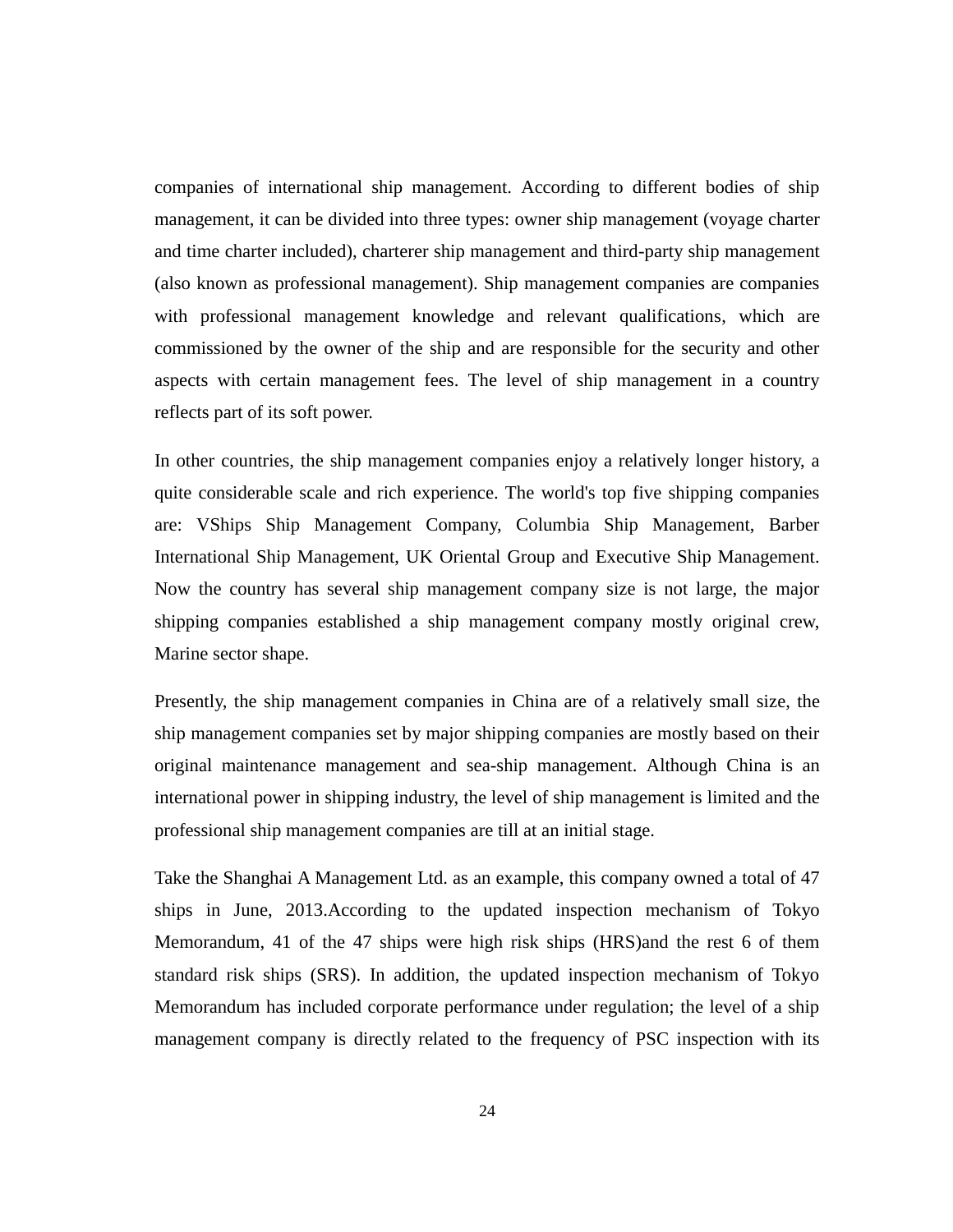companies of international ship management. According to different bodies of ship management, it can be divided into three types: owner ship management (voyage charter and time charter included), charterer ship management and third-party ship management (also known as professional management). Ship management companies are companies with professional management knowledge and relevant qualifications, which are commissioned by the owner of the ship and are responsible for the security and other aspects with certain management fees. The level of ship management in a country reflects part of its soft power.

In other countries, the ship management companies enjoy a relatively longer history, a quite considerable scale and rich experience. The world's top five shipping companies are: VShips Ship Management Company, Columbia Ship Management, Barber International Ship Management, UK Oriental Group and Executive Ship Management. Now the country has several ship management company size is not large, the major shipping companies established a ship management company mostly original crew, Marine sector shape.

Presently, the ship management companies in China are of a relatively small size, the ship management companies set by major shipping companies are mostly based on their original maintenance management and sea-ship management. Although China is an international power in shipping industry, the level of ship management is limited and the professional ship management companies are till at an initial stage.

Take the Shanghai A Management Ltd. as an example, this company owned a total of 47 ships in June, 2013.According to the updated inspection mechanism of Tokyo Memorandum, 41 of the 47 ships were high risk ships (HRS)and the rest 6 of them standard risk ships (SRS). In addition, the updated inspection mechanism of Tokyo Memorandum has included corporate performance under regulation; the level of a ship management company is directly related to the frequency of PSC inspection with its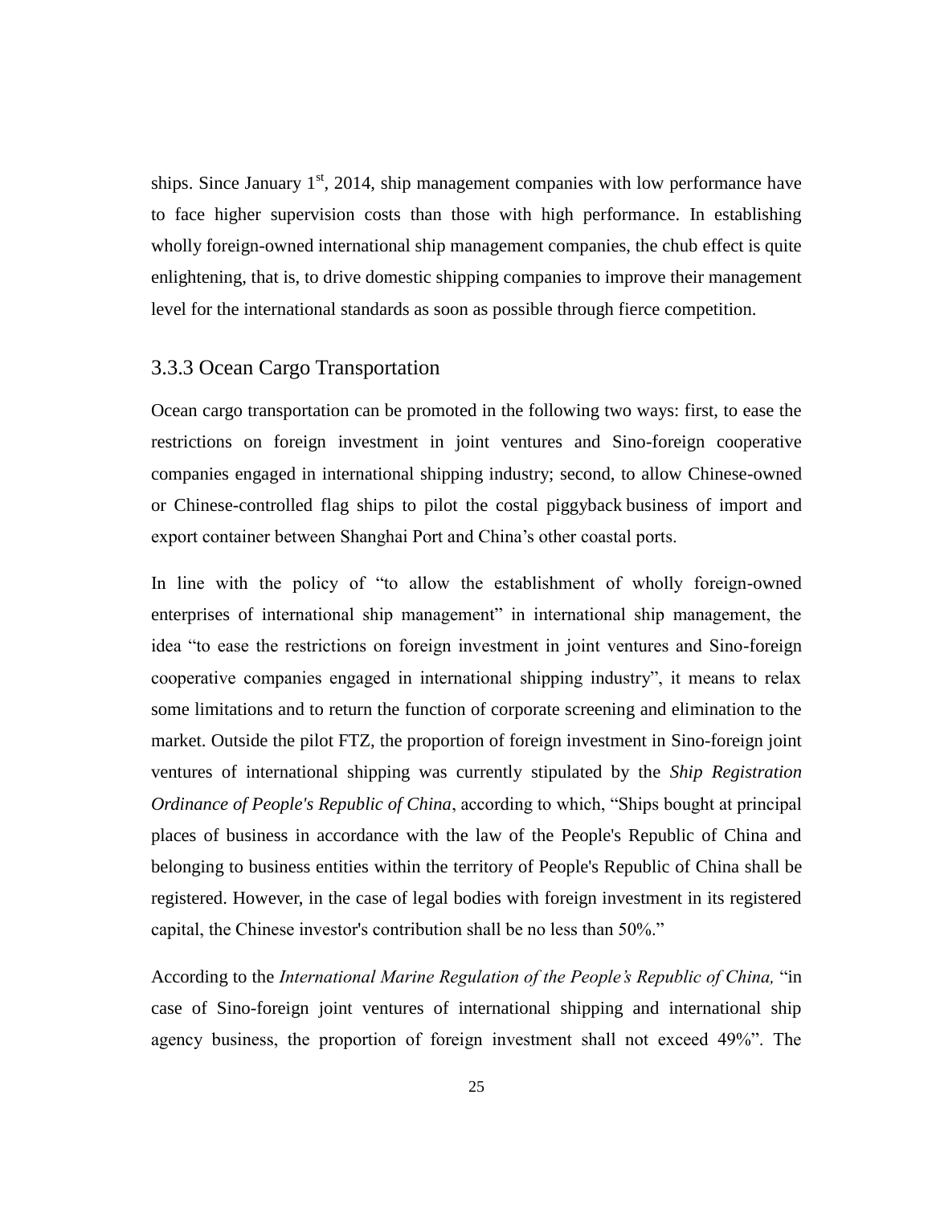ships. Since January 1st, 2014, ship management companies with low performance have to face higher supervision costs than those with high performance. In establishing wholly foreign-owned international ship management companies, the chub effect is quite enlightening, that is, to drive domestic shipping companies to improve their management level for the international standards as soon as possible through fierce competition.

### 3.3.3 Ocean Cargo Transportation

Ocean cargo transportation can be promoted in the following two ways: first, to ease the restrictions on foreign investment in joint ventures and Sino-foreign cooperative companies engaged in international shipping industry; second, to allow Chinese-owned or Chinese-controlled flag ships to pilot the costal piggyback business of import and export container between Shanghai Port and China's other coastal ports.

In line with the policy of "to allow the establishment of wholly foreign-owned enterprises of international ship management" in international ship management, the idea "to ease the restrictions on foreign investment in joint ventures and Sino-foreign cooperative companies engaged in international shipping industry", it means to relax some limitations and to return the function of corporate screening and elimination to the market. Outside the pilot FTZ, the proportion of foreign investment in Sino-foreign joint ventures of international shipping was currently stipulated by the *Ship Registration Ordinance of People's Republic of China*, according to which, "Ships bought at principal places of business in accordance with the law of the People's Republic of China and belonging to business entities within the territory of People's Republic of China shall be registered. However, in the case of legal bodies with foreign investment in its registered capital, the Chinese investor's contribution shall be no less than 50%."

According to the *International Marine Regulation of the People's Republic of China,* "in case of Sino-foreign joint ventures of international shipping and international ship agency business, the proportion of foreign investment shall not exceed 49%". The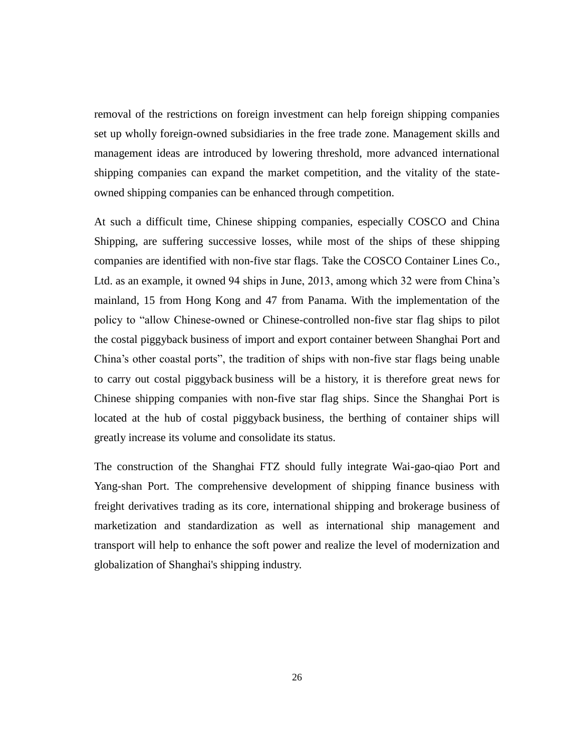removal of the restrictions on foreign investment can help foreign shipping companies set up wholly foreign-owned subsidiaries in the free trade zone. Management skills and management ideas are introduced by lowering threshold, more advanced international shipping companies can expand the market competition, and the vitality of the state-owned shipping companies can be enhanced through competition.

At such a difficult time, Chinese shipping companies, especially COSCO and China Shipping, are suffering successive losses, while most of the ships of these shipping companies are identified with non-five star flags. Take the COSCO Container Lines Co., Ltd. as an example, it owned 94 ships in June, 2013, among which 32 were from China's mainland, 15 from Hong Kong and 47 from Panama. With the implementation of the policy to "allow Chinese-owned or Chinese-controlled non-five star flag ships to pilot the costal piggyback business of import and export container between Shanghai Port and China's other coastal ports", the tradition of ships with non-five star flags being unable to carry out costal piggyback business will be a history, it is therefore great news for Chinese shipping companies with non-five star flag ships. Since the Shanghai Port is located at the hub of costal piggyback business, the berthing of container ships will greatly increase its volume and consolidate its status.

The construction of the Shanghai FTZ should fully integrate Wai-gao-qiao Port and Yang-shan Port. The comprehensive development of shipping finance business with freight derivatives trading as its core, international shipping and brokerage business of marketization and standardization as well as international ship management and transport will help to enhance the soft power and realize the level of modernization and globalization of Shanghai's shipping industry.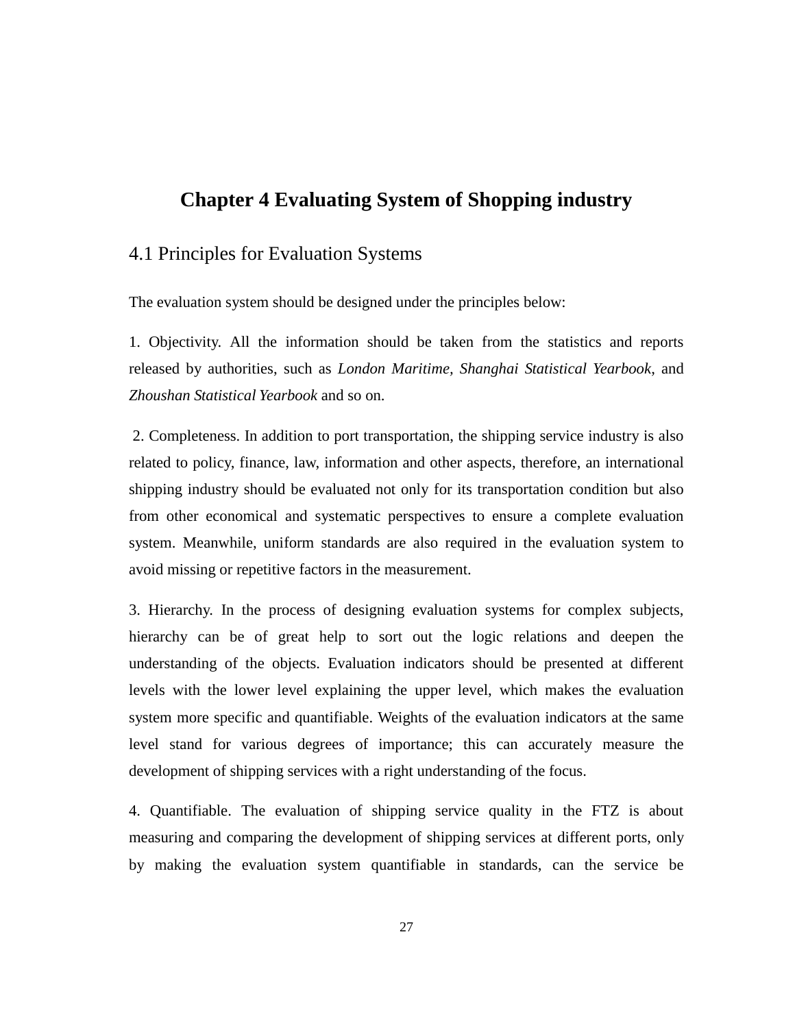# Chapter 4 Evaluating System of Shopping industry

## 4.1 Principles for Evaluation Systems

The evaluation system should be designed under the principles below:

1. Objectivity. All the information should be taken from the statistics and reports released by authorities, such as *London Maritime*, *Shanghai Statistical Yearbook*, and *Zhoushan Statistical Yearbook* and so on.

2. Completeness. In addition to port transportation, the shipping service industry is also related to policy, finance, law, information and other aspects, therefore, an international shipping industry should be evaluated not only for its transportation condition but also from other economical and systematic perspectives to ensure a complete evaluation system. Meanwhile, uniform standards are also required in the evaluation system to avoid missing or repetitive factors in the measurement.

3. Hierarchy. In the process of designing evaluation systems for complex subjects, hierarchy can be of great help to sort out the logic relations and deepen the understanding of the objects. Evaluation indicators should be presented at different levels with the lower level explaining the upper level, which makes the evaluation system more specific and quantifiable. Weights of the evaluation indicators at the same level stand for various degrees of importance; this can accurately measure the development of shipping services with a right understanding of the focus.

4. Quantifiable. The evaluation of shipping service quality in the FTZ is about measuring and comparing the development of shipping services at different ports, only by making the evaluation system quantifiable in standards, can the service be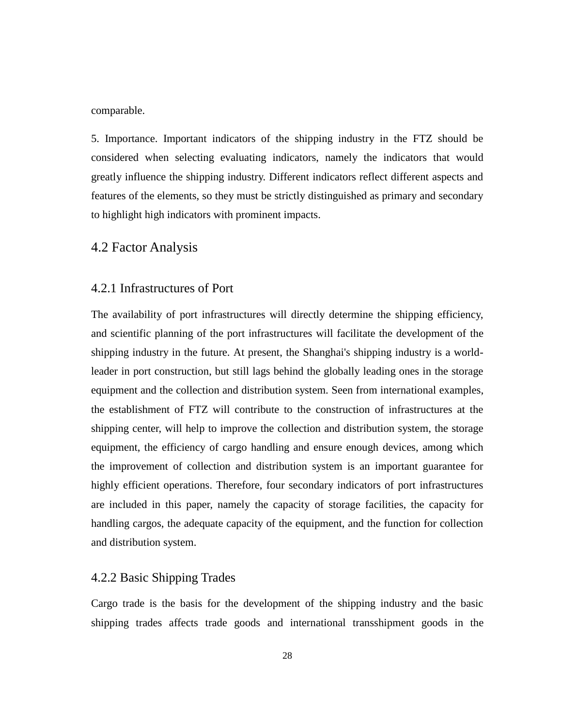comparable.

5. Importance. Important indicators of the shipping industry in the FTZ should be considered when selecting evaluating indicators, namely the indicators that would greatly influence the shipping industry. Different indicators reflect different aspects and features of the elements, so they must be strictly distinguished as primary and secondary to highlight high indicators with prominent impacts.

## 4.2 Factor Analysis

### 4.2.1 Infrastructures of Port

The availability of port infrastructures will directly determine the shipping efficiency, and scientific planning of the port infrastructures will facilitate the development of the shipping industry in the future. At present, the Shanghai's shipping industry is a world-leader in port construction, but still lags behind the globally leading ones in the storage equipment and the collection and distribution system. Seen from international examples, the establishment of FTZ will contribute to the construction of infrastructures at the shipping center, will help to improve the collection and distribution system, the storage equipment, the efficiency of cargo handling and ensure enough devices, among which the improvement of collection and distribution system is an important guarantee for highly efficient operations. Therefore, four secondary indicators of port infrastructures are included in this paper, namely the capacity of storage facilities, the capacity for handling cargos, the adequate capacity of the equipment, and the function for collection and distribution system.

### 4.2.2 Basic Shipping Trades

Cargo trade is the basis for the development of the shipping industry and the basic shipping trades affects trade goods and international transshipment goods in the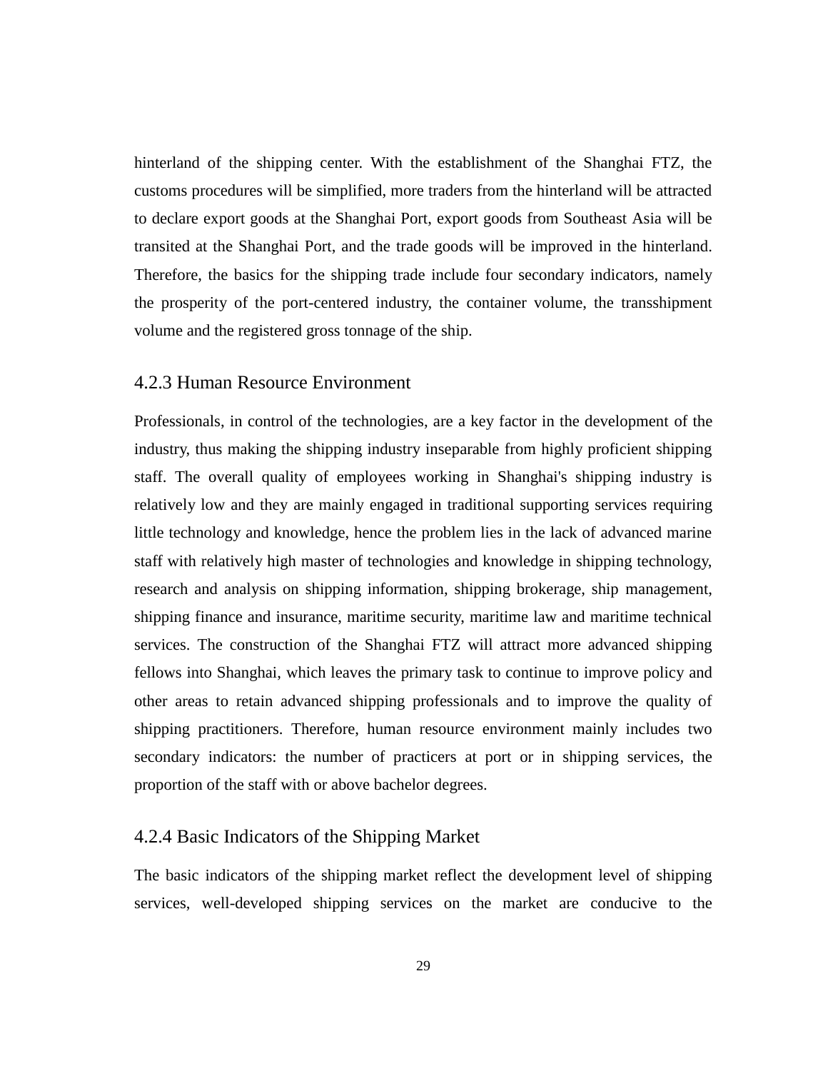hinterland of the shipping center. With the establishment of the Shanghai FTZ, the customs procedures will be simplified, more traders from the hinterland will be attracted to declare export goods at the Shanghai Port, export goods from Southeast Asia will be transited at the Shanghai Port, and the trade goods will be improved in the hinterland. Therefore, the basics for the shipping trade include four secondary indicators, namely the prosperity of the port-centered industry, the container volume, the transshipment volume and the registered gross tonnage of the ship.

### 4.2.3 Human Resource Environment

Professionals, in control of the technologies, are a key factor in the development of the industry, thus making the shipping industry inseparable from highly proficient shipping staff. The overall quality of employees working in Shanghai's shipping industry is relatively low and they are mainly engaged in traditional supporting services requiring little technology and knowledge, hence the problem lies in the lack of advanced marine staff with relatively high master of technologies and knowledge in shipping technology, research and analysis on shipping information, shipping brokerage, ship management, shipping finance and insurance, maritime security, maritime law and maritime technical services. The construction of the Shanghai FTZ will attract more advanced shipping fellows into Shanghai, which leaves the primary task to continue to improve policy and other areas to retain advanced shipping professionals and to improve the quality of shipping practitioners. Therefore, human resource environment mainly includes two secondary indicators: the number of practicers at port or in shipping services, the proportion of the staff with or above bachelor degrees.

### 4.2.4 Basic Indicators of the Shipping Market

The basic indicators of the shipping market reflect the development level of shipping services, well-developed shipping services on the market are conducive to the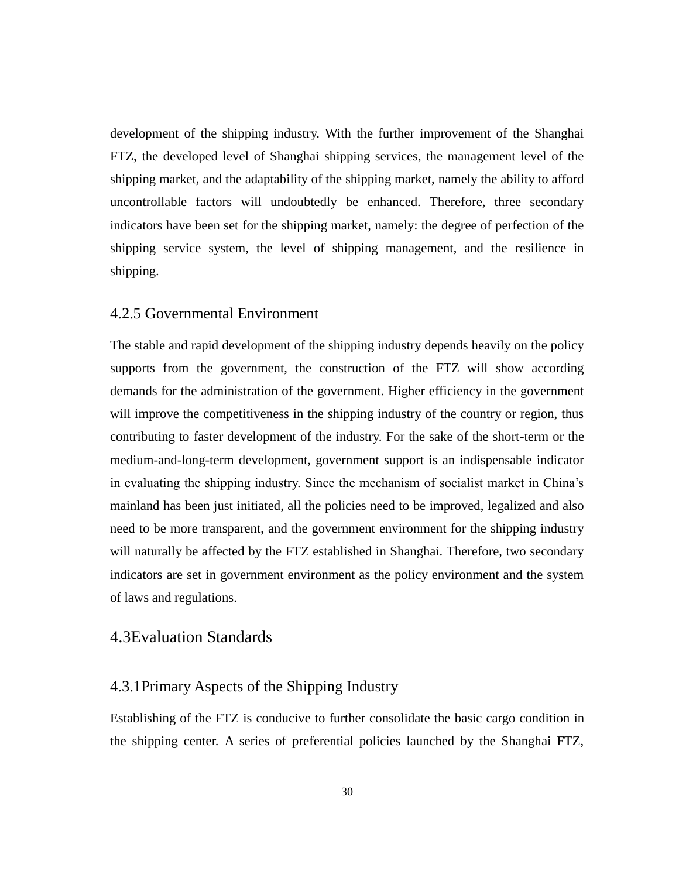development of the shipping industry. With the further improvement of the Shanghai FTZ, the developed level of Shanghai shipping services, the management level of the shipping market, and the adaptability of the shipping market, namely the ability to afford uncontrollable factors will undoubtedly be enhanced. Therefore, three secondary indicators have been set for the shipping market, namely: the degree of perfection of the shipping service system, the level of shipping management, and the resilience in shipping.

### 4.2.5 Governmental Environment

The stable and rapid development of the shipping industry depends heavily on the policy supports from the government, the construction of the FTZ will show according demands for the administration of the government. Higher efficiency in the government will improve the competitiveness in the shipping industry of the country or region, thus contributing to faster development of the industry. For the sake of the short-term or the medium-and-long-term development, government support is an indispensable indicator in evaluating the shipping industry. Since the mechanism of socialist market in China's mainland has been just initiated, all the policies need to be improved, legalized and also need to be more transparent, and the government environment for the shipping industry will naturally be affected by the FTZ established in Shanghai. Therefore, two secondary indicators are set in government environment as the policy environment and the system of laws and regulations.

## 4.3Evaluation Standards

### 4.3.1Primary Aspects of the Shipping Industry

Establishing of the FTZ is conducive to further consolidate the basic cargo condition in the shipping center. A series of preferential policies launched by the Shanghai FTZ,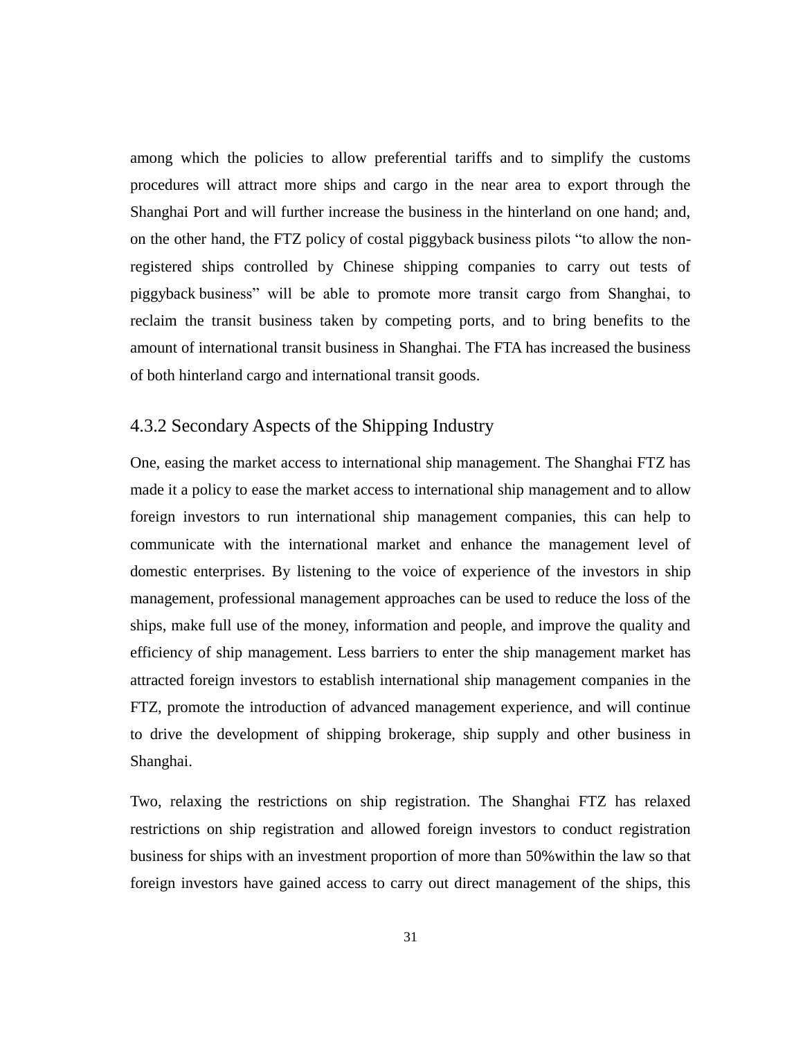among which the policies to allow preferential tariffs and to simplify the customs procedures will attract more ships and cargo in the near area to export through the Shanghai Port and will further increase the business in the hinterland on one hand; and, on the other hand, the FTZ policy of costal piggyback business pilots "to allow the non-registered ships controlled by Chinese shipping companies to carry out tests of piggyback business" will be able to promote more transit cargo from Shanghai, to reclaim the transit business taken by competing ports, and to bring benefits to the amount of international transit business in Shanghai. The FTA has increased the business of both hinterland cargo and international transit goods.

### 4.3.2 Secondary Aspects of the Shipping Industry

One, easing the market access to international ship management. The Shanghai FTZ has made it a policy to ease the market access to international ship management and to allow foreign investors to run international ship management companies, this can help to communicate with the international market and enhance the management level of domestic enterprises. By listening to the voice of experience of the investors in ship management, professional management approaches can be used to reduce the loss of the ships, make full use of the money, information and people, and improve the quality and efficiency of ship management. Less barriers to enter the ship management market has attracted foreign investors to establish international ship management companies in the FTZ, promote the introduction of advanced management experience, and will continue to drive the development of shipping brokerage, ship supply and other business in Shanghai.

Two, relaxing the restrictions on ship registration. The Shanghai FTZ has relaxed restrictions on ship registration and allowed foreign investors to conduct registration business for ships with an investment proportion of more than 50%within the law so that foreign investors have gained access to carry out direct management of the ships, this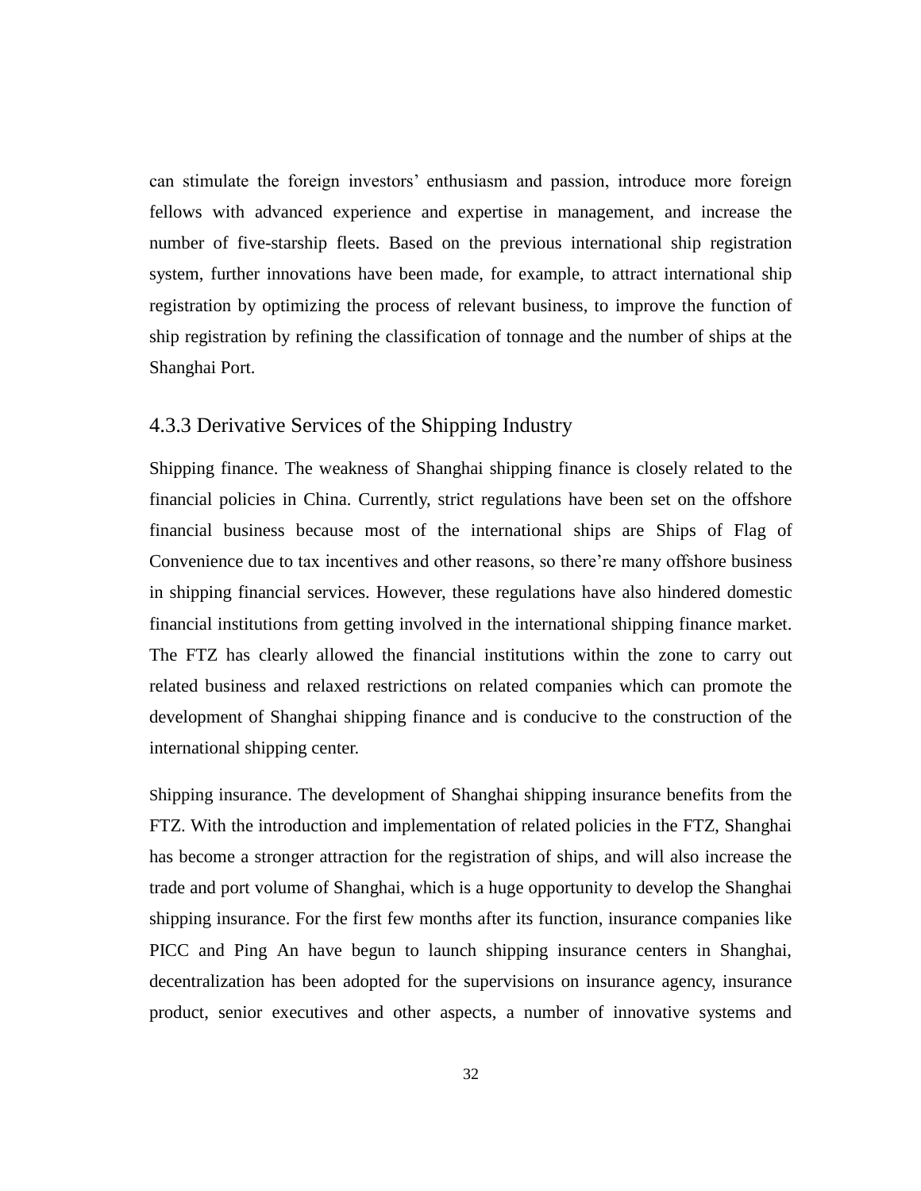can stimulate the foreign investors' enthusiasm and passion, introduce more foreign fellows with advanced experience and expertise in management, and increase the number of five-starship fleets. Based on the previous international ship registration system, further innovations have been made, for example, to attract international ship registration by optimizing the process of relevant business, to improve the function of ship registration by refining the classification of tonnage and the number of ships at the Shanghai Port.

### 4.3.3 Derivative Services of the Shipping Industry

Shipping finance. The weakness of Shanghai shipping finance is closely related to the financial policies in China. Currently, strict regulations have been set on the offshore financial business because most of the international ships are Ships of Flag of Convenience due to tax incentives and other reasons, so there're many offshore business in shipping financial services. However, these regulations have also hindered domestic financial institutions from getting involved in the international shipping finance market. The FTZ has clearly allowed the financial institutions within the zone to carry out related business and relaxed restrictions on related companies which can promote the development of Shanghai shipping finance and is conducive to the construction of the international shipping center.

Shipping insurance. The development of Shanghai shipping insurance benefits from the FTZ. With the introduction and implementation of related policies in the FTZ, Shanghai has become a stronger attraction for the registration of ships, and will also increase the trade and port volume of Shanghai, which is a huge opportunity to develop the Shanghai shipping insurance. For the first few months after its function, insurance companies like PICC and Ping An have begun to launch shipping insurance centers in Shanghai, decentralization has been adopted for the supervisions on insurance agency, insurance product, senior executives and other aspects, a number of innovative systems and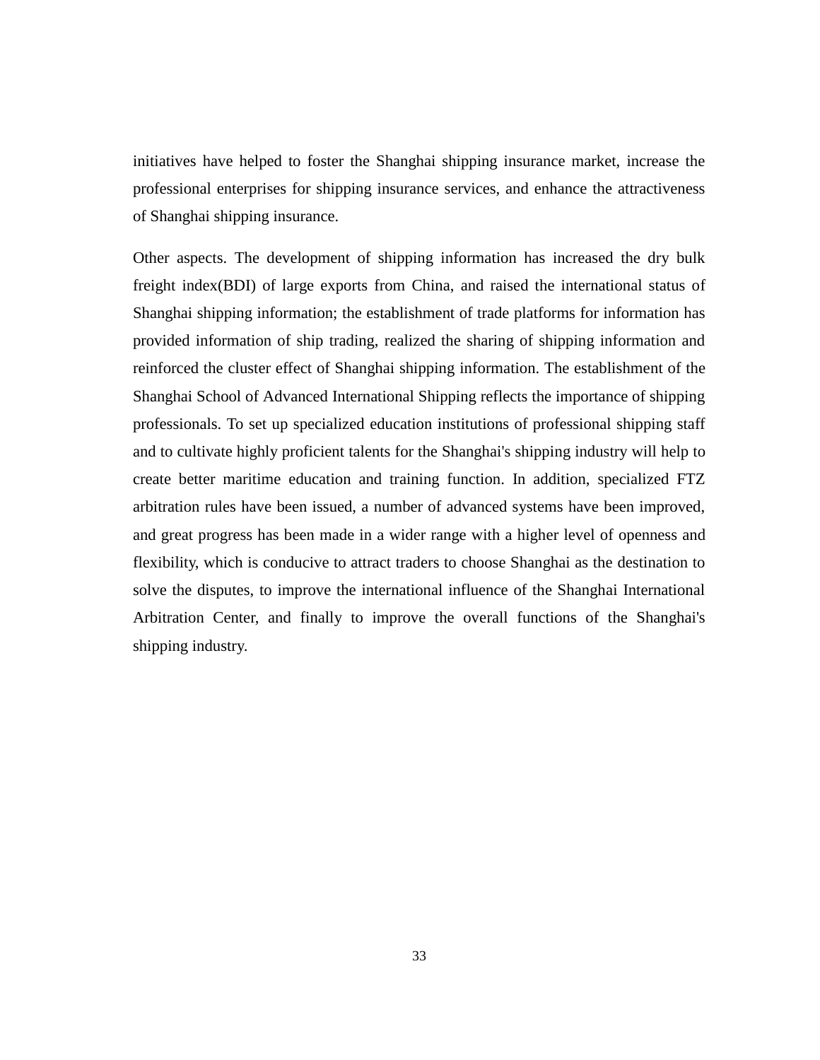initiatives have helped to foster the Shanghai shipping insurance market, increase the professional enterprises for shipping insurance services, and enhance the attractiveness of Shanghai shipping insurance.

Other aspects. The development of shipping information has increased the dry bulk freight index(BDI) of large exports from China, and raised the international status of Shanghai shipping information; the establishment of trade platforms for information has provided information of ship trading, realized the sharing of shipping information and reinforced the cluster effect of Shanghai shipping information. The establishment of the Shanghai School of Advanced International Shipping reflects the importance of shipping professionals. To set up specialized education institutions of professional shipping staff and to cultivate highly proficient talents for the Shanghai's shipping industry will help to create better maritime education and training function. In addition, specialized FTZ arbitration rules have been issued, a number of advanced systems have been improved, and great progress has been made in a wider range with a higher level of openness and flexibility, which is conducive to attract traders to choose Shanghai as the destination to solve the disputes, to improve the international influence of the Shanghai International Arbitration Center, and finally to improve the overall functions of the Shanghai's shipping industry.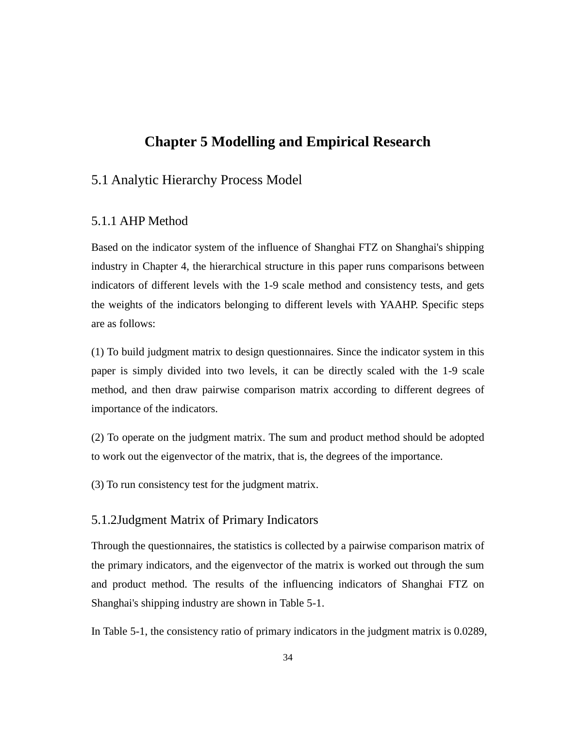# Chapter 5 Modelling and Empirical Research

## 5.1 Analytic Hierarchy Process Model

### 5.1.1 AHP Method

Based on the indicator system of the influence of Shanghai FTZ on Shanghai's shipping industry in Chapter 4, the hierarchical structure in this paper runs comparisons between indicators of different levels with the 1-9 scale method and consistency tests, and gets the weights of the indicators belonging to different levels with YAAHP. Specific steps are as follows:

(1) To build judgment matrix to design questionnaires. Since the indicator system in this paper is simply divided into two levels, it can be directly scaled with the 1-9 scale method, and then draw pairwise comparison matrix according to different degrees of importance of the indicators.

(2) To operate on the judgment matrix. The sum and product method should be adopted to work out the eigenvector of the matrix, that is, the degrees of the importance.

(3) To run consistency test for the judgment matrix.

### 5.1.2Judgment Matrix of Primary Indicators

Through the questionnaires, the statistics is collected by a pairwise comparison matrix of the primary indicators, and the eigenvector of the matrix is worked out through the sum and product method. The results of the influencing indicators of Shanghai FTZ on Shanghai's shipping industry are shown in Table 5-1.

In Table 5-1, the consistency ratio of primary indicators in the judgment matrix is 0.0289,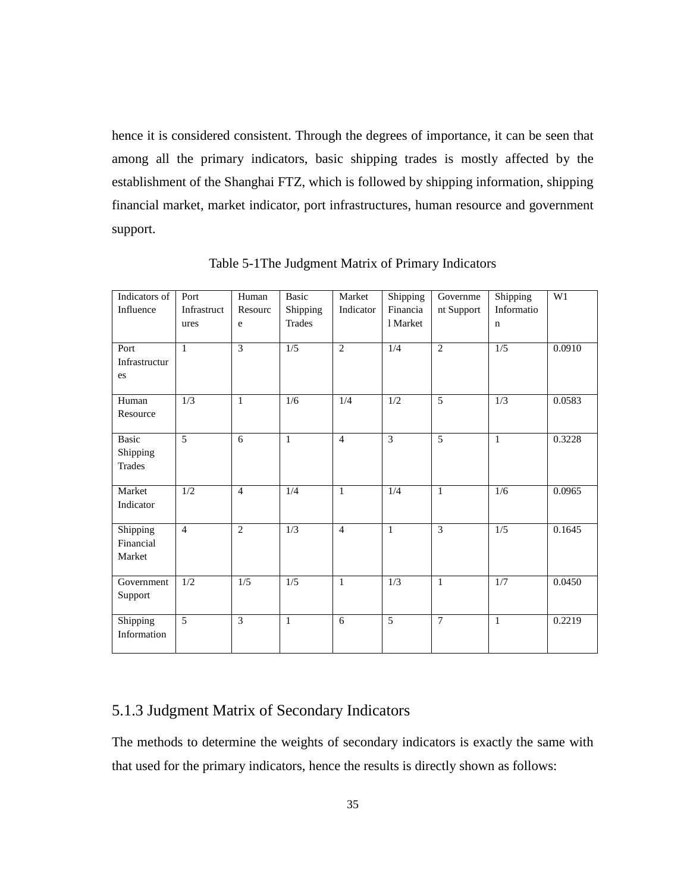hence it is considered consistent. Through the degrees of importance, it can be seen that among all the primary indicators, basic shipping trades is mostly affected by the establishment of the Shanghai FTZ, which is followed by shipping information, shipping financial market, market indicator, port infrastructures, human resource and government support.

Table 5-1The Judgment Matrix of Primary Indicators

| Indicators of Influence | Port Infrastructures | Human Resource | Basic Shipping Trades | Market Indicator | Shipping Financial Market | Government Support | Shipping Information | W1 |
|---|---|---|---|---|---|---|---|---|
| Port Infrastructures | 1 | 3 | 1/5 | 2 | 1/4 | 2 | 1/5 | 0.0910 |
| Human Resource | 1/3 | 1 | 1/6 | 1/4 | 1/2 | 5 | 1/3 | 0.0583 |
| Basic Shipping Trades | 5 | 6 | 1 | 4 | 3 | 5 | 1 | 0.3228 |
| Market Indicator | 1/2 | 4 | 1/4 | 1 | 1/4 | 1 | 1/6 | 0.0965 |
| Shipping Financial Market | 4 | 2 | 1/3 | 4 | 1 | 3 | 1/5 | 0.1645 |
| Government Support | 1/2 | 1/5 | 1/5 | 1 | 1/3 | 1 | 1/7 | 0.0450 |
| Shipping Information | 5 | 3 | 1 | 6 | 5 | 7 | 1 | 0.2219 |

### 5.1.3 Judgment Matrix of Secondary Indicators

The methods to determine the weights of secondary indicators is exactly the same with that used for the primary indicators, hence the results is directly shown as follows: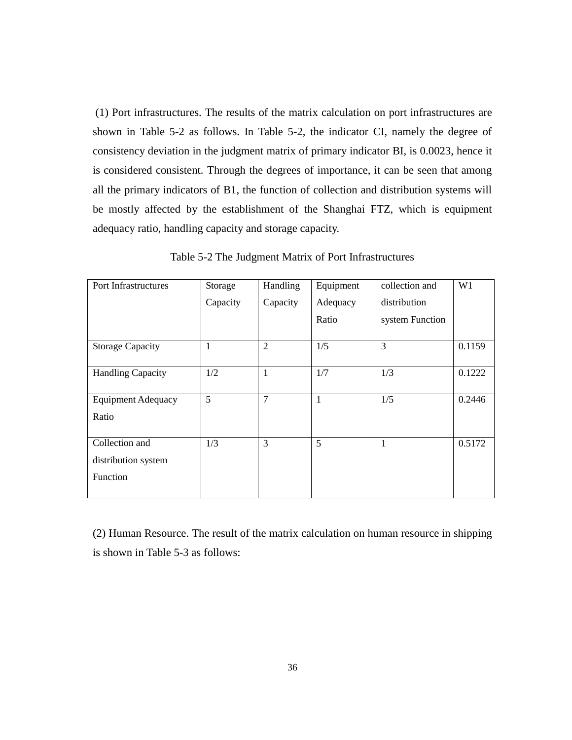(1) Port infrastructures. The results of the matrix calculation on port infrastructures are shown in Table 5-2 as follows. In Table 5-2, the indicator CI, namely the degree of consistency deviation in the judgment matrix of primary indicator BI, is 0.0023, hence it is considered consistent. Through the degrees of importance, it can be seen that among all the primary indicators of B1, the function of collection and distribution systems will be mostly affected by the establishment of the Shanghai FTZ, which is equipment adequacy ratio, handling capacity and storage capacity.

Table 5-2 The Judgment Matrix of Port Infrastructures

| Port Infrastructures | Storage Capacity | Handling Capacity | Equipment Adequacy Ratio | collection and distribution system Function | W1 |
|---|---|---|---|---|---|
| Storage Capacity | 1 | 2 | 1/5 | 3 | 0.1159 |
| Handling Capacity | 1/2 | 1 | 1/7 | 1/3 | 0.1222 |
| Equipment Adequacy Ratio | 5 | 7 | 1 | 1/5 | 0.2446 |
| Collection and distribution system Function | 1/3 | 3 | 5 | 1 | 0.5172 |

(2) Human Resource. The result of the matrix calculation on human resource in shipping is shown in Table 5-3 as follows: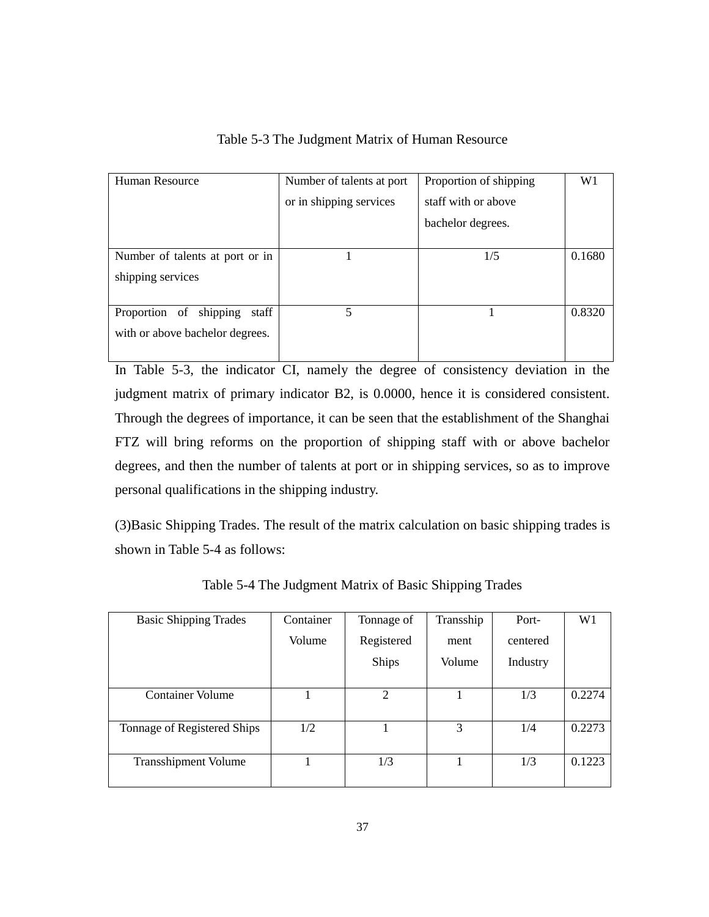Table 5-3 The Judgment Matrix of Human Resource

| Human Resource | Number of talents at port or in shipping services | Proportion of shipping staff with or above bachelor degrees. | W1 |
|---|---|---|---|
| Number of talents at port or in shipping services | 1 | 1/5 | 0.1680 |
| Proportion of shipping staff with or above bachelor degrees. | 5 | 1 | 0.8320 |

In Table 5-3, the indicator CI, namely the degree of consistency deviation in the judgment matrix of primary indicator B2, is 0.0000, hence it is considered consistent. Through the degrees of importance, it can be seen that the establishment of the Shanghai FTZ will bring reforms on the proportion of shipping staff with or above bachelor degrees, and then the number of talents at port or in shipping services, so as to improve personal qualifications in the shipping industry.

(3)Basic Shipping Trades. The result of the matrix calculation on basic shipping trades is shown in Table 5-4 as follows:

Table 5-4 The Judgment Matrix of Basic Shipping Trades

| Basic Shipping Trades | Container Volume | Tonnage of Registered Ships | Transshipment Volume | Port-centered Industry | W1 |
|---|---|---|---|---|---|
| Container Volume | 1 | 2 | 1 | 1/3 | 0.2274 |
| Tonnage of Registered Ships | 1/2 | 1 | 3 | 1/4 | 0.2273 |
| Transshipment Volume | 1 | 1/3 | 1 | 1/3 | 0.1223 |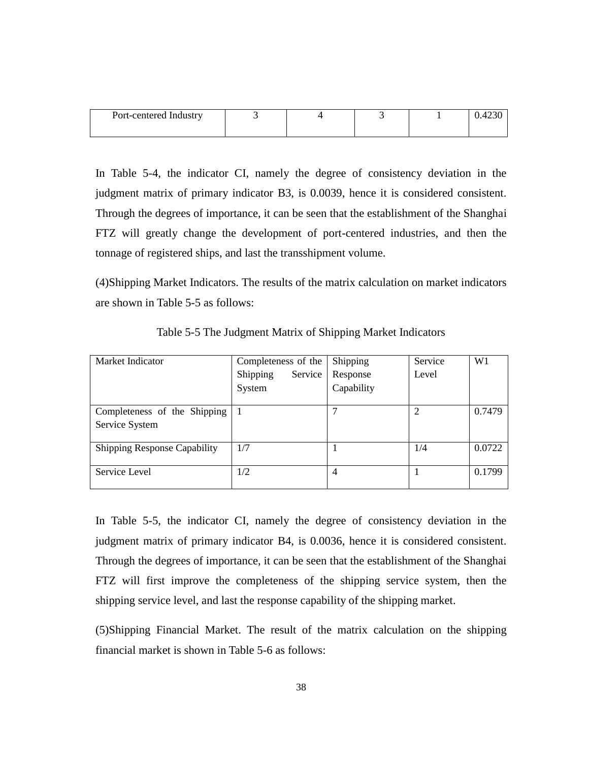| Port-centered Industry | 3 | 4 | 3 | 1 | 0.4230 |
|---|---|---|---|---|---|

In Table 5-4, the indicator CI, namely the degree of consistency deviation in the judgment matrix of primary indicator B3, is 0.0039, hence it is considered consistent. Through the degrees of importance, it can be seen that the establishment of the Shanghai FTZ will greatly change the development of port-centered industries, and then the tonnage of registered ships, and last the transshipment volume.

(4)Shipping Market Indicators. The results of the matrix calculation on market indicators are shown in Table 5-5 as follows:

Table 5-5 The Judgment Matrix of Shipping Market Indicators

| Market Indicator | Completeness of the Shipping Service System | Shipping Response Capability | Service Level | W1 |
|---|---|---|---|---|
| Completeness of the Shipping Service System | 1 | 7 | 2 | 0.7479 |
| Shipping Response Capability | 1/7 | 1 | 1/4 | 0.0722 |
| Service Level | 1/2 | 4 | 1 | 0.1799 |

In Table 5-5, the indicator CI, namely the degree of consistency deviation in the judgment matrix of primary indicator B4, is 0.0036, hence it is considered consistent. Through the degrees of importance, it can be seen that the establishment of the Shanghai FTZ will first improve the completeness of the shipping service system, then the shipping service level, and last the response capability of the shipping market.

(5)Shipping Financial Market. The result of the matrix calculation on the shipping financial market is shown in Table 5-6 as follows: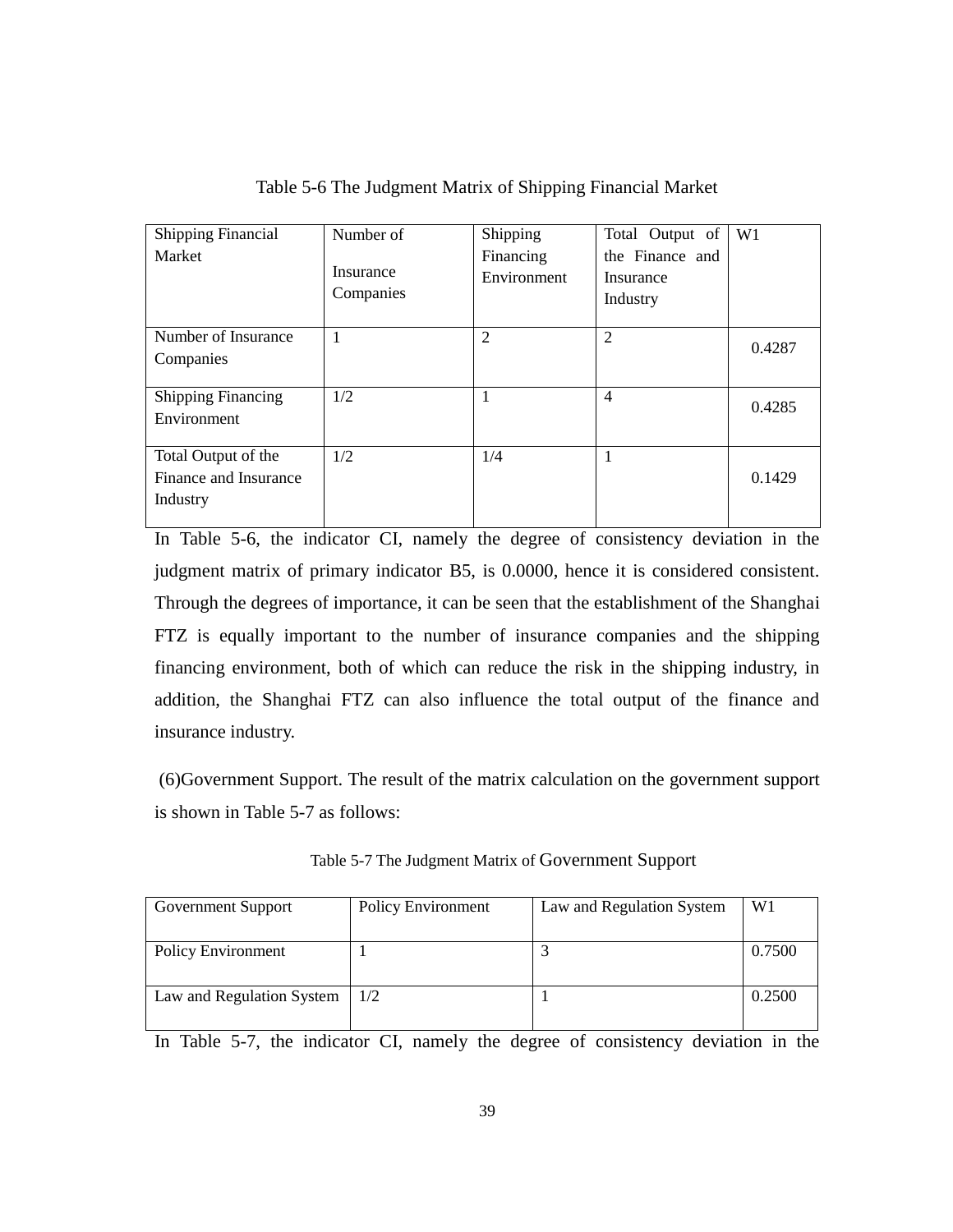Table 5-6 The Judgment Matrix of Shipping Financial Market

| Shipping Financial Market | Number of Insurance Companies | Shipping Financing Environment | Total Output of the Finance and Insurance Industry | W1 |
|---|---|---|---|---|
| Number of Insurance Companies | 1 | 2 | 2 | 0.4287 |
| Shipping Financing Environment | 1/2 | 1 | 4 | 0.4285 |
| Total Output of the Finance and Insurance Industry | 1/2 | 1/4 | 1 | 0.1429 |

In Table 5-6, the indicator CI, namely the degree of consistency deviation in the judgment matrix of primary indicator B5, is 0.0000, hence it is considered consistent. Through the degrees of importance, it can be seen that the establishment of the Shanghai FTZ is equally important to the number of insurance companies and the shipping financing environment, both of which can reduce the risk in the shipping industry, in addition, the Shanghai FTZ can also influence the total output of the finance and insurance industry.

(6)Government Support. The result of the matrix calculation on the government support is shown in Table 5-7 as follows:

Table 5-7 The Judgment Matrix of Government Support

| Government Support | Policy Environment | Law and Regulation System | W1 |
|---|---|---|---|
| Policy Environment | 1 | 3 | 0.7500 |
| Law and Regulation System | 1/2 | 1 | 0.2500 |

In Table 5-7, the indicator CI, namely the degree of consistency deviation in the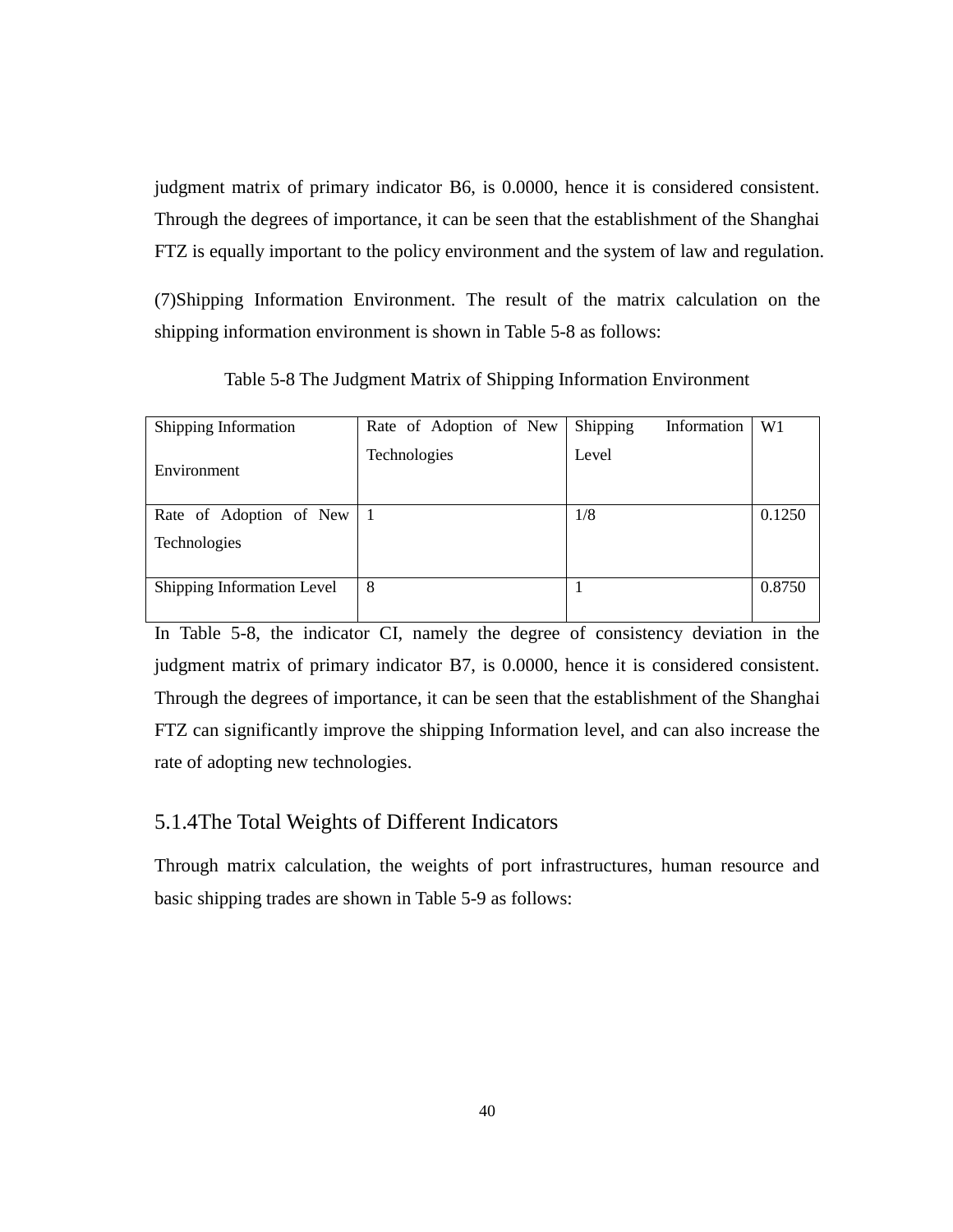judgment matrix of primary indicator B6, is 0.0000, hence it is considered consistent. Through the degrees of importance, it can be seen that the establishment of the Shanghai FTZ is equally important to the policy environment and the system of law and regulation.

(7)Shipping Information Environment. The result of the matrix calculation on the shipping information environment is shown in Table 5-8 as follows:

Table 5-8 The Judgment Matrix of Shipping Information Environment

| Shipping Information Environment | Rate of Adoption of New Technologies | Shipping Information Level | W1 |
|---|---|---|---|
| Rate of Adoption of New Technologies | 1 | 1/8 | 0.1250 |
| Shipping Information Level | 8 | 1 | 0.8750 |

In Table 5-8, the indicator CI, namely the degree of consistency deviation in the judgment matrix of primary indicator B7, is 0.0000, hence it is considered consistent. Through the degrees of importance, it can be seen that the establishment of the Shanghai FTZ can significantly improve the shipping Information level, and can also increase the rate of adopting new technologies.

### 5.1.4The Total Weights of Different Indicators

Through matrix calculation, the weights of port infrastructures, human resource and basic shipping trades are shown in Table 5-9 as follows: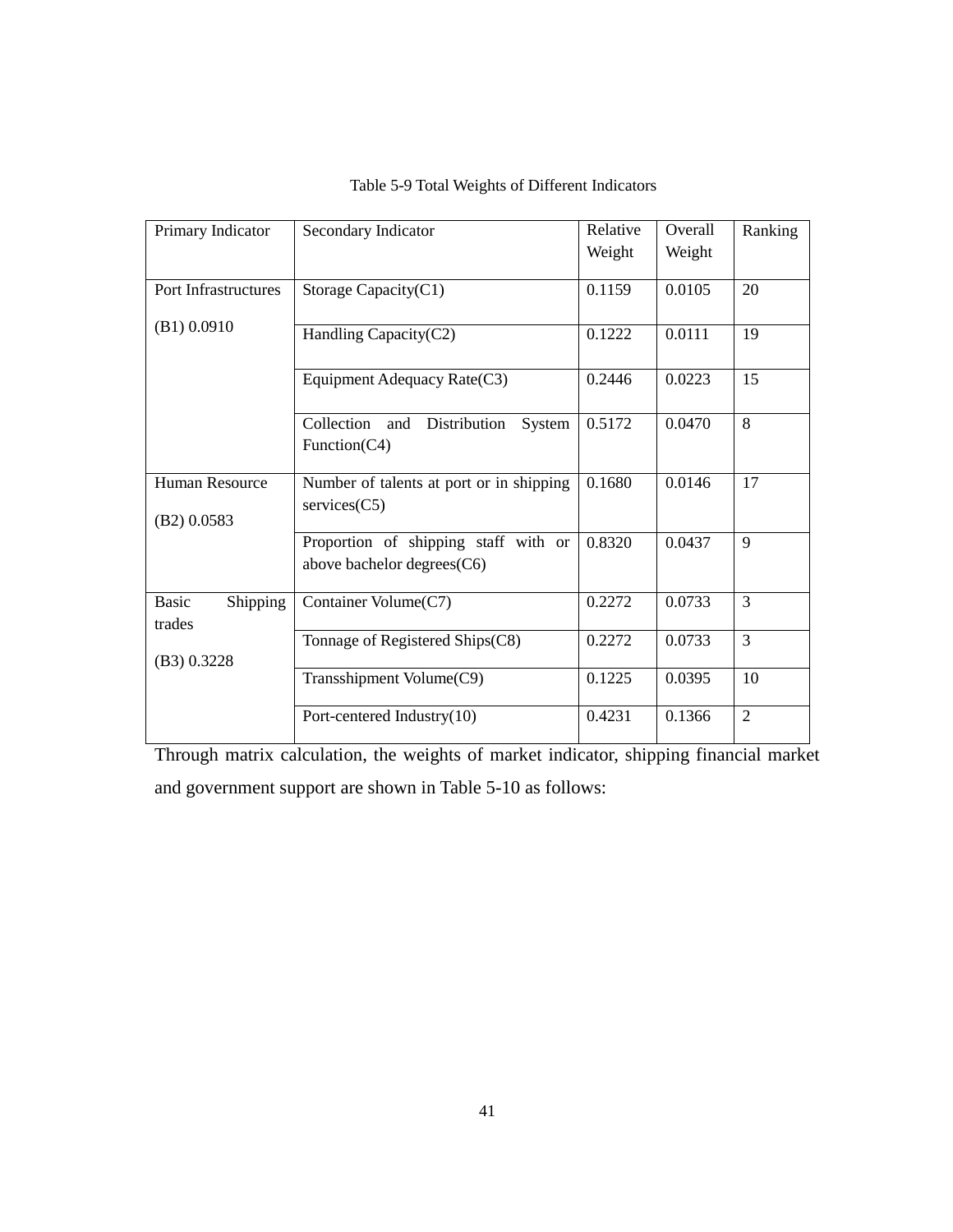Table 5-9 Total Weights of Different Indicators

| Primary Indicator | Secondary Indicator | Relative Weight | Overall Weight | Ranking |
|---|---|---|---|---|
| Port Infrastructures (B1) 0.0910 | Storage Capacity(C1) | 0.1159 | 0.0105 | 20 |
| | Handling Capacity(C2) | 0.1222 | 0.0111 | 19 |
| | Equipment Adequacy Rate(C3) | 0.2446 | 0.0223 | 15 |
| | Collection and Distribution System Function(C4) | 0.5172 | 0.0470 | 8 |
| Human Resource (B2) 0.0583 | Number of talents at port or in shipping services(C5) | 0.1680 | 0.0146 | 17 |
| | Proportion of shipping staff with or above bachelor degrees(C6) | 0.8320 | 0.0437 | 9 |
| Basic Shipping trades (B3) 0.3228 | Container Volume(C7) | 0.2272 | 0.0733 | 3 |
| | Tonnage of Registered Ships(C8) | 0.2272 | 0.0733 | 3 |
| | Transshipment Volume(C9) | 0.1225 | 0.0395 | 10 |
| | Port-centered Industry(10) | 0.4231 | 0.1366 | 2 |

Through matrix calculation, the weights of market indicator, shipping financial market and government support are shown in Table 5-10 as follows: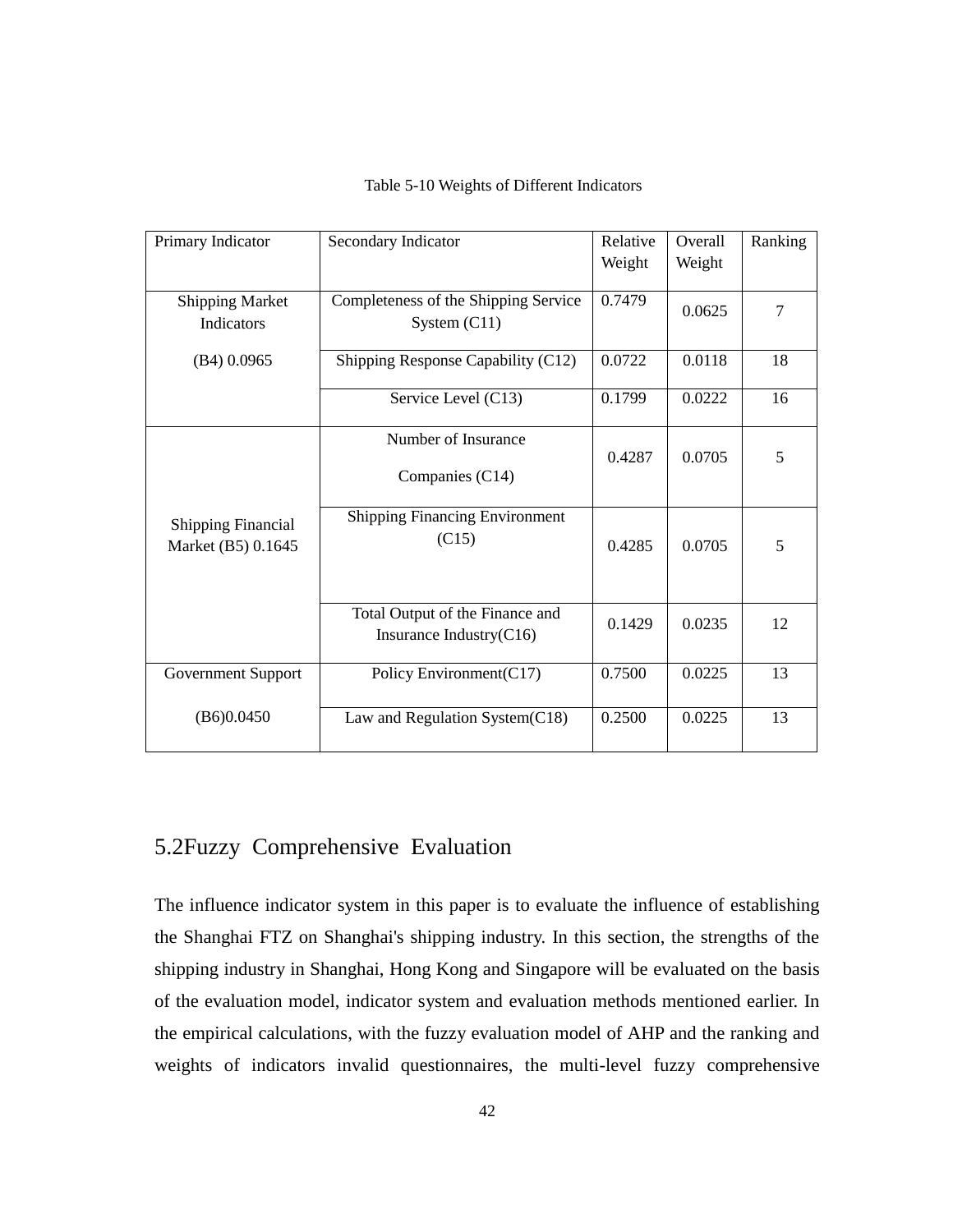Table 5-10 Weights of Different Indicators

| Primary Indicator | Secondary Indicator | Relative Weight | Overall Weight | Ranking |
|---|---|---|---|---|
| Shipping Market Indicators (B4) 0.0965 | Completeness of the Shipping Service System (C11) | 0.7479 | 0.0625 | 7 |
| | Shipping Response Capability (C12) | 0.0722 | 0.0118 | 18 |
| | Service Level (C13) | 0.1799 | 0.0222 | 16 |
| Shipping Financial Market (B5) 0.1645 | Number of Insurance Companies (C14) | 0.4287 | 0.0705 | 5 |
| | Shipping Financing Environment (C15) | 0.4285 | 0.0705 | 5 |
| | Total Output of the Finance and Insurance Industry(C16) | 0.1429 | 0.0235 | 12 |
| Government Support (B6)0.0450 | Policy Environment(C17) | 0.7500 | 0.0225 | 13 |
| | Law and Regulation System(C18) | 0.2500 | 0.0225 | 13 |

## 5.2Fuzzy Comprehensive Evaluation

The influence indicator system in this paper is to evaluate the influence of establishing the Shanghai FTZ on Shanghai's shipping industry. In this section, the strengths of the shipping industry in Shanghai, Hong Kong and Singapore will be evaluated on the basis of the evaluation model, indicator system and evaluation methods mentioned earlier. In the empirical calculations, with the fuzzy evaluation model of AHP and the ranking and weights of indicators invalid questionnaires, the multi-level fuzzy comprehensive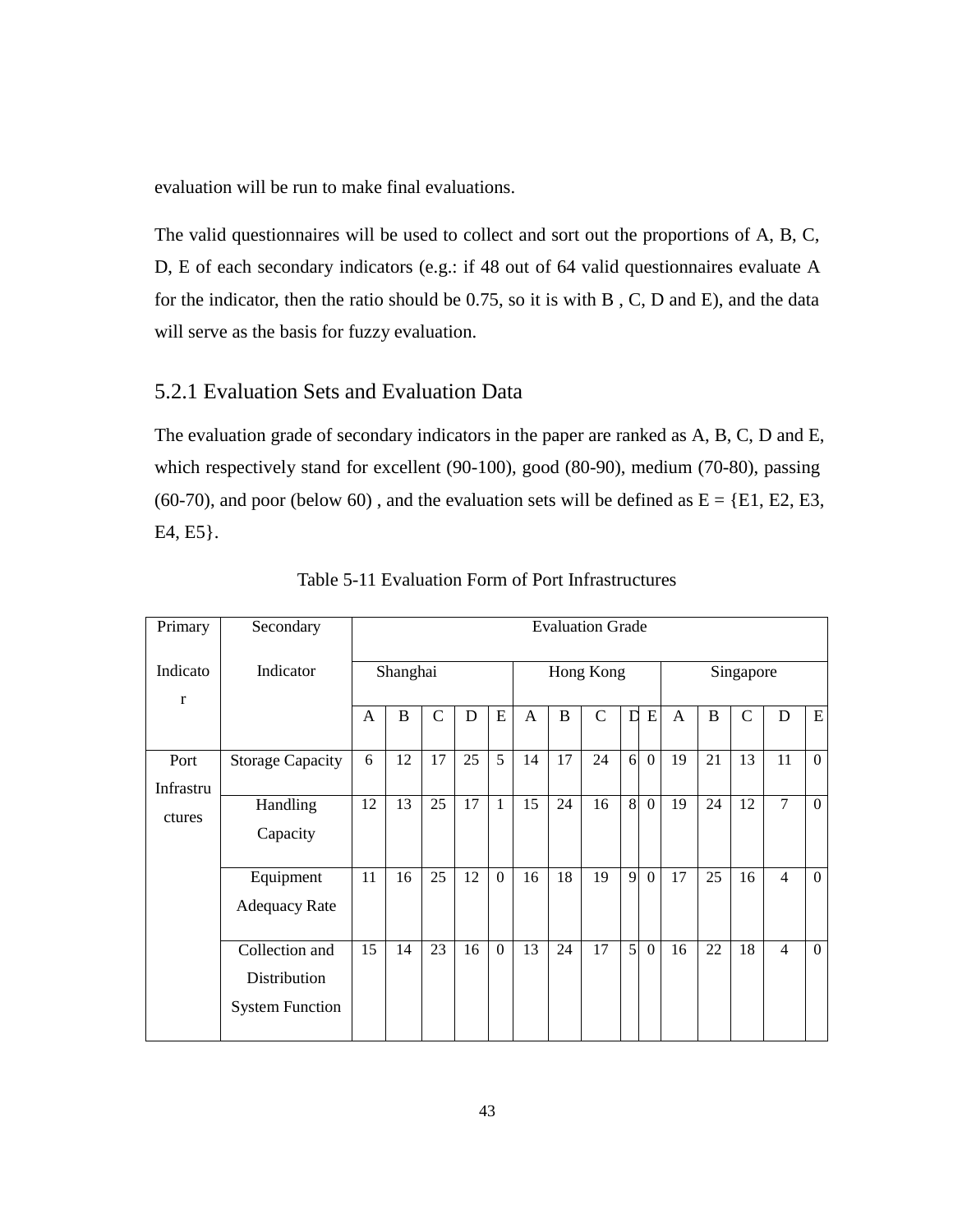evaluation will be run to make final evaluations.

The valid questionnaires will be used to collect and sort out the proportions of A, B, C, D, E of each secondary indicators (e.g.: if 48 out of 64 valid questionnaires evaluate A for the indicator, then the ratio should be 0.75, so it is with B , C, D and E), and the data will serve as the basis for fuzzy evaluation.

## 5.2.1 Evaluation Sets and Evaluation Data

The evaluation grade of secondary indicators in the paper are ranked as A, B, C, D and E, which respectively stand for excellent (90-100), good (80-90), medium (70-80), passing (60-70), and poor (below 60) , and the evaluation sets will be defined as E = {E1, E2, E3, E4, E5}.

Table 5-11 Evaluation Form of Port Infrastructures

| Primary Indicator | Secondary Indicator | Evaluation Grade | | | | | | | | | | | | | | |
|---|---|---|---|---|---|---|---|---|---|---|---|---|---|---|---|---|
| | | Shanghai | | | | | Hong Kong | | | | | Singapore | | | | |
| | | A | B | C | D | E | A | B | C | D | E | A | B | C | D | E |
| Port Infrastructures | Storage Capacity | 6 | 12 | 17 | 25 | 5 | 14 | 17 | 24 | 6 | 0 | 19 | 21 | 13 | 11 | 0 |
| | Handling Capacity | 12 | 13 | 25 | 17 | 1 | 15 | 24 | 16 | 8 | 0 | 19 | 24 | 12 | 7 | 0 |
| | Equipment Adequacy Rate | 11 | 16 | 25 | 12 | 0 | 16 | 18 | 19 | 9 | 0 | 17 | 25 | 16 | 4 | 0 |
| | Collection and Distribution System Function | 15 | 14 | 23 | 16 | 0 | 13 | 24 | 17 | 5 | 0 | 16 | 22 | 18 | 4 | 0 |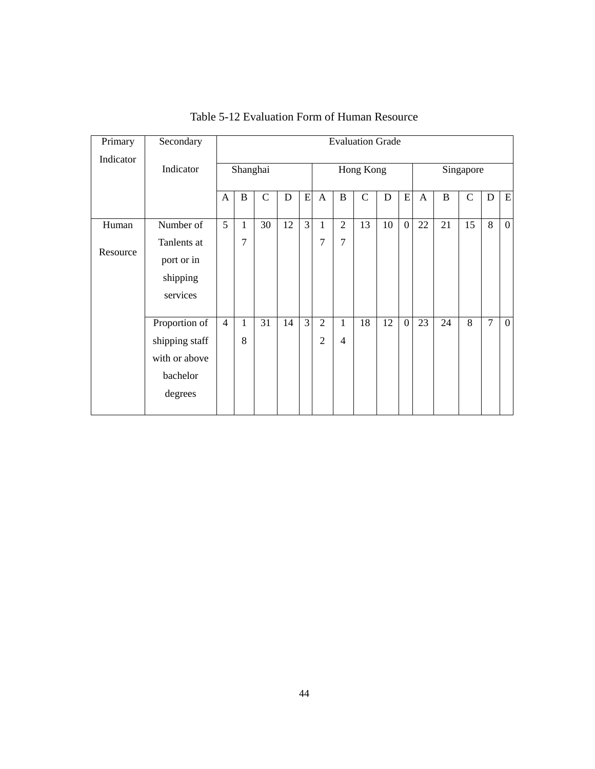Table 5-12 Evaluation Form of Human Resource

| Primary Indicator | Secondary Indicator | Evaluation Grade | | | | | | | | | | | | | | |
|---|---|---|---|---|---|---|---|---|---|---|---|---|---|---|---|---|
| | | Shanghai | | | | | Hong Kong | | | | | Singapore | | | | |
| | | A | B | C | D | E | A | B | C | D | E | A | B | C | D | E |
| Human Resource | Number of Tanlents at port or in shipping services | 5 | 17 | 30 | 12 | 3 | 17 | 27 | 13 | 10 | 0 | 22 | 21 | 15 | 8 | 0 |
| | Proportion of shipping staff with or above bachelor degrees | 4 | 18 | 31 | 14 | 3 | 22 | 14 | 18 | 12 | 0 | 23 | 24 | 8 | 7 | 0 |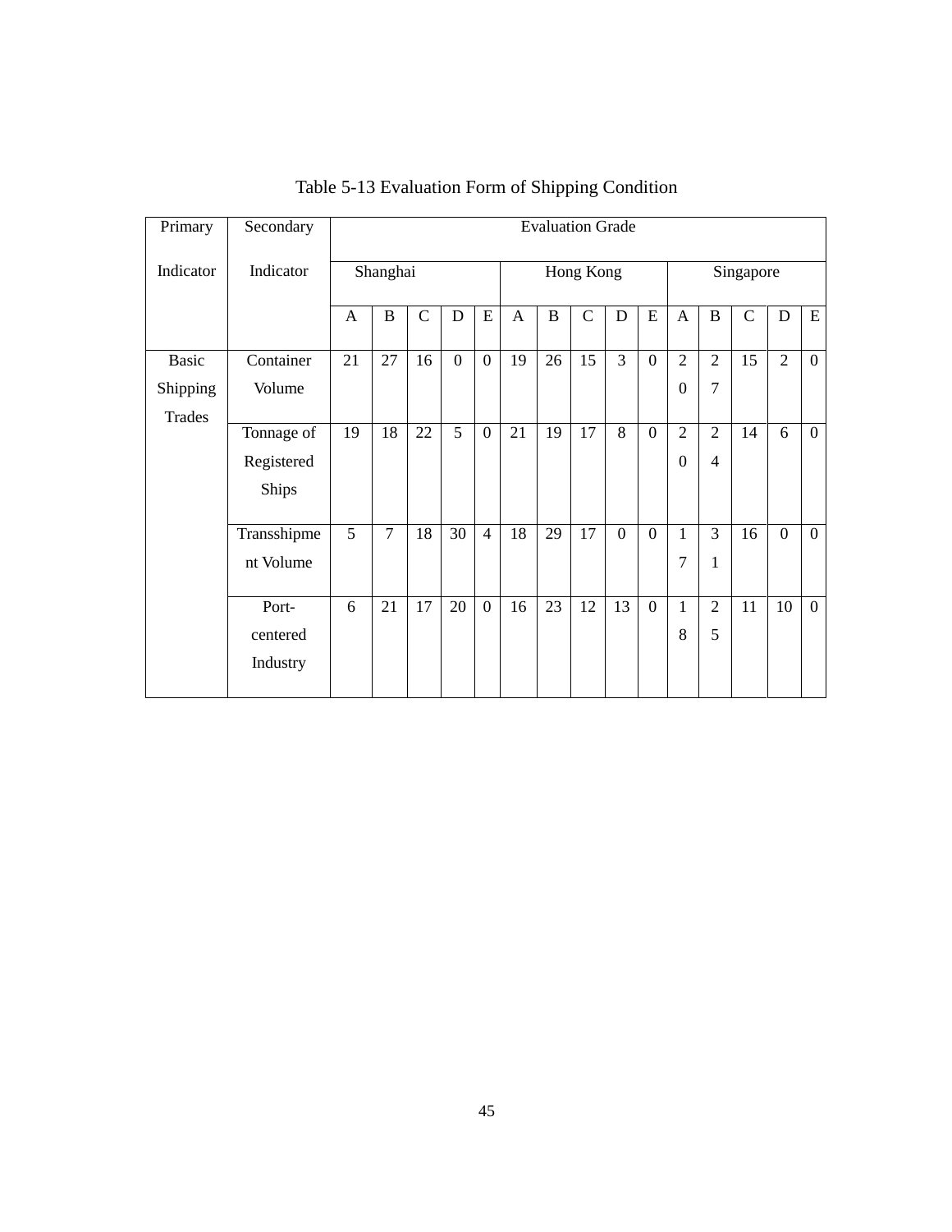Table 5-13 Evaluation Form of Shipping Condition

| Primary Indicator | Secondary Indicator | Evaluation Grade | | | | | | | | | | | | | | |
|---|---|---|---|---|---|---|---|---|---|---|---|---|---|---|---|---|
| | | Shanghai | | | | | Hong Kong | | | | | Singapore | | | | |
| | | A | B | C | D | E | A | B | C | D | E | A | B | C | D | E |
| Basic Shipping Trades | Container Volume | 21 | 27 | 16 | 0 | 0 | 19 | 26 | 15 | 3 | 0 | 20 | 27 | 15 | 2 | 0 |
| | Tonnage of Registered Ships | 19 | 18 | 22 | 5 | 0 | 21 | 19 | 17 | 8 | 0 | 20 | 24 | 14 | 6 | 0 |
| | Transshipment Volume | 5 | 7 | 18 | 30 | 4 | 18 | 29 | 17 | 0 | 0 | 17 | 31 | 16 | 0 | 0 |
| | Port-centered Industry | 6 | 21 | 17 | 20 | 0 | 16 | 23 | 12 | 13 | 0 | 18 | 25 | 11 | 10 | 0 |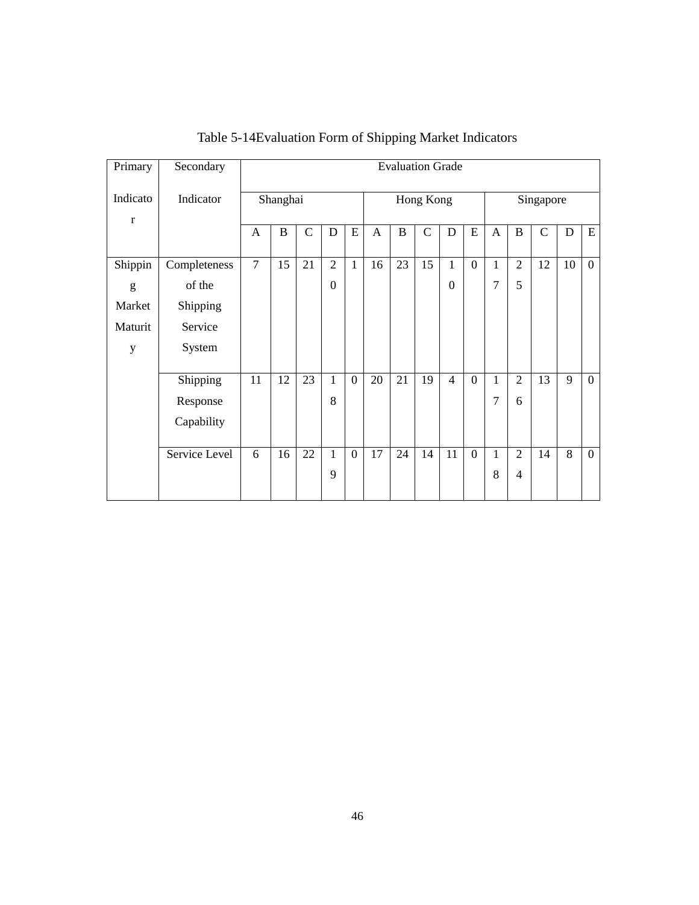Table 5-14Evaluation Form of Shipping Market Indicators

| Primary Indicator | Secondary Indicator | Evaluation Grade | | | | | | | | | | | | | | |
|---|---|---|---|---|---|---|---|---|---|---|---|---|---|---|---|---|
| | | Shanghai | | | | | Hong Kong | | | | | Singapore | | | | |
| | | A | B | C | D | E | A | B | C | D | E | A | B | C | D | E |
| Shipping Market Maturity | Completeness of the Shipping Service System | 7 | 15 | 21 | 20 | 1 | 16 | 23 | 15 | 10 | 0 | 17 | 25 | 12 | 10 | 0 |
| | Shipping Response Capability | 11 | 12 | 23 | 18 | 0 | 20 | 21 | 19 | 4 | 0 | 17 | 26 | 13 | 9 | 0 |
| | Service Level | 6 | 16 | 22 | 19 | 0 | 17 | 24 | 14 | 11 | 0 | 18 | 24 | 14 | 8 | 0 |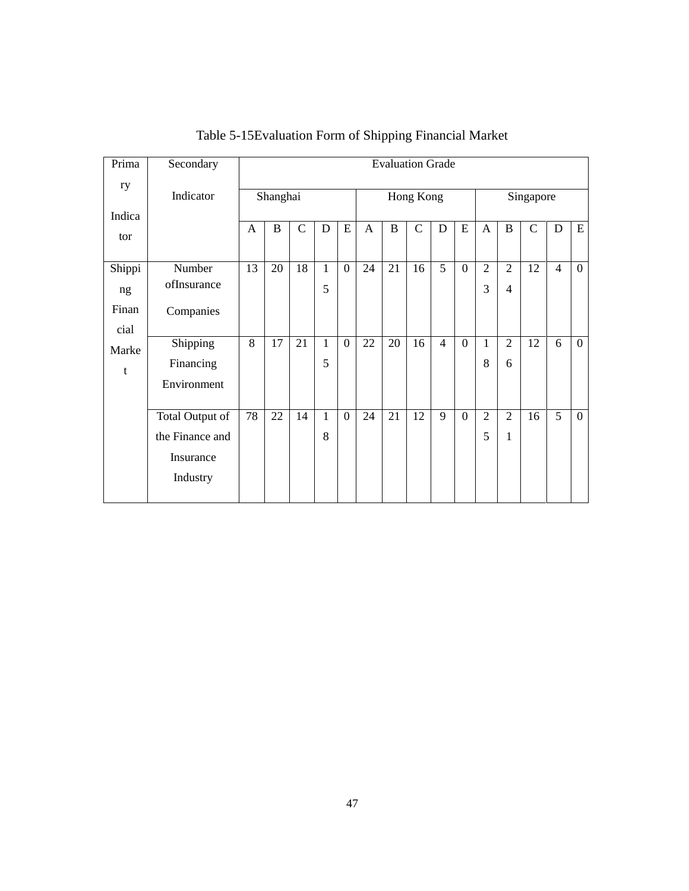Table 5-15Evaluation Form of Shipping Financial Market

| Primary Indicator | Secondary Indicator | Evaluation Grade | | | | | | | | | | | | | | |
|---|---|---|---|---|---|---|---|---|---|---|---|---|---|---|---|---|
| | | Shanghai | | | | | Hong Kong | | | | | Singapore | | | | |
| | | A | B | C | D | E | A | B | C | D | E | A | B | C | D | E |
| Shipping Financial Market | Number ofInsurance Companies | 13 | 20 | 18 | 15 | 0 | 24 | 21 | 16 | 5 | 0 | 23 | 24 | 12 | 4 | 0 |
| | Shipping Financing Environment | 8 | 17 | 21 | 15 | 0 | 22 | 20 | 16 | 4 | 0 | 18 | 26 | 12 | 6 | 0 |
| | Total Output of the Finance and Insurance Industry | 78 | 22 | 14 | 18 | 0 | 24 | 21 | 12 | 9 | 0 | 25 | 21 | 16 | 5 | 0 |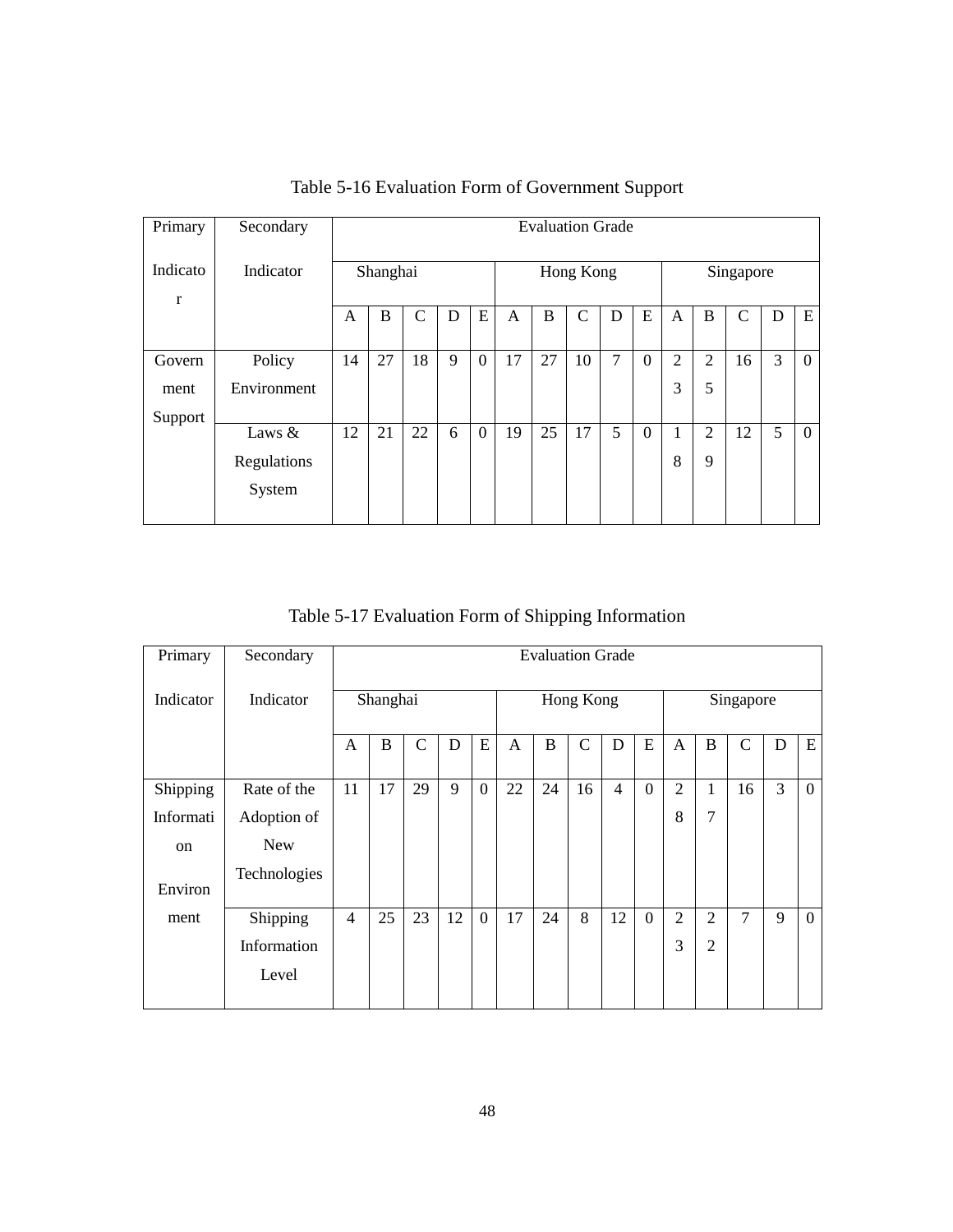Table 5-16 Evaluation Form of Government Support

| Primary Indicator | Secondary Indicator | Evaluation Grade | | | | | | | | | | | | | | |
|---|---|---|---|---|---|---|---|---|---|---|---|---|---|---|---|---|
| | | Shanghai | | | | | Hong Kong | | | | | Singapore | | | | |
| | | A | B | C | D | E | A | B | C | D | E | A | B | C | D | E |
| Government Support | Policy Environment | 14 | 27 | 18 | 9 | 0 | 17 | 27 | 10 | 7 | 0 | 23 | 25 | 16 | 3 | 0 |
| | Laws & Regulations System | 12 | 21 | 22 | 6 | 0 | 19 | 25 | 17 | 5 | 0 | 18 | 29 | 12 | 5 | 0 |

Table 5-17 Evaluation Form of Shipping Information

| Primary Indicator | Secondary Indicator | Evaluation Grade | | | | | | | | | | | | | | |
|---|---|---|---|---|---|---|---|---|---|---|---|---|---|---|---|---|
| | | Shanghai | | | | | Hong Kong | | | | | Singapore | | | | |
| | | A | B | C | D | E | A | B | C | D | E | A | B | C | D | E |
| Shipping Information Environment | Rate of the Adoption of New Technologies | 11 | 17 | 29 | 9 | 0 | 22 | 24 | 16 | 4 | 0 | 28 | 17 | 16 | 3 | 0 |
| | Shipping Information Level | 4 | 25 | 23 | 12 | 0 | 17 | 24 | 8 | 12 | 0 | 23 | 22 | 7 | 9 | 0 |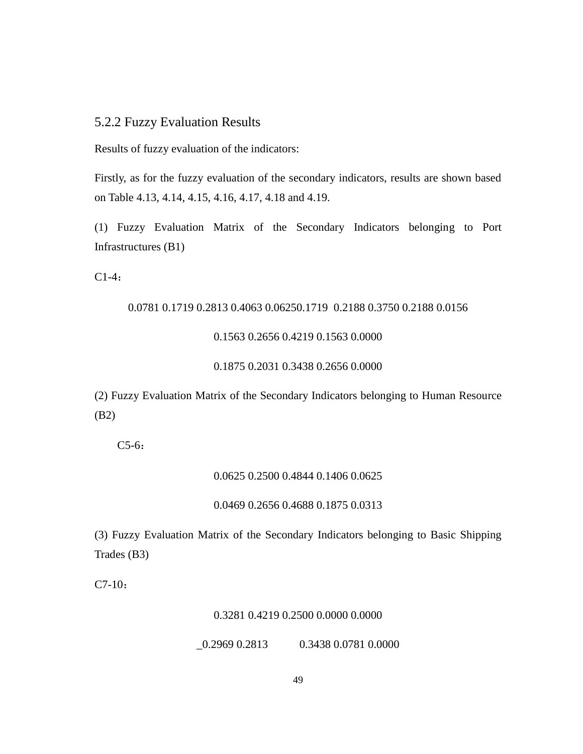### 5.2.2 Fuzzy Evaluation Results

Results of fuzzy evaluation of the indicators:

Firstly, as for the fuzzy evaluation of the secondary indicators, results are shown based on Table 4.13, 4.14, 4.15, 4.16, 4.17, 4.18 and 4.19.

(1) Fuzzy Evaluation Matrix of the Secondary Indicators belonging to Port Infrastructures (B1)

C1-4：

0.0781 0.1719 0.2813 0.4063 0.06250.1719 0.2188 0.3750 0.2188 0.0156

0.1563 0.2656 0.4219 0.1563 0.0000

0.1875 0.2031 0.3438 0.2656 0.0000

(2) Fuzzy Evaluation Matrix of the Secondary Indicators belonging to Human Resource (B2)

C5-6：

0.0625 0.2500 0.4844 0.1406 0.0625

0.0469 0.2656 0.4688 0.1875 0.0313

(3) Fuzzy Evaluation Matrix of the Secondary Indicators belonging to Basic Shipping Trades (B3)

C7-10：

0.3281 0.4219 0.2500 0.0000 0.0000

_0.2969 0.2813 0.3438 0.0781 0.0000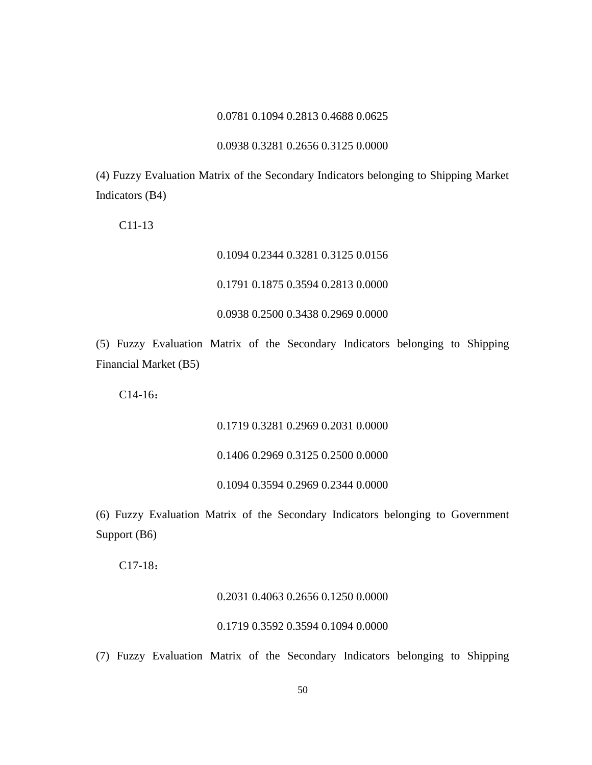0.0781 0.1094 0.2813 0.4688 0.0625

0.0938 0.3281 0.2656 0.3125 0.0000

(4) Fuzzy Evaluation Matrix of the Secondary Indicators belonging to Shipping Market Indicators (B4)

C11-13

0.1094 0.2344 0.3281 0.3125 0.0156

0.1791 0.1875 0.3594 0.2813 0.0000

0.0938 0.2500 0.3438 0.2969 0.0000

(5) Fuzzy Evaluation Matrix of the Secondary Indicators belonging to Shipping Financial Market (B5)

C14-16：

0.1719 0.3281 0.2969 0.2031 0.0000

0.1406 0.2969 0.3125 0.2500 0.0000

0.1094 0.3594 0.2969 0.2344 0.0000

(6) Fuzzy Evaluation Matrix of the Secondary Indicators belonging to Government Support (B6)

C17-18：

0.2031 0.4063 0.2656 0.1250 0.0000

0.1719 0.3592 0.3594 0.1094 0.0000

(7) Fuzzy Evaluation Matrix of the Secondary Indicators belonging to Shipping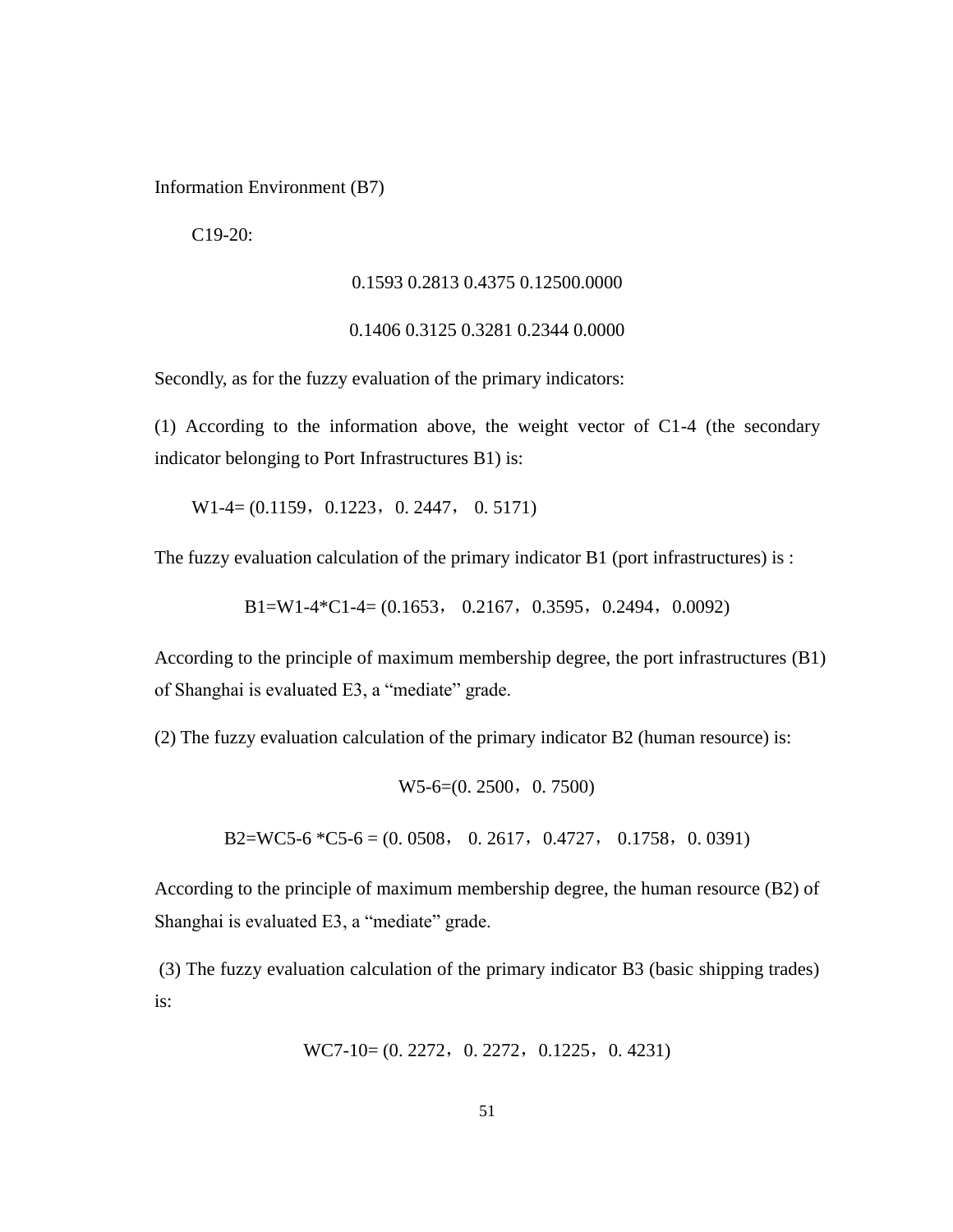Information Environment (B7)

C19-20:

$$
\begin{matrix} 0.1593 & 0.2813 & 0.4375 & 0.1250 & 0.0000 \\ 0.1406 & 0.3125 & 0.3281 & 0.2344 & 0.0000 \end{matrix}
$$

Secondly, as for the fuzzy evaluation of the primary indicators:

(1) According to the information above, the weight vector of C1-4 (the secondary indicator belonging to Port Infrastructures B1) is:

$$W_{1-4} = (0.1159，0.1223，0.2447，0.5171)$$

The fuzzy evaluation calculation of the primary indicator B1 (port infrastructures) is :

$$B1 = W_{1-4} * C_{1-4} = (0.1653，0.2167，0.3595，0.2494，0.0092)$$

According to the principle of maximum membership degree, the port infrastructures (B1) of Shanghai is evaluated E3, a "mediate" grade.

(2) The fuzzy evaluation calculation of the primary indicator B2 (human resource) is:

$$W_{5-6} = (0.2500，0.7500)$$

$$B2 = WC_{5-6} * C_{5-6} = (0.0508，0.2617，0.4727，0.1758，0.0391)$$

According to the principle of maximum membership degree, the human resource (B2) of Shanghai is evaluated E3, a "mediate" grade.

(3) The fuzzy evaluation calculation of the primary indicator B3 (basic shipping trades) is:

$$WC_{7-10} = (0.2272，0.2272，0.1225，0.4231)$$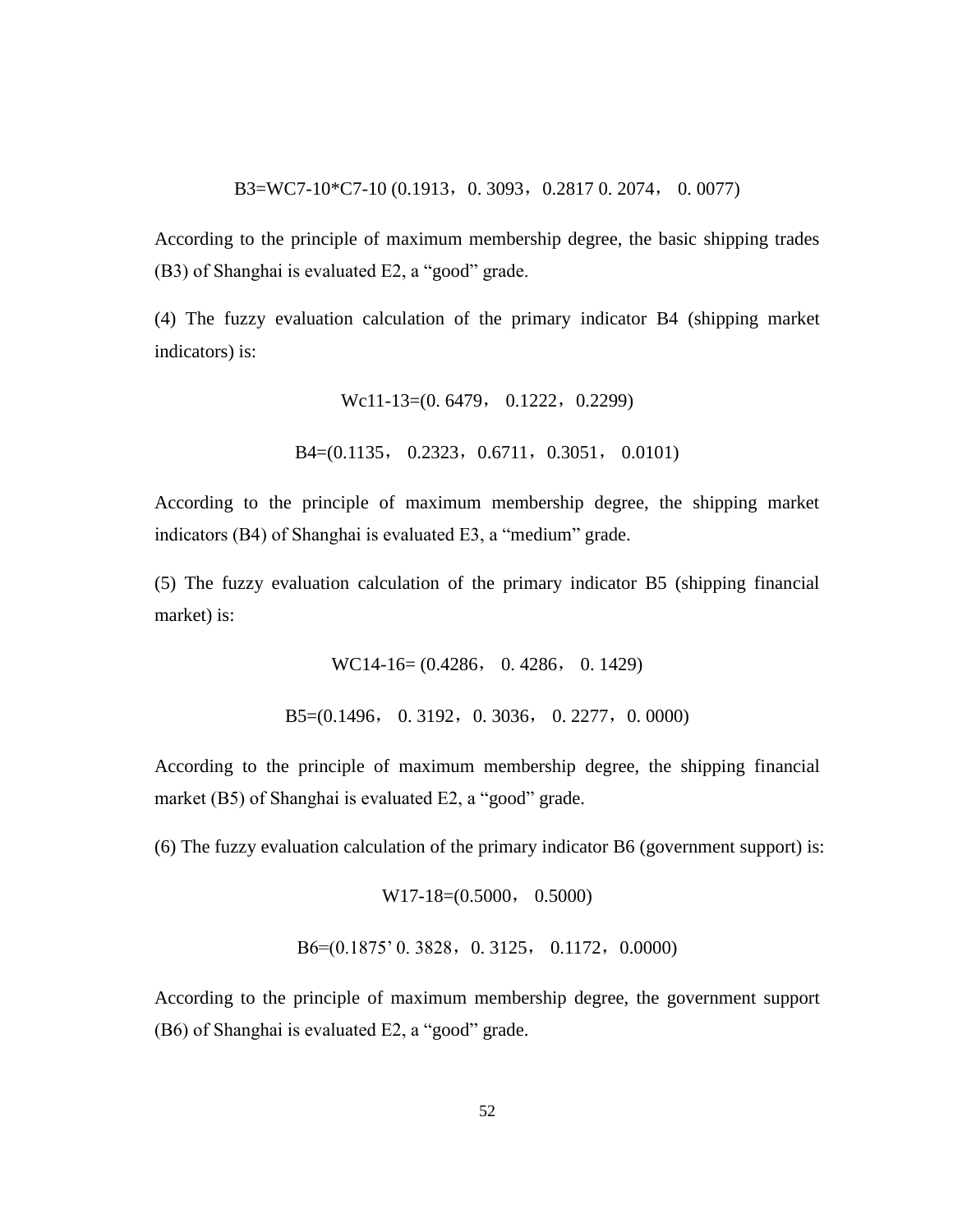$$B3=W_{C7-10}*C_{7-10}\ (0.1913,\ 0.3093,\ 0.2817\ 0.2074,\ 0.0077)$$

According to the principle of maximum membership degree, the basic shipping trades (B3) of Shanghai is evaluated E2, a “good” grade.

(4) The fuzzy evaluation calculation of the primary indicator B4 (shipping market indicators) is:

$$W_{c11-13}=(0.6479,\ 0.1222,\ 0.2299)$$

$$B4=(0.1135,\ 0.2323,\ 0.6711,\ 0.3051,\ 0.0101)$$

According to the principle of maximum membership degree, the shipping market indicators (B4) of Shanghai is evaluated E3, a “medium” grade.

(5) The fuzzy evaluation calculation of the primary indicator B5 (shipping financial market) is:

$$W_{C14-16}=(0.4286,\ 0.4286,\ 0.1429)$$

$$B5=(0.1496,\ 0.3192,\ 0.3036,\ 0.2277,\ 0.0000)$$

According to the principle of maximum membership degree, the shipping financial market (B5) of Shanghai is evaluated E2, a “good” grade.

(6) The fuzzy evaluation calculation of the primary indicator B6 (government support) is:

$$W_{17-18}=(0.5000,\ 0.5000)$$

$$B6=(0.1875'\ 0.3828,\ 0.3125,\ 0.1172,\ 0.0000)$$

According to the principle of maximum membership degree, the government support (B6) of Shanghai is evaluated E2, a “good” grade.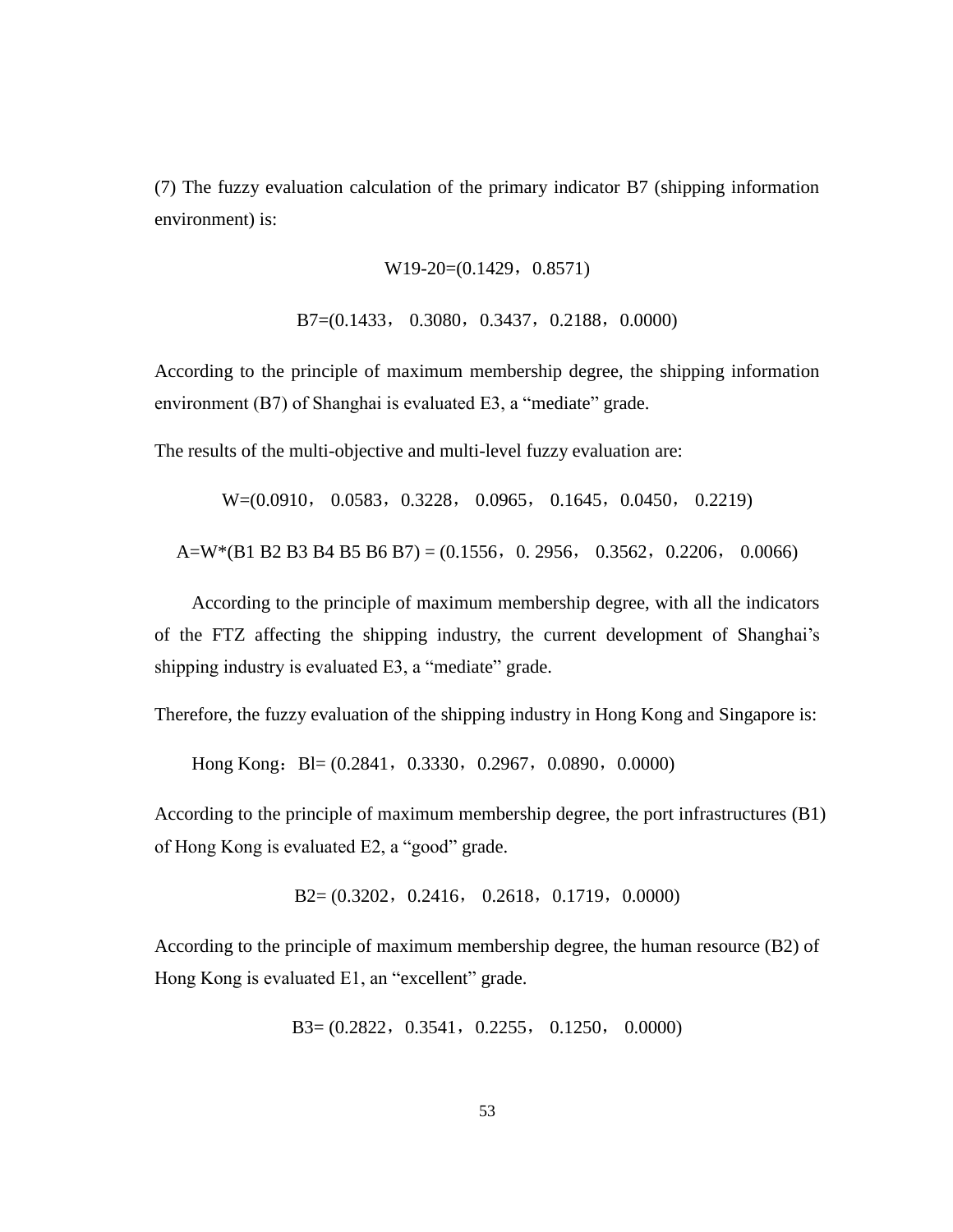(7) The fuzzy evaluation calculation of the primary indicator B7 (shipping information environment) is:

$$W19\text{-}20=(0.1429，0.8571)$$

$$B7=(0.1433， 0.3080，0.3437，0.2188，0.0000)$$

According to the principle of maximum membership degree, the shipping information environment (B7) of Shanghai is evaluated E3, a “mediate” grade.

The results of the multi-objective and multi-level fuzzy evaluation are:

$$W=(0.0910， 0.0583，0.3228， 0.0965， 0.1645，0.0450， 0.2219)$$

$$A=W*(B1\ B2\ B3\ B4\ B5\ B6\ B7) = (0.1556，0.\ 2956， 0.3562，0.2206， 0.0066)$$

According to the principle of maximum membership degree, with all the indicators of the FTZ affecting the shipping industry, the current development of Shanghai’s shipping industry is evaluated E3, a “mediate” grade.

Therefore, the fuzzy evaluation of the shipping industry in Hong Kong and Singapore is:

Hong Kong：Bl= (0.2841，0.3330，0.2967，0.0890，0.0000)

According to the principle of maximum membership degree, the port infrastructures (B1) of Hong Kong is evaluated E2, a “good” grade.

$$B2= (0.3202，0.2416， 0.2618，0.1719，0.0000)$$

According to the principle of maximum membership degree, the human resource (B2) of Hong Kong is evaluated E1, an “excellent” grade.

$$B3= (0.2822，0.3541，0.2255， 0.1250， 0.0000)$$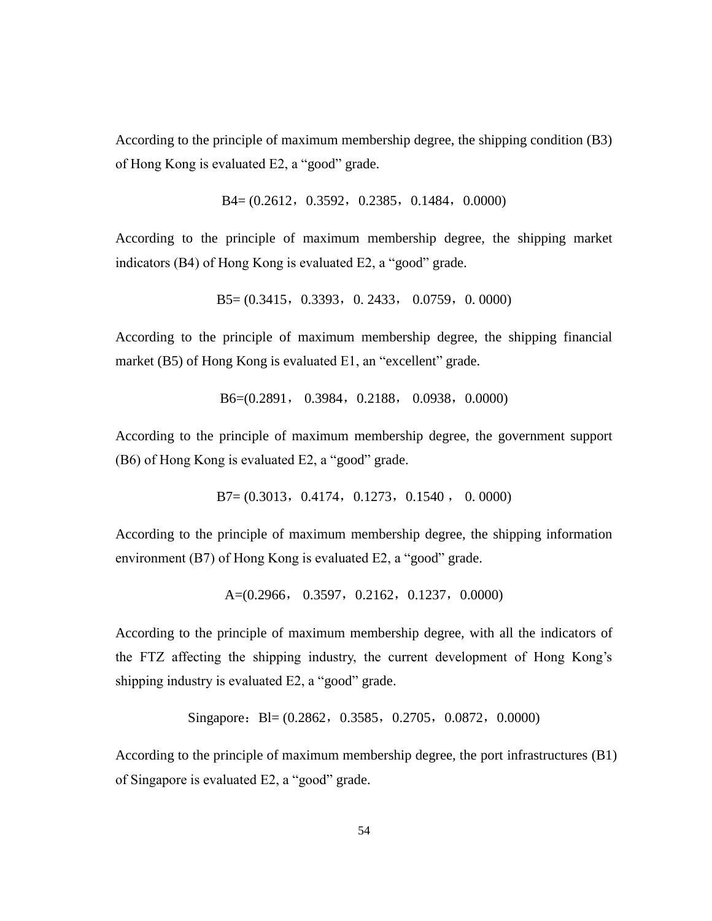According to the principle of maximum membership degree, the shipping condition (B3) of Hong Kong is evaluated E2, a “good” grade.

B4= (0.2612，0.3592，0.2385，0.1484，0.0000)

According to the principle of maximum membership degree, the shipping market indicators (B4) of Hong Kong is evaluated E2, a “good” grade.

B5= (0.3415，0.3393，0. 2433， 0.0759，0. 0000)

According to the principle of maximum membership degree, the shipping financial market (B5) of Hong Kong is evaluated E1, an “excellent” grade.

B6=(0.2891， 0.3984，0.2188， 0.0938，0.0000)

According to the principle of maximum membership degree, the government support (B6) of Hong Kong is evaluated E2, a “good” grade.

B7= (0.3013，0.4174，0.1273，0.1540 ， 0. 0000)

According to the principle of maximum membership degree, the shipping information environment (B7) of Hong Kong is evaluated E2, a “good” grade.

A=(0.2966， 0.3597，0.2162，0.1237，0.0000)

According to the principle of maximum membership degree, with all the indicators of the FTZ affecting the shipping industry, the current development of Hong Kong’s shipping industry is evaluated E2, a “good” grade.

Singapore：Bl= (0.2862，0.3585，0.2705，0.0872，0.0000)

According to the principle of maximum membership degree, the port infrastructures (B1) of Singapore is evaluated E2, a “good” grade.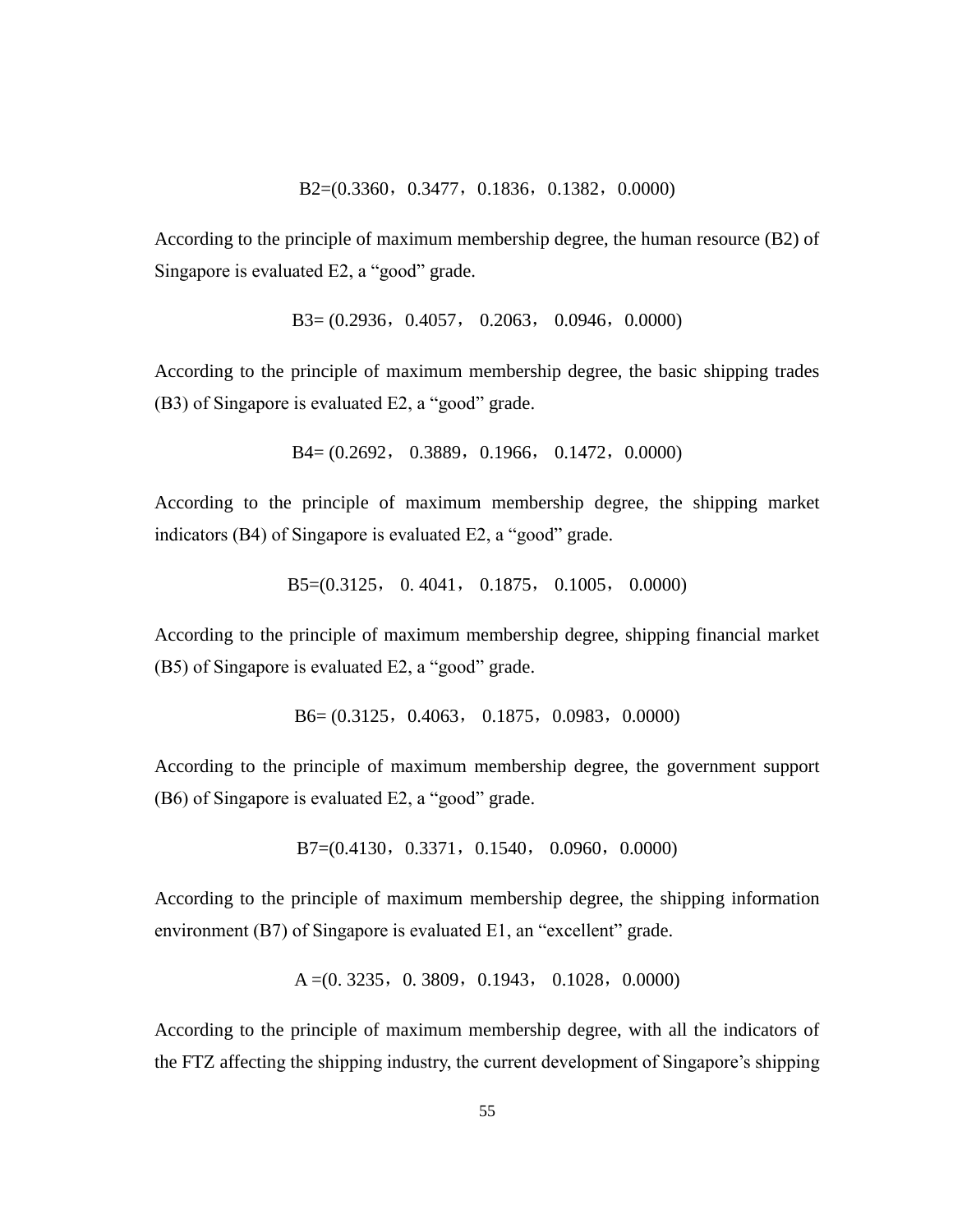B2=(0.3360，0.3477，0.1836，0.1382，0.0000)

According to the principle of maximum membership degree, the human resource (B2) of Singapore is evaluated E2, a “good” grade.

B3= (0.2936，0.4057， 0.2063， 0.0946，0.0000)

According to the principle of maximum membership degree, the basic shipping trades (B3) of Singapore is evaluated E2, a “good” grade.

B4= (0.2692， 0.3889，0.1966， 0.1472，0.0000)

According to the principle of maximum membership degree, the shipping market indicators (B4) of Singapore is evaluated E2, a “good” grade.

B5=(0.3125， 0. 4041， 0.1875， 0.1005， 0.0000)

According to the principle of maximum membership degree, shipping financial market (B5) of Singapore is evaluated E2, a “good” grade.

B6= (0.3125，0.4063， 0.1875，0.0983，0.0000)

According to the principle of maximum membership degree, the government support (B6) of Singapore is evaluated E2, a “good” grade.

B7=(0.4130，0.3371，0.1540， 0.0960，0.0000)

According to the principle of maximum membership degree, the shipping information environment (B7) of Singapore is evaluated E1, an “excellent” grade.

A =(0. 3235，0. 3809，0.1943， 0.1028，0.0000)

According to the principle of maximum membership degree, with all the indicators of the FTZ affecting the shipping industry, the current development of Singapore’s shipping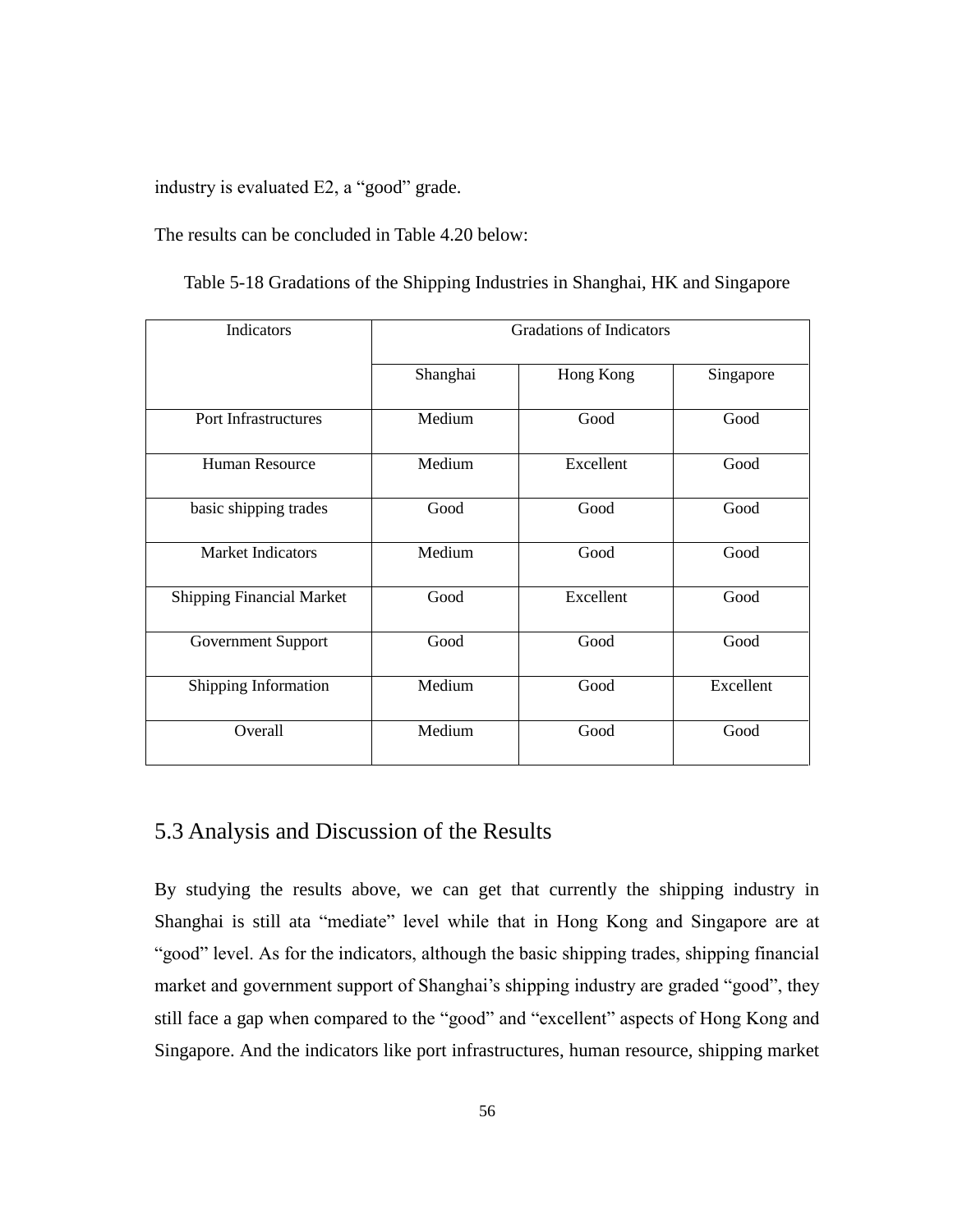industry is evaluated E2, a "good" grade.

The results can be concluded in Table 4.20 below:

Table 5-18 Gradations of the Shipping Industries in Shanghai, HK and Singapore

| Indicators | Gradations of Indicators | | |
|---|---|---|---|
| | Shanghai | Hong Kong | Singapore |
| Port Infrastructures | Medium | Good | Good |
| Human Resource | Medium | Excellent | Good |
| basic shipping trades | Good | Good | Good |
| Market Indicators | Medium | Good | Good |
| Shipping Financial Market | Good | Excellent | Good |
| Government Support | Good | Good | Good |
| Shipping Information | Medium | Good | Excellent |
| Overall | Medium | Good | Good |

## 5.3 Analysis and Discussion of the Results

By studying the results above, we can get that currently the shipping industry in Shanghai is still ata "mediate" level while that in Hong Kong and Singapore are at "good" level. As for the indicators, although the basic shipping trades, shipping financial market and government support of Shanghai's shipping industry are graded "good", they still face a gap when compared to the "good" and "excellent" aspects of Hong Kong and Singapore. And the indicators like port infrastructures, human resource, shipping market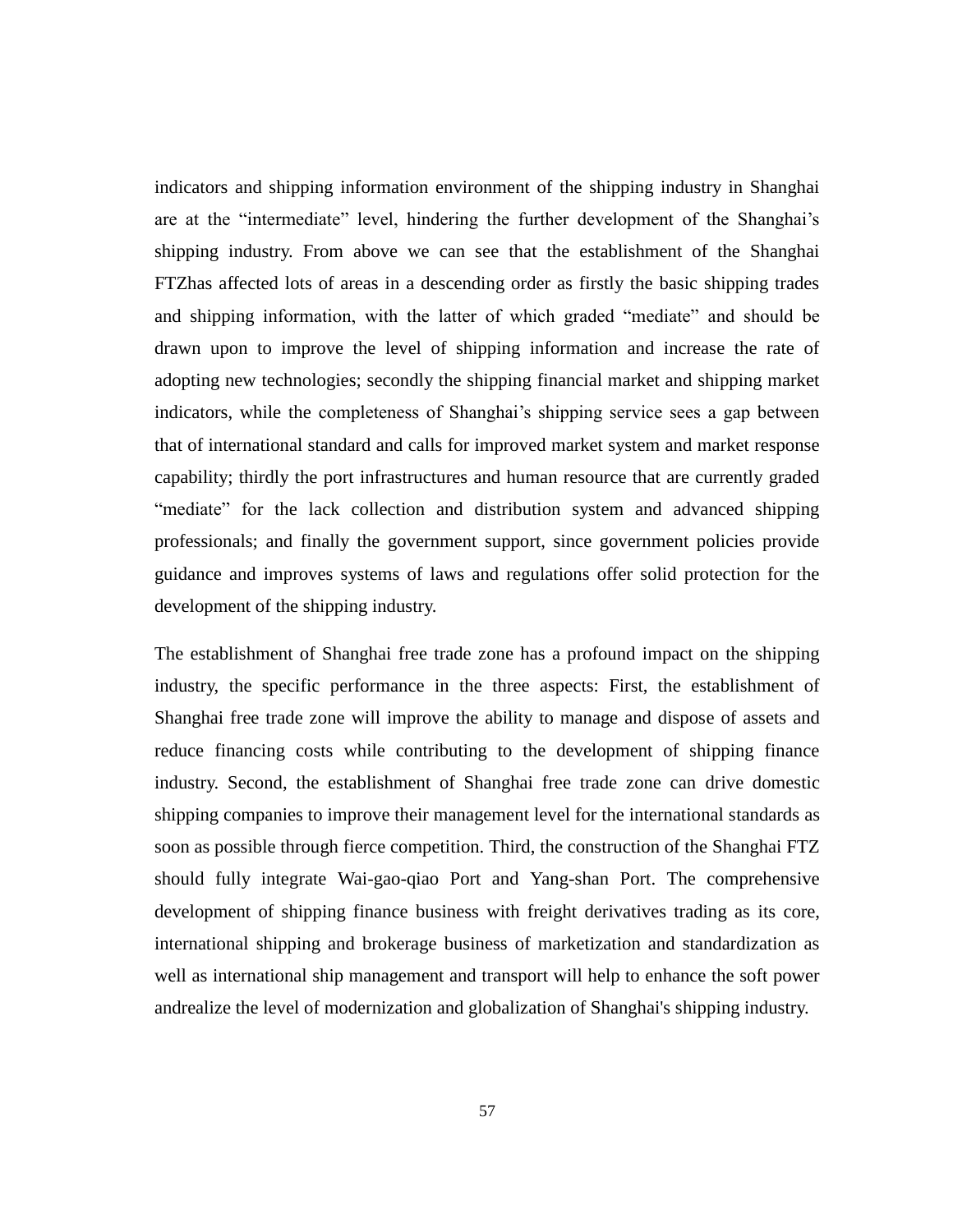indicators and shipping information environment of the shipping industry in Shanghai are at the “intermediate” level, hindering the further development of the Shanghai’s shipping industry. From above we can see that the establishment of the Shanghai FTZhas affected lots of areas in a descending order as firstly the basic shipping trades and shipping information, with the latter of which graded “mediate” and should be drawn upon to improve the level of shipping information and increase the rate of adopting new technologies; secondly the shipping financial market and shipping market indicators, while the completeness of Shanghai’s shipping service sees a gap between that of international standard and calls for improved market system and market response capability; thirdly the port infrastructures and human resource that are currently graded “mediate” for the lack collection and distribution system and advanced shipping professionals; and finally the government support, since government policies provide guidance and improves systems of laws and regulations offer solid protection for the development of the shipping industry.

The establishment of Shanghai free trade zone has a profound impact on the shipping industry, the specific performance in the three aspects: First, the establishment of Shanghai free trade zone will improve the ability to manage and dispose of assets and reduce financing costs while contributing to the development of shipping finance industry. Second, the establishment of Shanghai free trade zone can drive domestic shipping companies to improve their management level for the international standards as soon as possible through fierce competition. Third, the construction of the Shanghai FTZ should fully integrate Wai-gao-qiao Port and Yang-shan Port. The comprehensive development of shipping finance business with freight derivatives trading as its core, international shipping and brokerage business of marketization and standardization as well as international ship management and transport will help to enhance the soft power andrealize the level of modernization and globalization of Shanghai's shipping industry.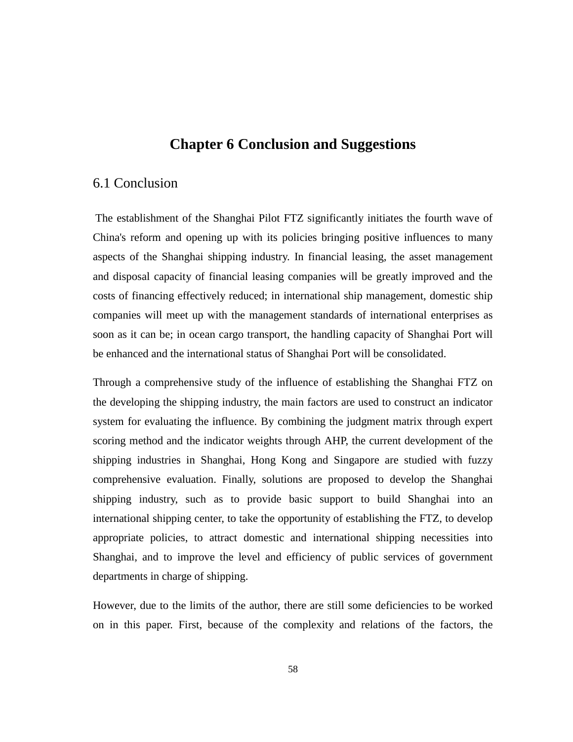# Chapter 6 Conclusion and Suggestions

## 6.1 Conclusion

The establishment of the Shanghai Pilot FTZ significantly initiates the fourth wave of China's reform and opening up with its policies bringing positive influences to many aspects of the Shanghai shipping industry. In financial leasing, the asset management and disposal capacity of financial leasing companies will be greatly improved and the costs of financing effectively reduced; in international ship management, domestic ship companies will meet up with the management standards of international enterprises as soon as it can be; in ocean cargo transport, the handling capacity of Shanghai Port will be enhanced and the international status of Shanghai Port will be consolidated.

Through a comprehensive study of the influence of establishing the Shanghai FTZ on the developing the shipping industry, the main factors are used to construct an indicator system for evaluating the influence. By combining the judgment matrix through expert scoring method and the indicator weights through AHP, the current development of the shipping industries in Shanghai, Hong Kong and Singapore are studied with fuzzy comprehensive evaluation. Finally, solutions are proposed to develop the Shanghai shipping industry, such as to provide basic support to build Shanghai into an international shipping center, to take the opportunity of establishing the FTZ, to develop appropriate policies, to attract domestic and international shipping necessities into Shanghai, and to improve the level and efficiency of public services of government departments in charge of shipping.

However, due to the limits of the author, there are still some deficiencies to be worked on in this paper. First, because of the complexity and relations of the factors, the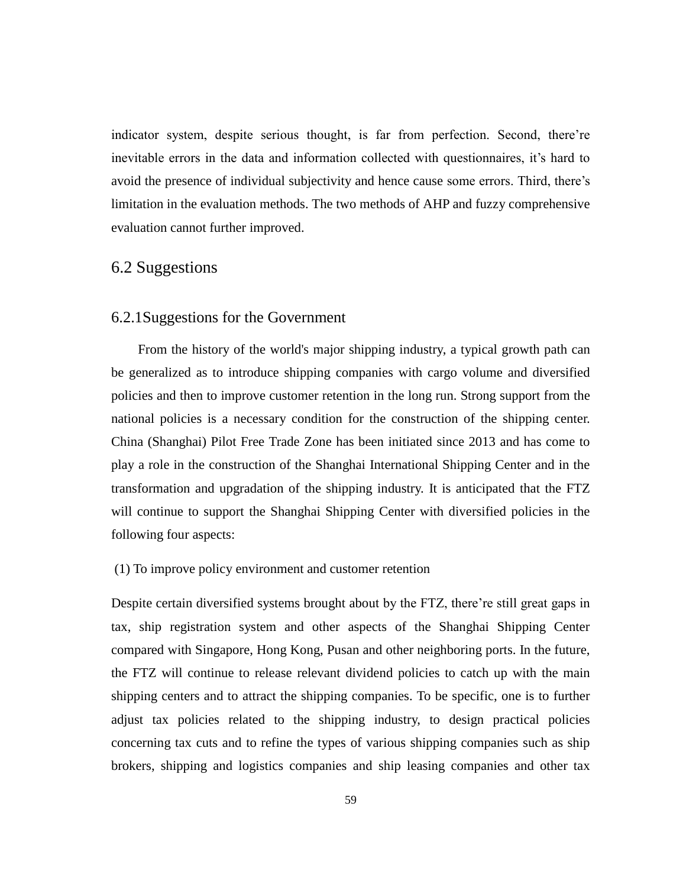indicator system, despite serious thought, is far from perfection. Second, there're inevitable errors in the data and information collected with questionnaires, it's hard to avoid the presence of individual subjectivity and hence cause some errors. Third, there's limitation in the evaluation methods. The two methods of AHP and fuzzy comprehensive evaluation cannot further improved.

## 6.2 Suggestions

### 6.2.1Suggestions for the Government

From the history of the world's major shipping industry, a typical growth path can be generalized as to introduce shipping companies with cargo volume and diversified policies and then to improve customer retention in the long run. Strong support from the national policies is a necessary condition for the construction of the shipping center. China (Shanghai) Pilot Free Trade Zone has been initiated since 2013 and has come to play a role in the construction of the Shanghai International Shipping Center and in the transformation and upgradation of the shipping industry. It is anticipated that the FTZ will continue to support the Shanghai Shipping Center with diversified policies in the following four aspects:

(1) To improve policy environment and customer retention

Despite certain diversified systems brought about by the FTZ, there're still great gaps in tax, ship registration system and other aspects of the Shanghai Shipping Center compared with Singapore, Hong Kong, Pusan and other neighboring ports. In the future, the FTZ will continue to release relevant dividend policies to catch up with the main shipping centers and to attract the shipping companies. To be specific, one is to further adjust tax policies related to the shipping industry, to design practical policies concerning tax cuts and to refine the types of various shipping companies such as ship brokers, shipping and logistics companies and ship leasing companies and other tax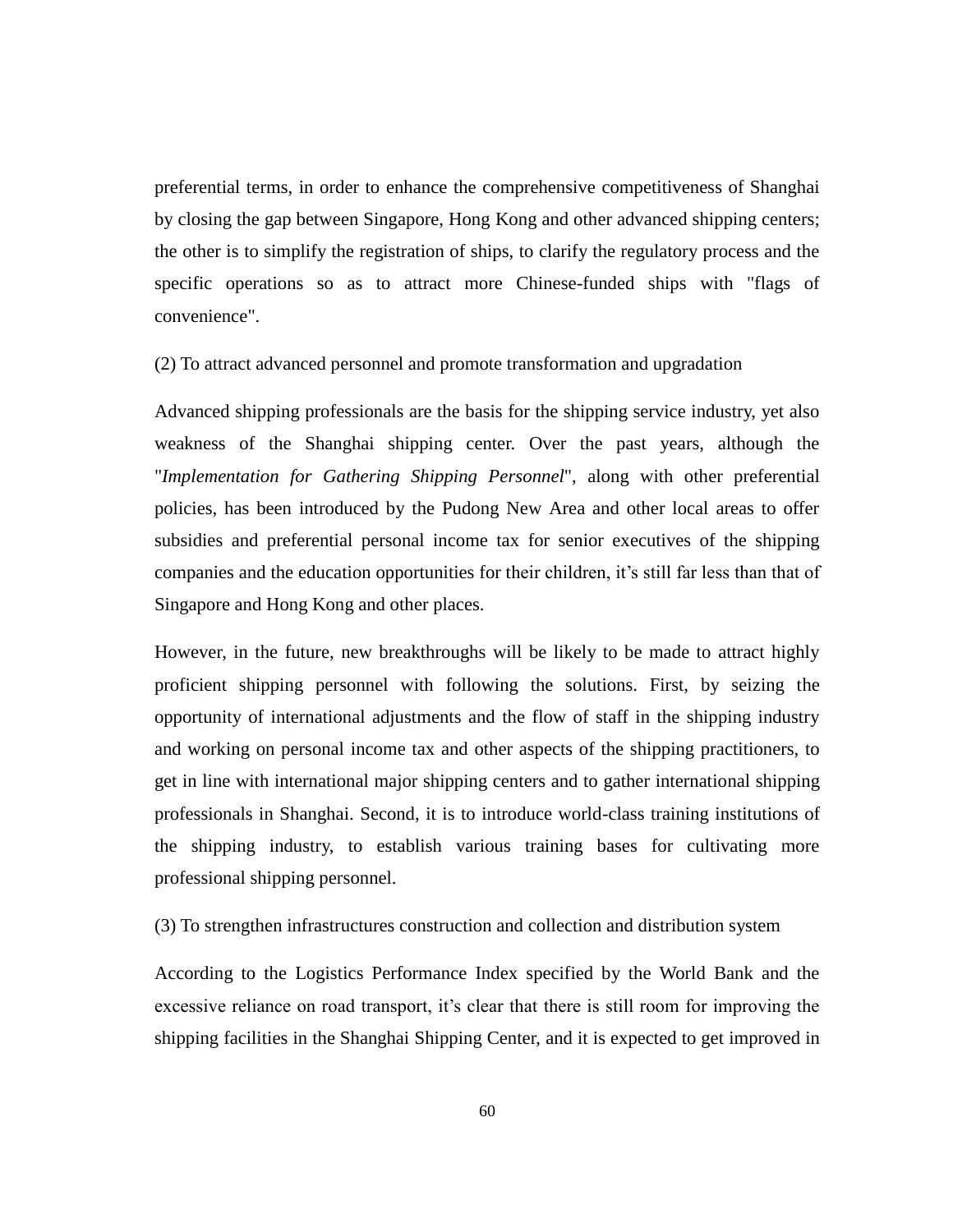preferential terms, in order to enhance the comprehensive competitiveness of Shanghai by closing the gap between Singapore, Hong Kong and other advanced shipping centers; the other is to simplify the registration of ships, to clarify the regulatory process and the specific operations so as to attract more Chinese-funded ships with "flags of convenience".

(2) To attract advanced personnel and promote transformation and upgradation

Advanced shipping professionals are the basis for the shipping service industry, yet also weakness of the Shanghai shipping center. Over the past years, although the "*Implementation for Gathering Shipping Personnel*", along with other preferential policies, has been introduced by the Pudong New Area and other local areas to offer subsidies and preferential personal income tax for senior executives of the shipping companies and the education opportunities for their children, it's still far less than that of Singapore and Hong Kong and other places.

However, in the future, new breakthroughs will be likely to be made to attract highly proficient shipping personnel with following the solutions. First, by seizing the opportunity of international adjustments and the flow of staff in the shipping industry and working on personal income tax and other aspects of the shipping practitioners, to get in line with international major shipping centers and to gather international shipping professionals in Shanghai. Second, it is to introduce world-class training institutions of the shipping industry, to establish various training bases for cultivating more professional shipping personnel.

(3) To strengthen infrastructures construction and collection and distribution system

According to the Logistics Performance Index specified by the World Bank and the excessive reliance on road transport, it's clear that there is still room for improving the shipping facilities in the Shanghai Shipping Center, and it is expected to get improved in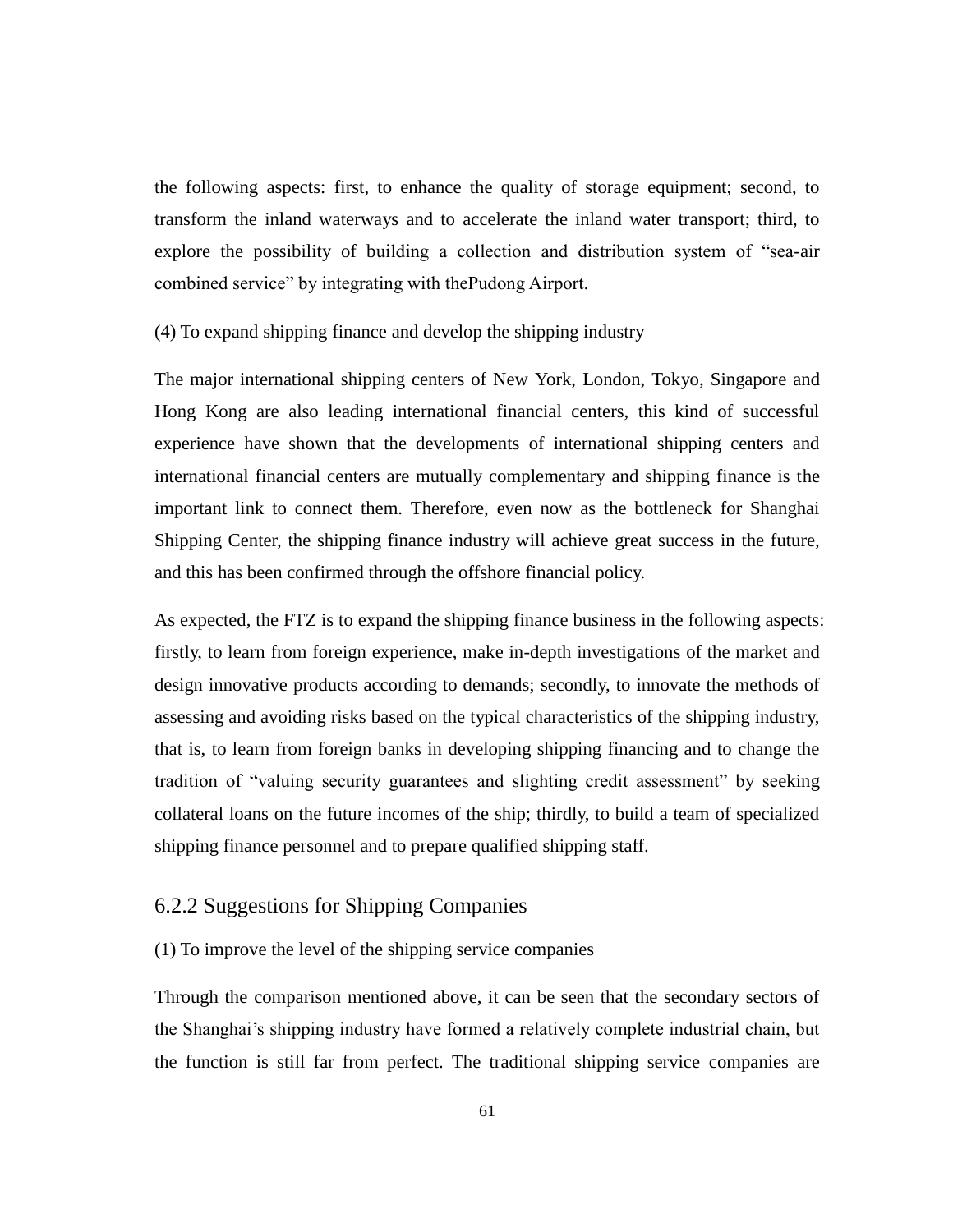the following aspects: first, to enhance the quality of storage equipment; second, to transform the inland waterways and to accelerate the inland water transport; third, to explore the possibility of building a collection and distribution system of "sea-air combined service" by integrating with thePudong Airport.

(4) To expand shipping finance and develop the shipping industry

The major international shipping centers of New York, London, Tokyo, Singapore and Hong Kong are also leading international financial centers, this kind of successful experience have shown that the developments of international shipping centers and international financial centers are mutually complementary and shipping finance is the important link to connect them. Therefore, even now as the bottleneck for Shanghai Shipping Center, the shipping finance industry will achieve great success in the future, and this has been confirmed through the offshore financial policy.

As expected, the FTZ is to expand the shipping finance business in the following aspects: firstly, to learn from foreign experience, make in-depth investigations of the market and design innovative products according to demands; secondly, to innovate the methods of assessing and avoiding risks based on the typical characteristics of the shipping industry, that is, to learn from foreign banks in developing shipping financing and to change the tradition of "valuing security guarantees and slighting credit assessment" by seeking collateral loans on the future incomes of the ship; thirdly, to build a team of specialized shipping finance personnel and to prepare qualified shipping staff.

### 6.2.2 Suggestions for Shipping Companies

(1) To improve the level of the shipping service companies

Through the comparison mentioned above, it can be seen that the secondary sectors of the Shanghai's shipping industry have formed a relatively complete industrial chain, but the function is still far from perfect. The traditional shipping service companies are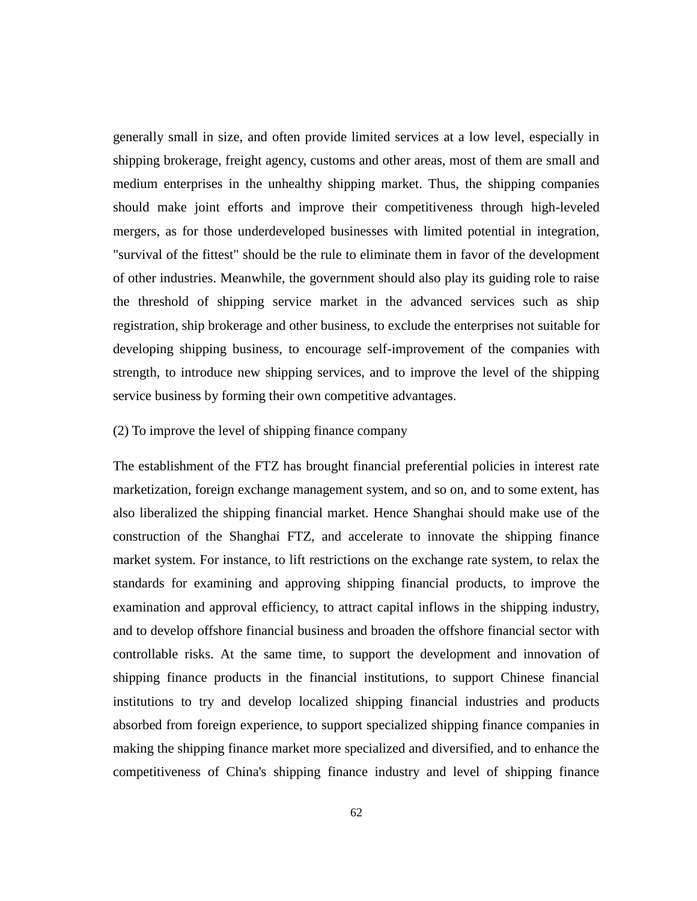generally small in size, and often provide limited services at a low level, especially in shipping brokerage, freight agency, customs and other areas, most of them are small and medium enterprises in the unhealthy shipping market. Thus, the shipping companies should make joint efforts and improve their competitiveness through high-leveled mergers, as for those underdeveloped businesses with limited potential in integration, "survival of the fittest" should be the rule to eliminate them in favor of the development of other industries. Meanwhile, the government should also play its guiding role to raise the threshold of shipping service market in the advanced services such as ship registration, ship brokerage and other business, to exclude the enterprises not suitable for developing shipping business, to encourage self-improvement of the companies with strength, to introduce new shipping services, and to improve the level of the shipping service business by forming their own competitive advantages.

(2) To improve the level of shipping finance company

The establishment of the FTZ has brought financial preferential policies in interest rate marketization, foreign exchange management system, and so on, and to some extent, has also liberalized the shipping financial market. Hence Shanghai should make use of the construction of the Shanghai FTZ, and accelerate to innovate the shipping finance market system. For instance, to lift restrictions on the exchange rate system, to relax the standards for examining and approving shipping financial products, to improve the examination and approval efficiency, to attract capital inflows in the shipping industry, and to develop offshore financial business and broaden the offshore financial sector with controllable risks. At the same time, to support the development and innovation of shipping finance products in the financial institutions, to support Chinese financial institutions to try and develop localized shipping financial industries and products absorbed from foreign experience, to support specialized shipping finance companies in making the shipping finance market more specialized and diversified, and to enhance the competitiveness of China's shipping finance industry and level of shipping finance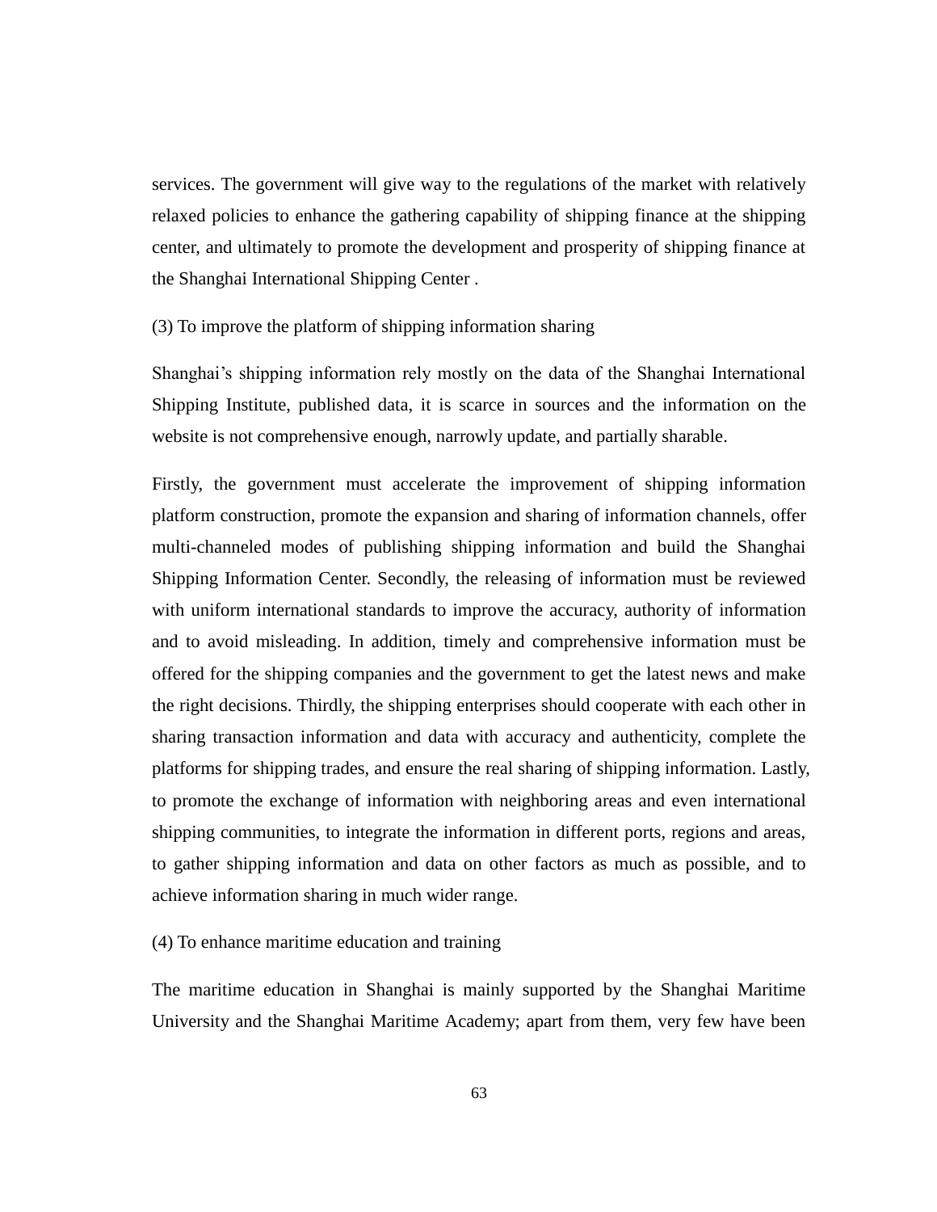services. The government will give way to the regulations of the market with relatively relaxed policies to enhance the gathering capability of shipping finance at the shipping center, and ultimately to promote the development and prosperity of shipping finance at the Shanghai International Shipping Center .

(3) To improve the platform of shipping information sharing

Shanghai's shipping information rely mostly on the data of the Shanghai International Shipping Institute, published data, it is scarce in sources and the information on the website is not comprehensive enough, narrowly update, and partially sharable.

Firstly, the government must accelerate the improvement of shipping information platform construction, promote the expansion and sharing of information channels, offer multi-channeled modes of publishing shipping information and build the Shanghai Shipping Information Center. Secondly, the releasing of information must be reviewed with uniform international standards to improve the accuracy, authority of information and to avoid misleading. In addition, timely and comprehensive information must be offered for the shipping companies and the government to get the latest news and make the right decisions. Thirdly, the shipping enterprises should cooperate with each other in sharing transaction information and data with accuracy and authenticity, complete the platforms for shipping trades, and ensure the real sharing of shipping information. Lastly, to promote the exchange of information with neighboring areas and even international shipping communities, to integrate the information in different ports, regions and areas, to gather shipping information and data on other factors as much as possible, and to achieve information sharing in much wider range.

(4) To enhance maritime education and training

The maritime education in Shanghai is mainly supported by the Shanghai Maritime University and the Shanghai Maritime Academy; apart from them, very few have been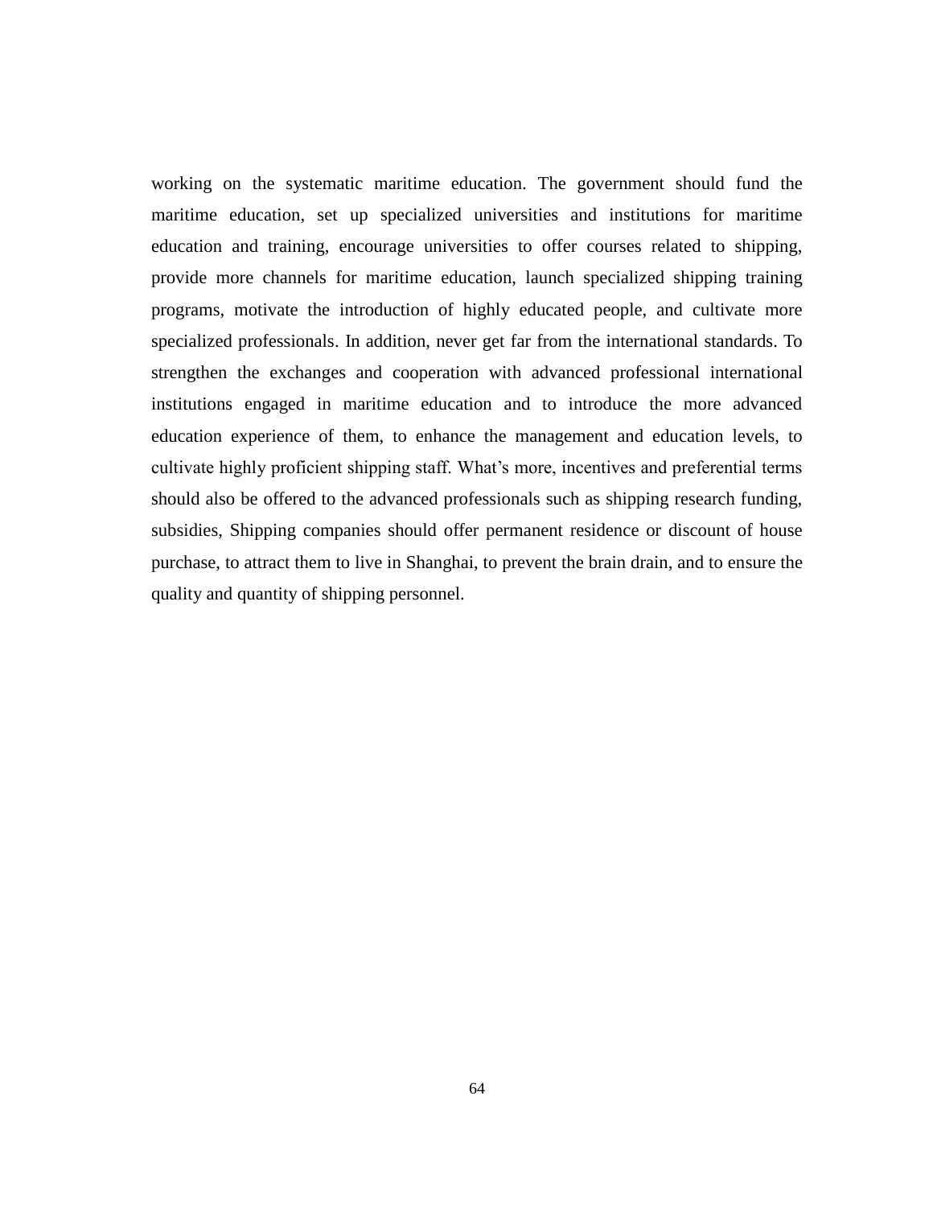working on the systematic maritime education. The government should fund the maritime education, set up specialized universities and institutions for maritime education and training, encourage universities to offer courses related to shipping, provide more channels for maritime education, launch specialized shipping training programs, motivate the introduction of highly educated people, and cultivate more specialized professionals. In addition, never get far from the international standards. To strengthen the exchanges and cooperation with advanced professional international institutions engaged in maritime education and to introduce the more advanced education experience of them, to enhance the management and education levels, to cultivate highly proficient shipping staff. What's more, incentives and preferential terms should also be offered to the advanced professionals such as shipping research funding, subsidies, Shipping companies should offer permanent residence or discount of house purchase, to attract them to live in Shanghai, to prevent the brain drain, and to ensure the quality and quantity of shipping personnel.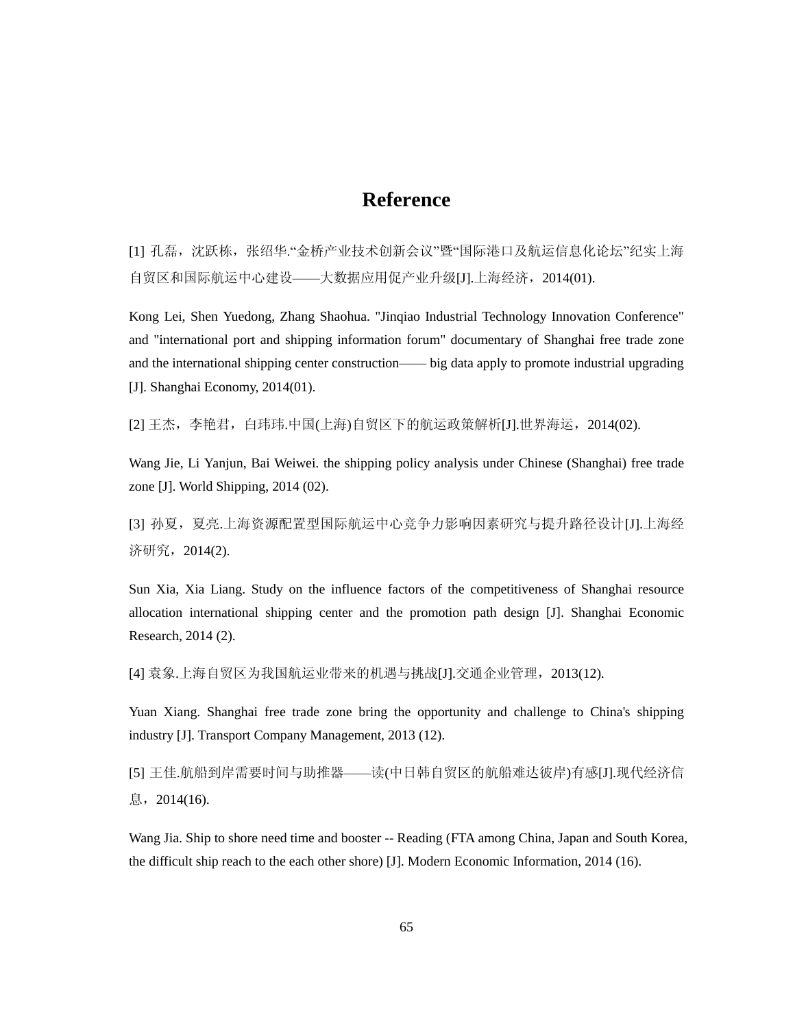# Reference

[1] 孔磊，沈跃栋，张绍华."金桥产业技术创新会议"暨"国际港口及航运信息化论坛"纪实上海自贸区和国际航运中心建设——大数据应用促产业升级[J].上海经济，2014(01).

Kong Lei, Shen Yuedong, Zhang Shaohua. "Jinqiao Industrial Technology Innovation Conference" and "international port and shipping information forum" documentary of Shanghai free trade zone and the international shipping center construction—— big data apply to promote industrial upgrading [J]. Shanghai Economy, 2014(01).

[2] 王杰，李艳君，白玮玮.中国(上海)自贸区下的航运政策解析[J].世界海运，2014(02).

Wang Jie, Li Yanjun, Bai Weiwei. the shipping policy analysis under Chinese (Shanghai) free trade zone [J]. World Shipping, 2014 (02).

[3] 孙夏，夏亮.上海资源配置型国际航运中心竞争力影响因素研究与提升路径设计[J].上海经济研究，2014(2).

Sun Xia, Xia Liang. Study on the influence factors of the competitiveness of Shanghai resource allocation international shipping center and the promotion path design [J]. Shanghai Economic Research, 2014 (2).

[4] 袁象.上海自贸区为我国航运业带来的机遇与挑战[J].交通企业管理，2013(12).

Yuan Xiang. Shanghai free trade zone bring the opportunity and challenge to China's shipping industry [J]. Transport Company Management, 2013 (12).

[5] 王佳.航船到岸需要时间与助推器——读(中日韩自贸区的航船难达彼岸)有感[J].现代经济信息，2014(16).

Wang Jia. Ship to shore need time and booster -- Reading (FTA among China, Japan and South Korea, the difficult ship reach to the each other shore) [J]. Modern Economic Information, 2014 (16).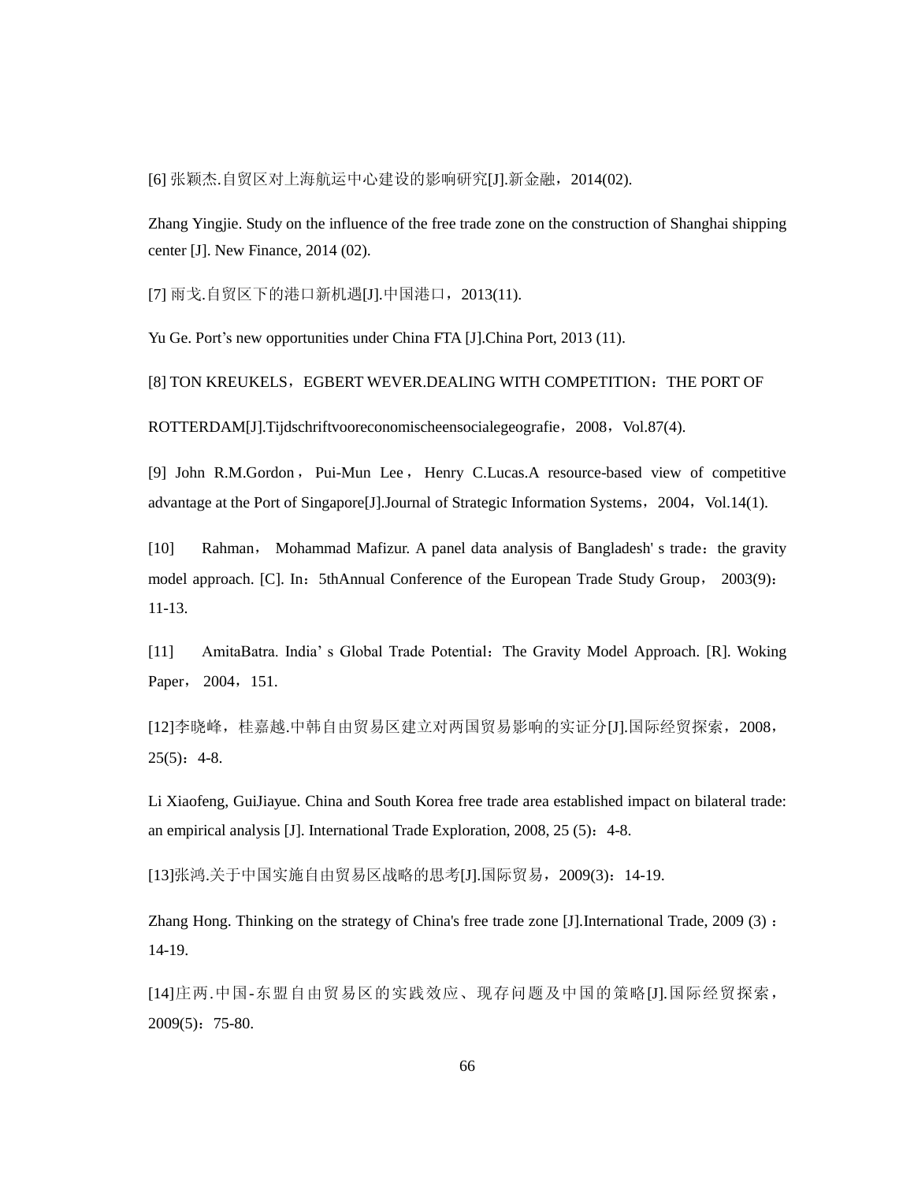[6] 张颖杰.自贸区对上海航运中心建设的影响研究[J].新金融，2014(02).

Zhang Yingjie. Study on the influence of the free trade zone on the construction of Shanghai shipping center [J]. New Finance, 2014 (02).

[7] 雨戈.自贸区下的港口新机遇[J].中国港口，2013(11).

Yu Ge. Port’s new opportunities under China FTA [J].China Port, 2013 (11).

[8] TON KREUKELS，EGBERT WEVER.DEALING WITH COMPETITION：THE PORT OF ROTTERDAM[J].Tijdschriftvooreconomischeensocialegeografie，2008，Vol.87(4).

[9] John R.M.Gordon，Pui-Mun Lee，Henry C.Lucas.A resource-based view of competitive advantage at the Port of Singapore[J].Journal of Strategic Information Systems，2004，Vol.14(1).

[10] Rahman， Mohammad Mafizur. A panel data analysis of Bangladesh' s trade：the gravity model approach. [C]. In：5thAnnual Conference of the European Trade Study Group， 2003(9)：11-13.

[11] AmitaBatra. India’ s Global Trade Potential：The Gravity Model Approach. [R]. Woking Paper， 2004，151.

[12]李晓峰，桂嘉越.中韩自由贸易区建立对两国贸易影响的实证分[J].国际经贸探索，2008，25(5)：4-8.

Li Xiaofeng, GuiJiayue. China and South Korea free trade area established impact on bilateral trade: an empirical analysis [J]. International Trade Exploration, 2008, 25 (5)：4-8.

[13]张鸿.关于中国实施自由贸易区战略的思考[J].国际贸易，2009(3)：14-19.

Zhang Hong. Thinking on the strategy of China's free trade zone [J].International Trade, 2009 (3) ：14-19.

[14]庄两.中国-东盟自由贸易区的实践效应、现存问题及中国的策略[J].国际经贸探索，2009(5)：75-80.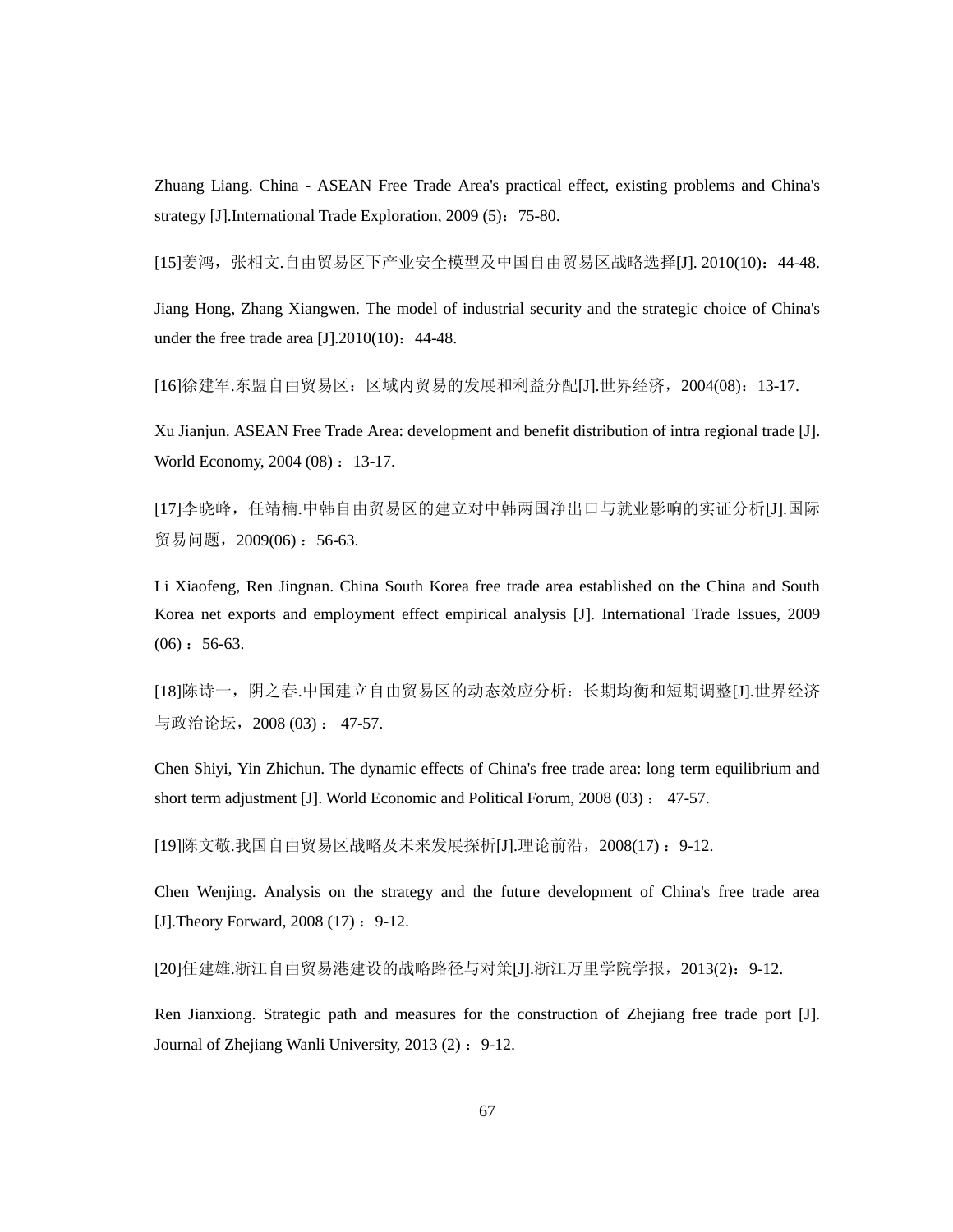Zhuang Liang. China - ASEAN Free Trade Area's practical effect, existing problems and China's strategy [J].International Trade Exploration, 2009 (5)：75-80.

[15]姜鸿，张相文.自由贸易区下产业安全模型及中国自由贸易区战略选择[J]. 2010(10)：44-48.

Jiang Hong, Zhang Xiangwen. The model of industrial security and the strategic choice of China's under the free trade area [J].2010(10)：44-48.

[16]徐建军.东盟自由贸易区：区域内贸易的发展和利益分配[J].世界经济，2004(08)：13-17.

Xu Jianjun. ASEAN Free Trade Area: development and benefit distribution of intra regional trade [J]. World Economy, 2004 (08) ：13-17.

[17]李晓峰，任靖楠.中韩自由贸易区的建立对中韩两国净出口与就业影响的实证分析[J].国际贸易问题，2009(06) ：56-63.

Li Xiaofeng, Ren Jingnan. China South Korea free trade area established on the China and South Korea net exports and employment effect empirical analysis [J]. International Trade Issues, 2009 (06) ：56-63.

[18]陈诗一，阴之春.中国建立自由贸易区的动态效应分析：长期均衡和短期调整[J].世界经济与政治论坛，2008 (03) ： 47-57.

Chen Shiyi, Yin Zhichun. The dynamic effects of China's free trade area: long term equilibrium and short term adjustment [J]. World Economic and Political Forum, 2008 (03) ： 47-57.

[19]陈文敬.我国自由贸易区战略及未来发展探析[J].理论前沿，2008(17) ：9-12.

Chen Wenjing. Analysis on the strategy and the future development of China's free trade area [J].Theory Forward, 2008 (17) ：9-12.

[20]任建雄.浙江自由贸易港建设的战略路径与对策[J].浙江万里学院学报，2013(2)：9-12.

Ren Jianxiong. Strategic path and measures for the construction of Zhejiang free trade port [J]. Journal of Zhejiang Wanli University, 2013 (2) ：9-12.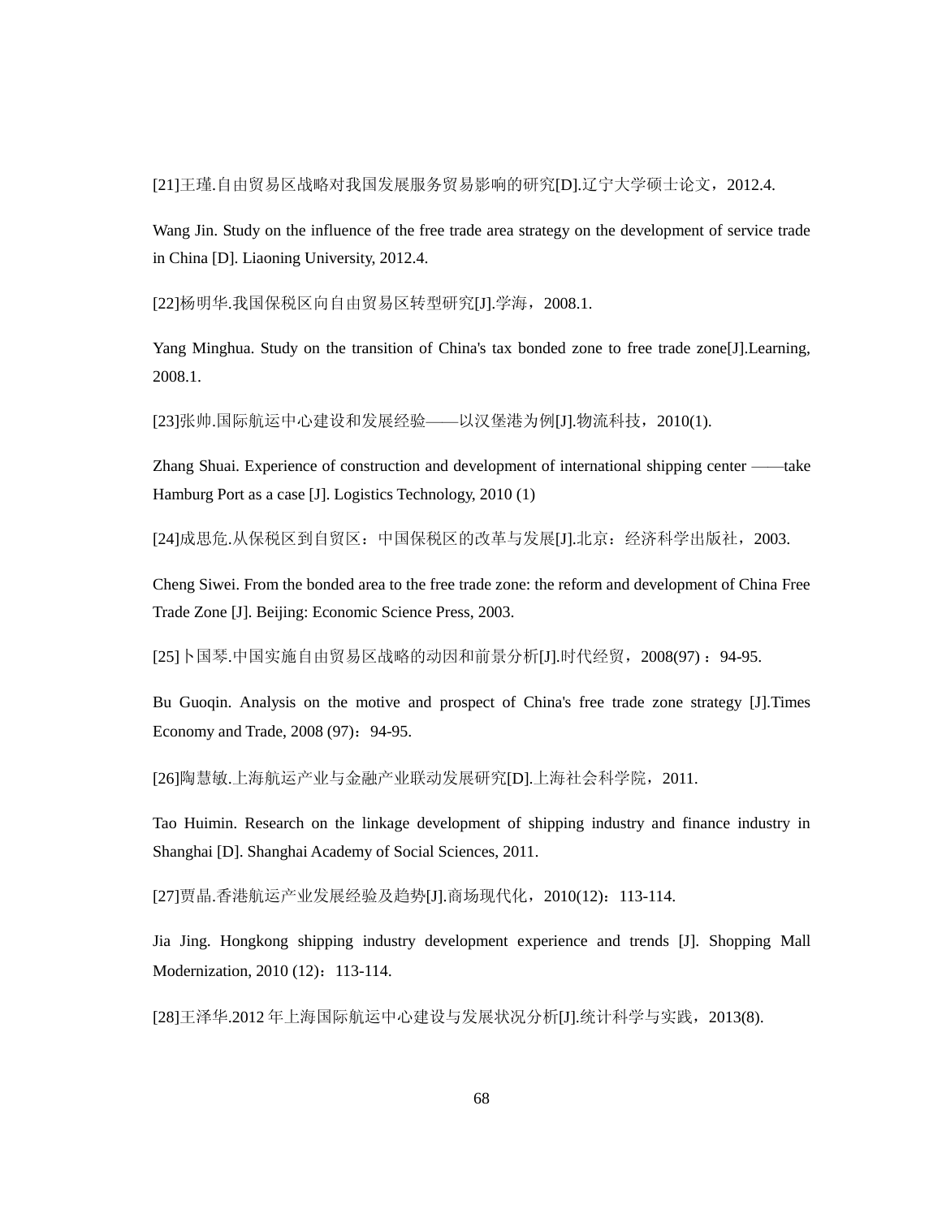[21]王瑾.自由贸易区战略对我国发展服务贸易影响的研究[D].辽宁大学硕士论文，2012.4.

Wang Jin. Study on the influence of the free trade area strategy on the development of service trade in China [D]. Liaoning University, 2012.4.

[22]杨明华.我国保税区向自由贸易区转型研究[J].学海，2008.1.

Yang Minghua. Study on the transition of China's tax bonded zone to free trade zone[J].Learning, 2008.1.

[23]张帅.国际航运中心建设和发展经验——以汉堡港为例[J].物流科技，2010(1).

Zhang Shuai. Experience of construction and development of international shipping center ——take Hamburg Port as a case [J]. Logistics Technology, 2010 (1)

[24]成思危.从保税区到自贸区：中国保税区的改革与发展[J].北京：经济科学出版社，2003.

Cheng Siwei. From the bonded area to the free trade zone: the reform and development of China Free Trade Zone [J]. Beijing: Economic Science Press, 2003.

[25]卜国琴.中国实施自由贸易区战略的动因和前景分析[J].时代经贸，2008(97) ：94-95.

Bu Guoqin. Analysis on the motive and prospect of China's free trade zone strategy [J].Times Economy and Trade, 2008 (97)：94-95.

[26]陶慧敏.上海航运产业与金融产业联动发展研究[D].上海社会科学院，2011.

Tao Huimin. Research on the linkage development of shipping industry and finance industry in Shanghai [D]. Shanghai Academy of Social Sciences, 2011.

[27]贾晶.香港航运产业发展经验及趋势[J].商场现代化，2010(12)：113-114.

Jia Jing. Hongkong shipping industry development experience and trends [J]. Shopping Mall Modernization, 2010 (12)：113-114.

[28]王泽华.2012 年上海国际航运中心建设与发展状况分析[J].统计科学与实践，2013(8).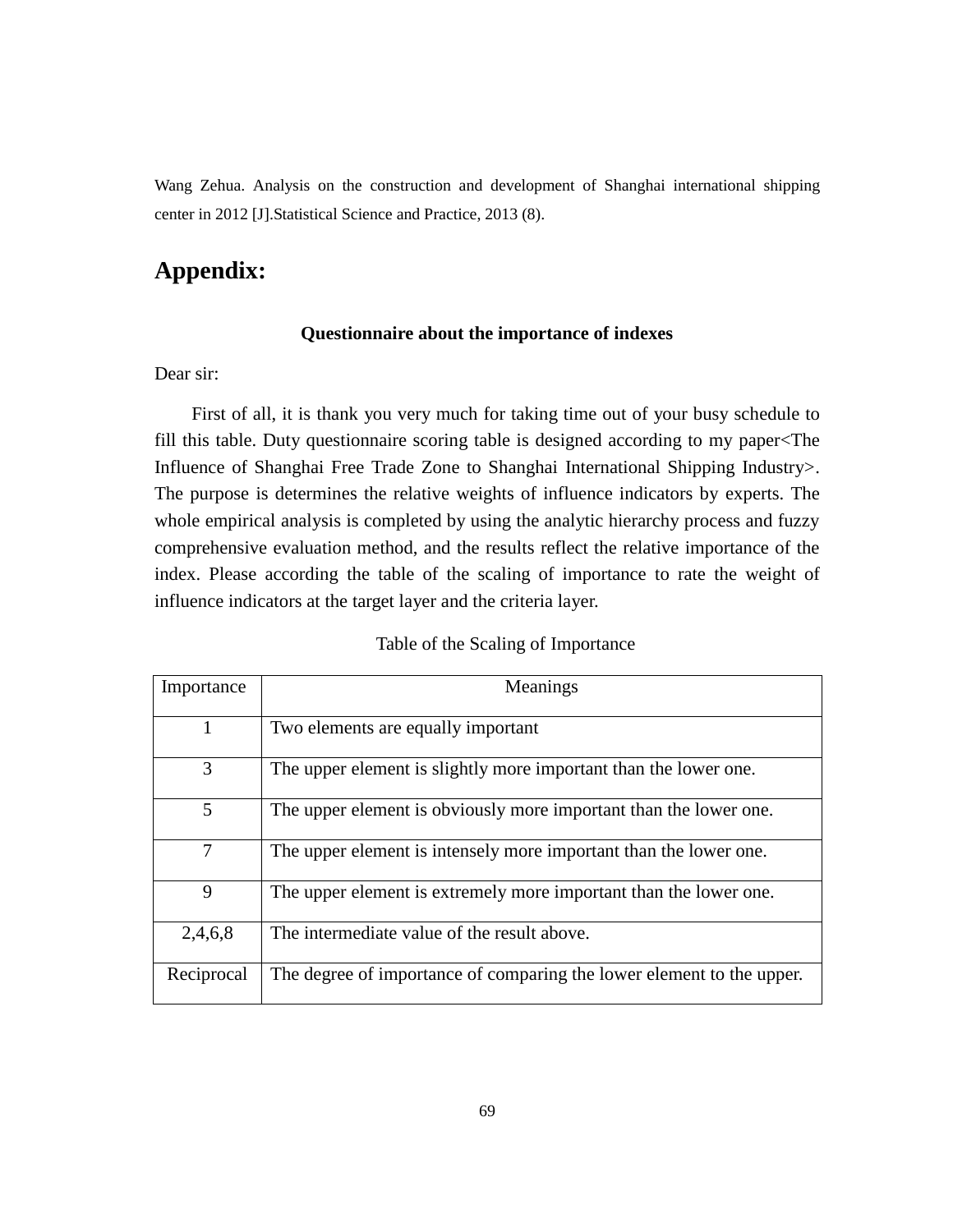Wang Zehua. Analysis on the construction and development of Shanghai international shipping center in 2012 [J].Statistical Science and Practice, 2013 (8).

# Appendix:

**Questionnaire about the importance of indexes**

Dear sir:

First of all, it is thank you very much for taking time out of your busy schedule to fill this table. Duty questionnaire scoring table is designed according to my paper<The Influence of Shanghai Free Trade Zone to Shanghai International Shipping Industry>. The purpose is determines the relative weights of influence indicators by experts. The whole empirical analysis is completed by using the analytic hierarchy process and fuzzy comprehensive evaluation method, and the results reflect the relative importance of the index. Please according the table of the scaling of importance to rate the weight of influence indicators at the target layer and the criteria layer.

Table of the Scaling of Importance

| Importance | Meanings |
|---|---|
| 1 | Two elements are equally important |
| 3 | The upper element is slightly more important than the lower one. |
| 5 | The upper element is obviously more important than the lower one. |
| 7 | The upper element is intensely more important than the lower one. |
| 9 | The upper element is extremely more important than the lower one. |
| 2,4,6,8 | The intermediate value of the result above. |
| Reciprocal | The degree of importance of comparing the lower element to the upper. |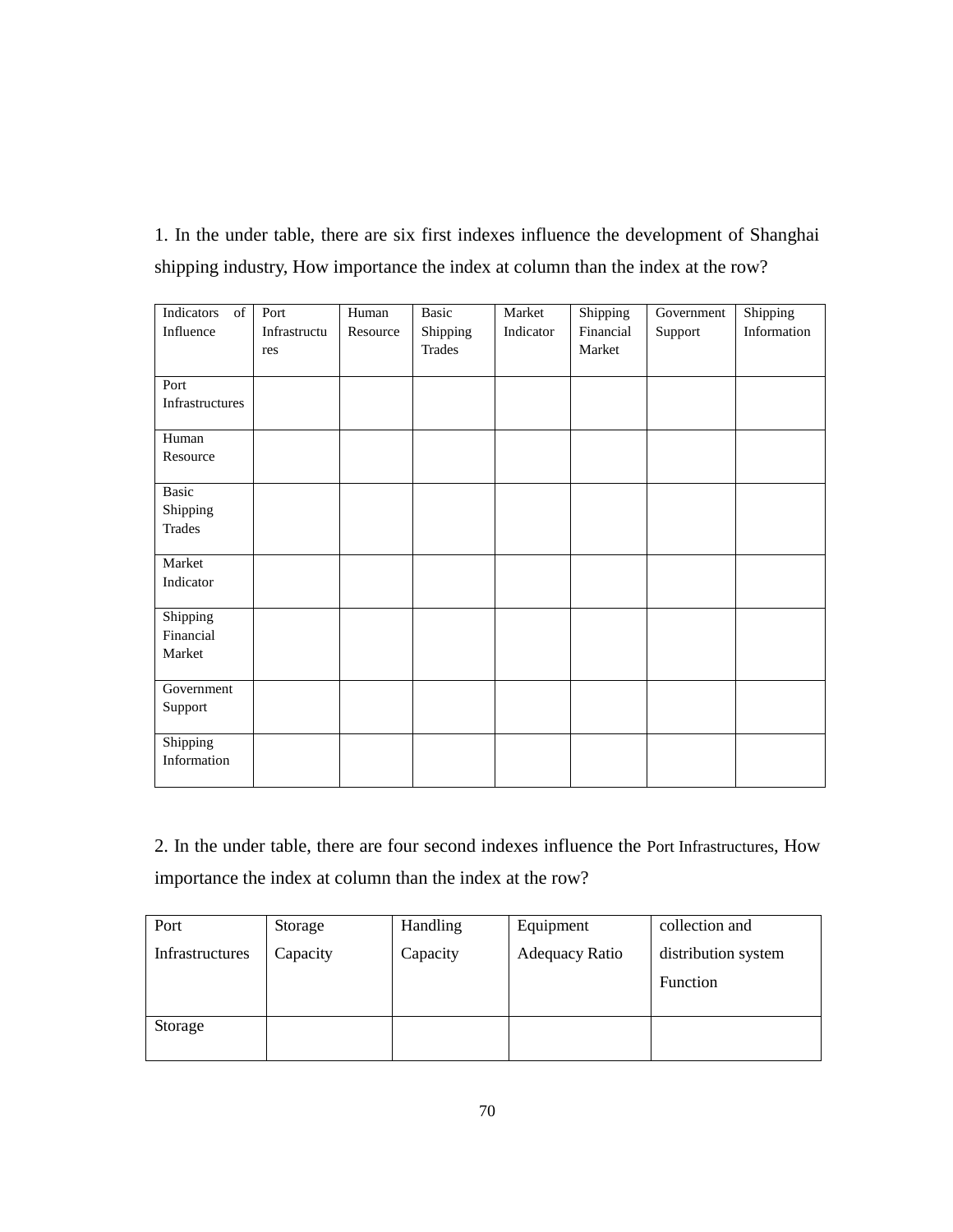1. In the under table, there are six first indexes influence the development of Shanghai shipping industry, How importance the index at column than the index at the row?

| Indicators of Influence | Port Infrastructures | Human Resource | Basic Shipping Trades | Market Indicator | Shipping Financial Market | Government Support | Shipping Information |
| --- | --- | --- | --- | --- | --- | --- | --- |
| Port Infrastructures | | | | | | | |
| Human Resource | | | | | | | |
| Basic Shipping Trades | | | | | | | |
| Market Indicator | | | | | | | |
| Shipping Financial Market | | | | | | | |
| Government Support | | | | | | | |
| Shipping Information | | | | | | | |

2. In the under table, there are four second indexes influence the Port Infrastructures, How importance the index at column than the index at the row?

| Port Infrastructures | Storage Capacity | Handling Capacity | Equipment Adequacy Ratio | collection and distribution system Function |
| --- | --- | --- | --- | --- |
| Storage | | | | |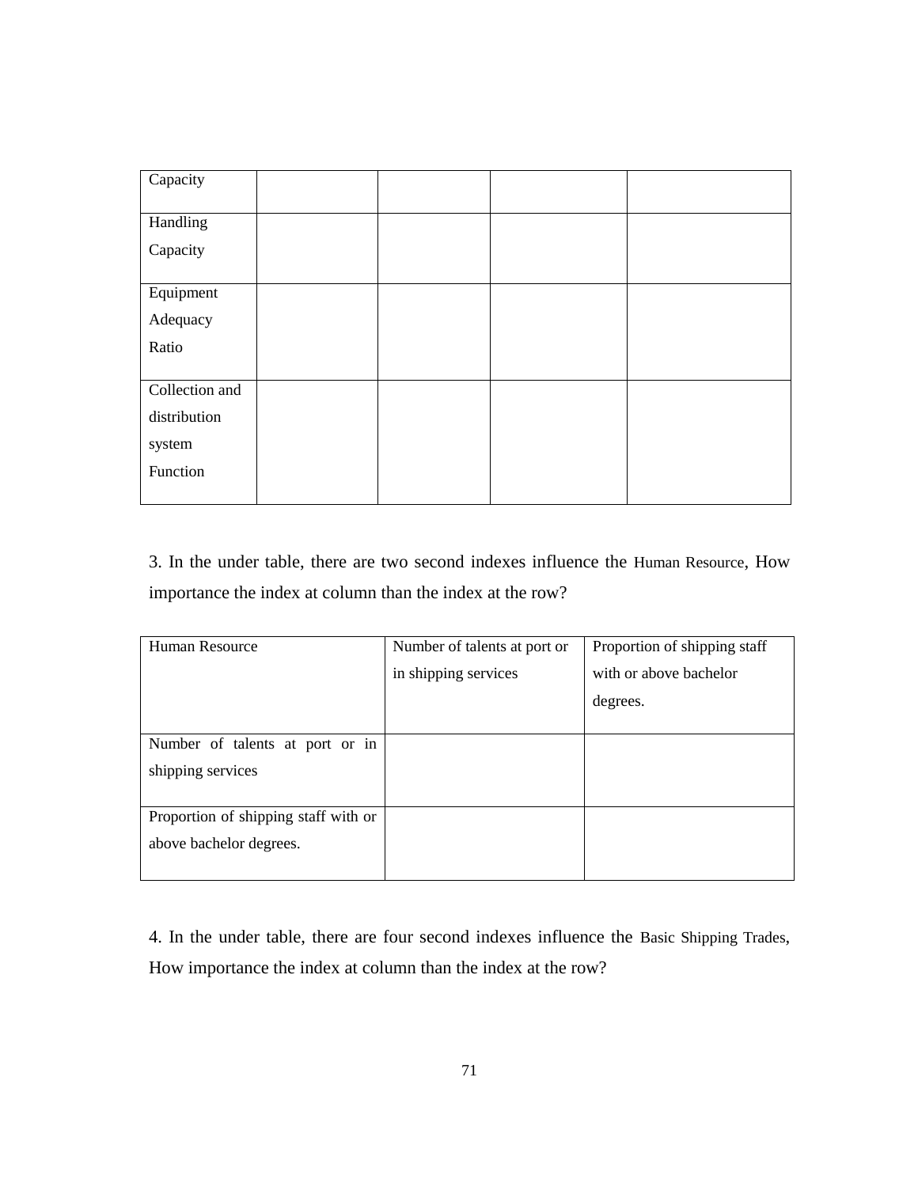| Capacity | | | | |
|---|---|---|---|---|
| Handling Capacity | | | | |
| Equipment Adequacy Ratio | | | | |
| Collection and distribution system Function | | | | |

3. In the under table, there are two second indexes influence the Human Resource, How importance the index at column than the index at the row?

| Human Resource | Number of talents at port or in shipping services | Proportion of shipping staff with or above bachelor degrees. |
|---|---|---|
| Number of talents at port or in shipping services | | |
| Proportion of shipping staff with or above bachelor degrees. | | |

4. In the under table, there are four second indexes influence the Basic Shipping Trades, How importance the index at column than the index at the row?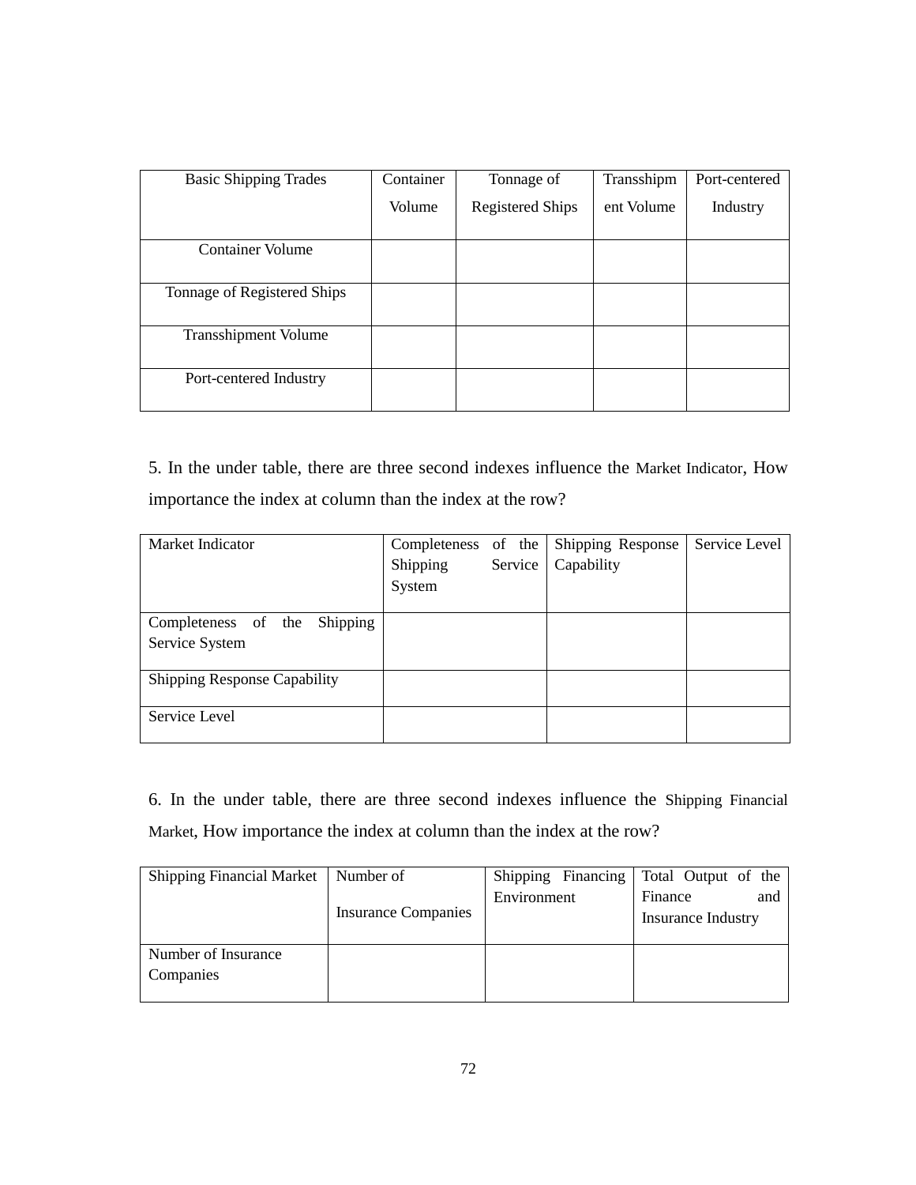| Basic Shipping Trades | Container Volume | Tonnage of Registered Ships | Transshipment Volume | Port-centered Industry |
|---|---|---|---|---|
| Container Volume | | | | |
| Tonnage of Registered Ships | | | | |
| Transshipment Volume | | | | |
| Port-centered Industry | | | | |

5. In the under table, there are three second indexes influence the Market Indicator, How importance the index at column than the index at the row?

| Market Indicator | Completeness of the Shipping Service System | Shipping Response Capability | Service Level |
|---|---|---|---|
| Completeness of the Shipping Service System | | | |
| Shipping Response Capability | | | |
| Service Level | | | |

6. In the under table, there are three second indexes influence the Shipping Financial Market, How importance the index at column than the index at the row?

| Shipping Financial Market | Number of Insurance Companies | Shipping Financing Environment | Total Output of the Finance and Insurance Industry |
|---|---|---|---|
| Number of Insurance Companies | | | |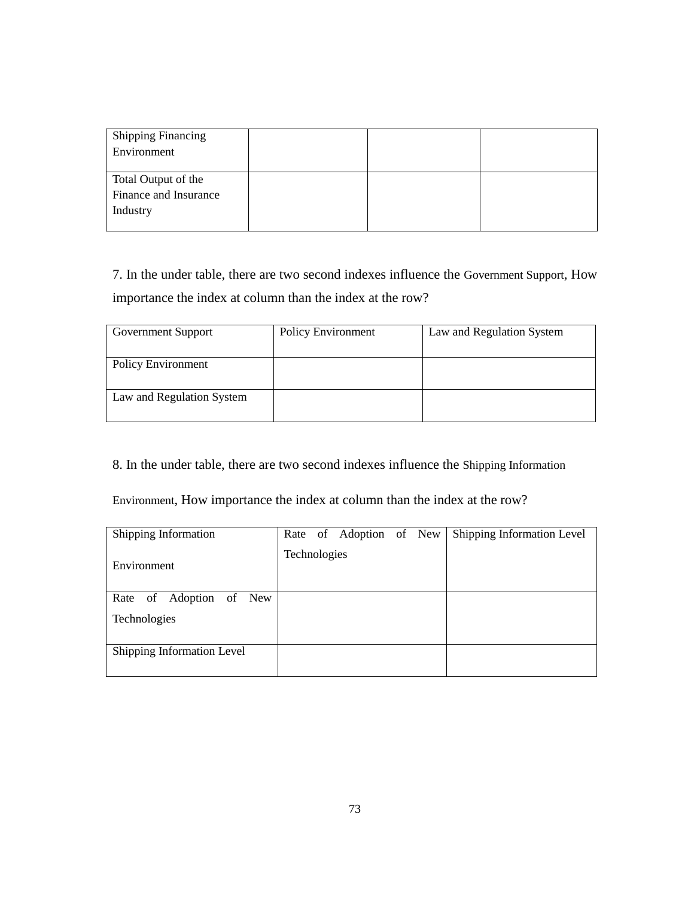| Shipping Financing Environment | | | |
|---|---|---|---|
| Total Output of the Finance and Insurance Industry | | | |

7. In the under table, there are two second indexes influence the Government Support, How importance the index at column than the index at the row?

| Government Support | Policy Environment | Law and Regulation System |
|---|---|---|
| Policy Environment | | |
| Law and Regulation System | | |

8. In the under table, there are two second indexes influence the Shipping Information Environment, How importance the index at column than the index at the row?

| Shipping Information Environment | Rate of Adoption of New Technologies | Shipping Information Level |
|---|---|---|
| Rate of Adoption of New Technologies | | |
| Shipping Information Level | | |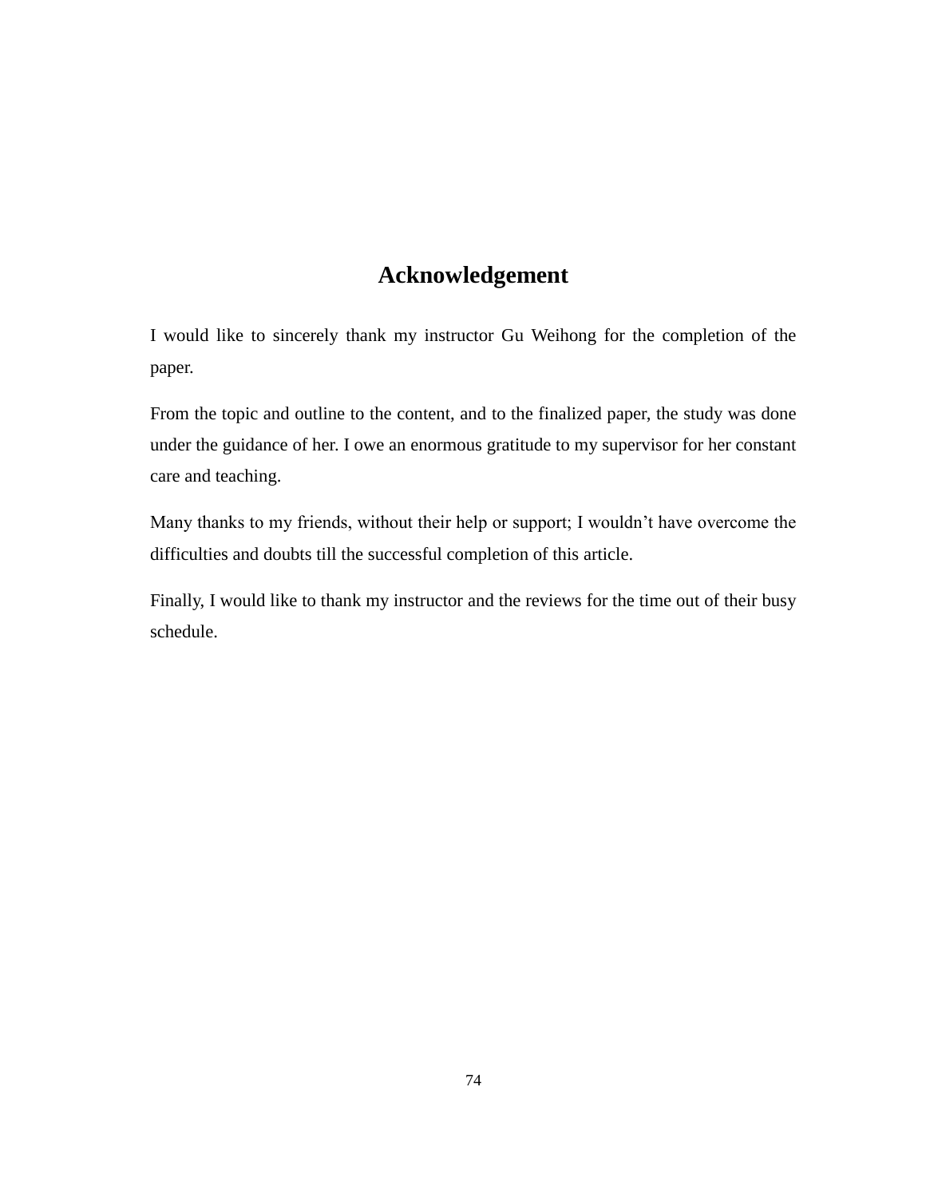# Acknowledgement

I would like to sincerely thank my instructor Gu Weihong for the completion of the paper.

From the topic and outline to the content, and to the finalized paper, the study was done under the guidance of her. I owe an enormous gratitude to my supervisor for her constant care and teaching.

Many thanks to my friends, without their help or support; I wouldn't have overcome the difficulties and doubts till the successful completion of this article.

Finally, I would like to thank my instructor and the reviews for the time out of their busy schedule.